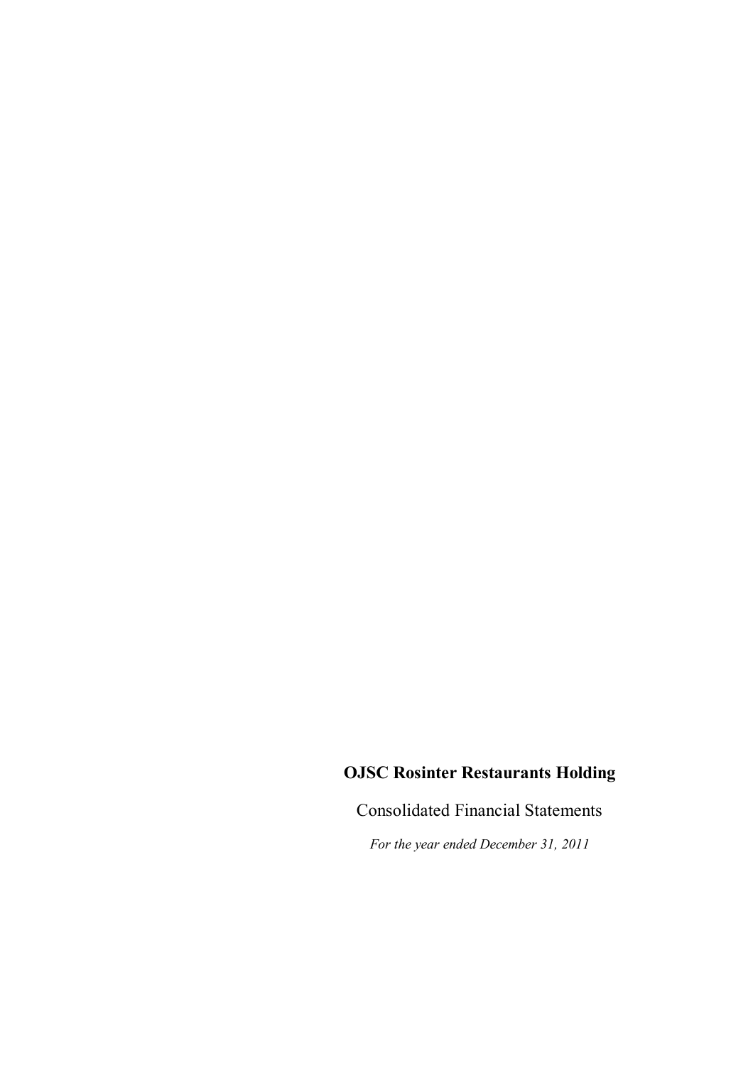# OJSC Rosinter Restaurants Holding

Consolidated Financial Statements

*For the year ended December 31, 2011*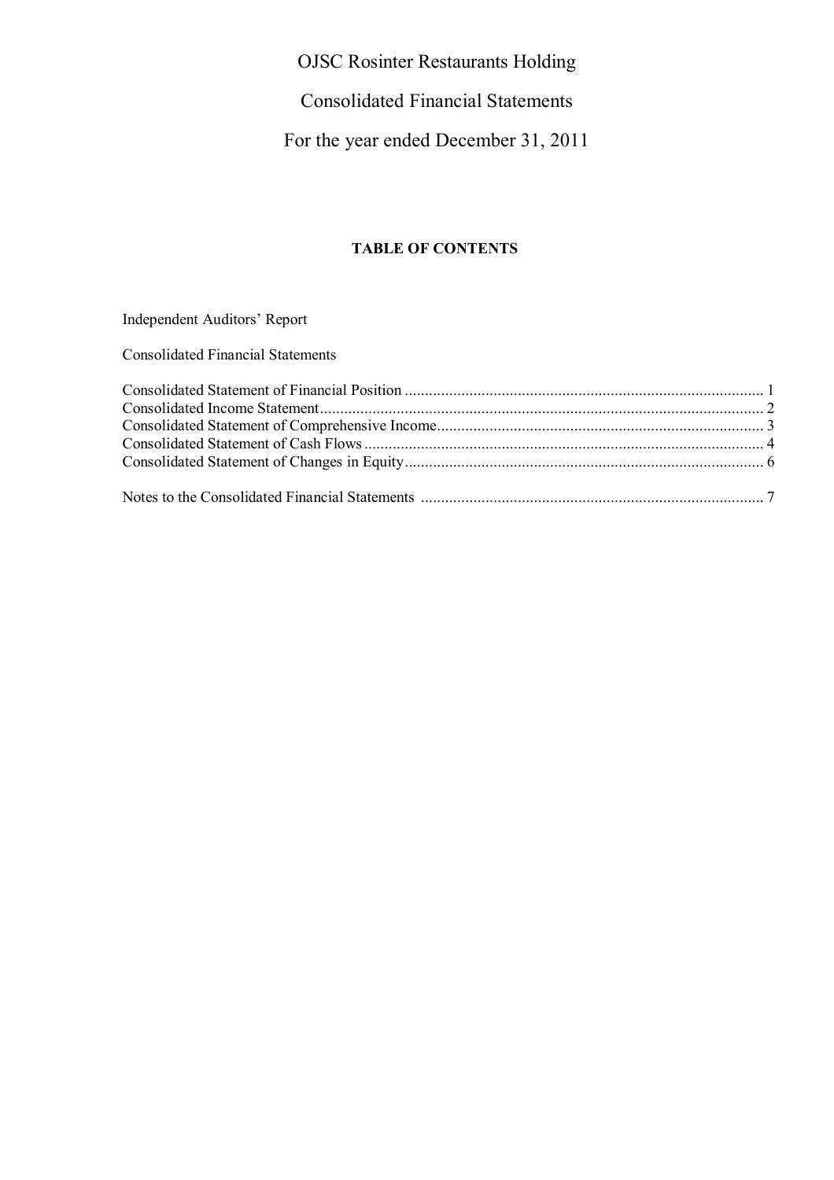# OJSC Rosinter Restaurants Holding

# Consolidated Financial Statements

# For the year ended December 31, 2011

**TABLE OF CONTENTS**

Independent Auditors' Report

Consolidated Financial Statements

| | |
|---|---|
| Consolidated Statement of Financial Position | 1 |
| Consolidated Income Statement | 2 |
| Consolidated Statement of Comprehensive Income | 3 |
| Consolidated Statement of Cash Flows | 4 |
| Consolidated Statement of Changes in Equity | 6 |
| Notes to the Consolidated Financial Statements | 7 |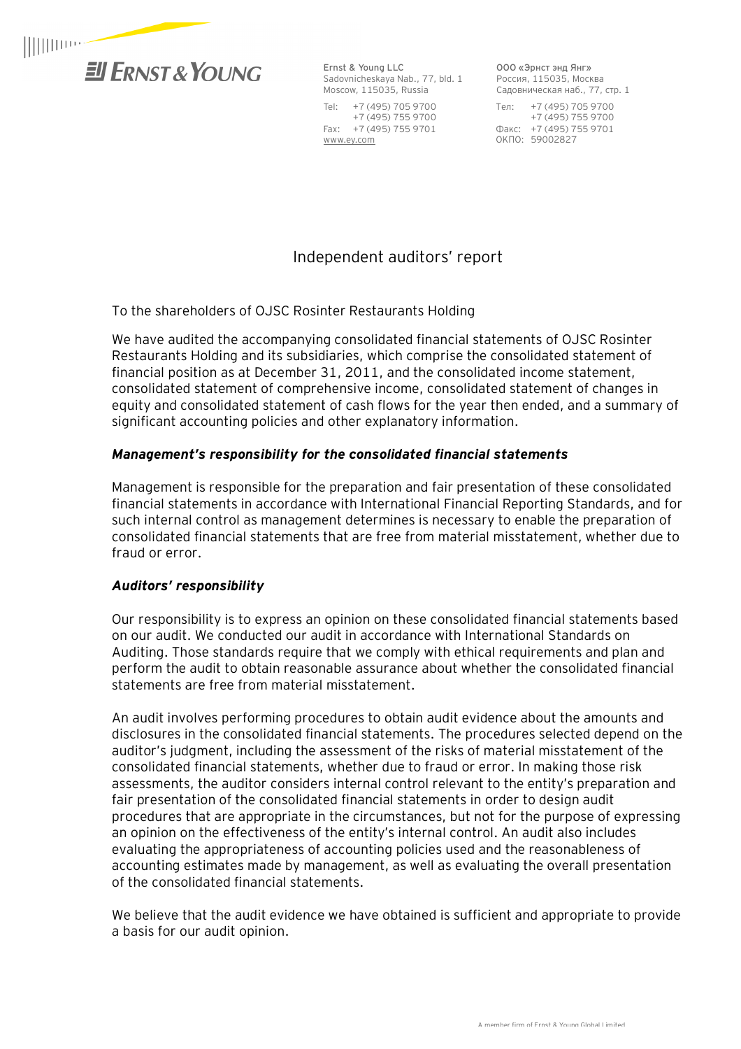**Ernst & Young LLC**
Sadovnicheskaya Nab., 77, bld. 1
Moscow, 115035, Russia
Tel: +7 (495) 705 9700
+7 (495) 755 9700
Fax: +7 (495) 755 9701
www.ey.com

**ООО «Эрнст энд Янг»**
Россия, 115035, Москва
Садовническая наб., 77, стр. 1
Тел: +7 (495) 705 9700
+7 (495) 755 9700
Факс: +7 (495) 755 9701
ОКПО: 59002827

# Independent auditors' report

To the shareholders of OJSC Rosinter Restaurants Holding

We have audited the accompanying consolidated financial statements of OJSC Rosinter Restaurants Holding and its subsidiaries, which comprise the consolidated statement of financial position as at December 31, 2011, and the consolidated income statement, consolidated statement of comprehensive income, consolidated statement of changes in equity and consolidated statement of cash flows for the year then ended, and a summary of significant accounting policies and other explanatory information.

***Management's responsibility for the consolidated financial statements***

Management is responsible for the preparation and fair presentation of these consolidated financial statements in accordance with International Financial Reporting Standards, and for such internal control as management determines is necessary to enable the preparation of consolidated financial statements that are free from material misstatement, whether due to fraud or error.

***Auditors' responsibility***

Our responsibility is to express an opinion on these consolidated financial statements based on our audit. We conducted our audit in accordance with International Standards on Auditing. Those standards require that we comply with ethical requirements and plan and perform the audit to obtain reasonable assurance about whether the consolidated financial statements are free from material misstatement.

An audit involves performing procedures to obtain audit evidence about the amounts and disclosures in the consolidated financial statements. The procedures selected depend on the auditor's judgment, including the assessment of the risks of material misstatement of the consolidated financial statements, whether due to fraud or error. In making those risk assessments, the auditor considers internal control relevant to the entity's preparation and fair presentation of the consolidated financial statements in order to design audit procedures that are appropriate in the circumstances, but not for the purpose of expressing an opinion on the effectiveness of the entity's internal control. An audit also includes evaluating the appropriateness of accounting policies used and the reasonableness of accounting estimates made by management, as well as evaluating the overall presentation of the consolidated financial statements.

We believe that the audit evidence we have obtained is sufficient and appropriate to provide a basis for our audit opinion.

A member firm of Ernst & Young Global Limited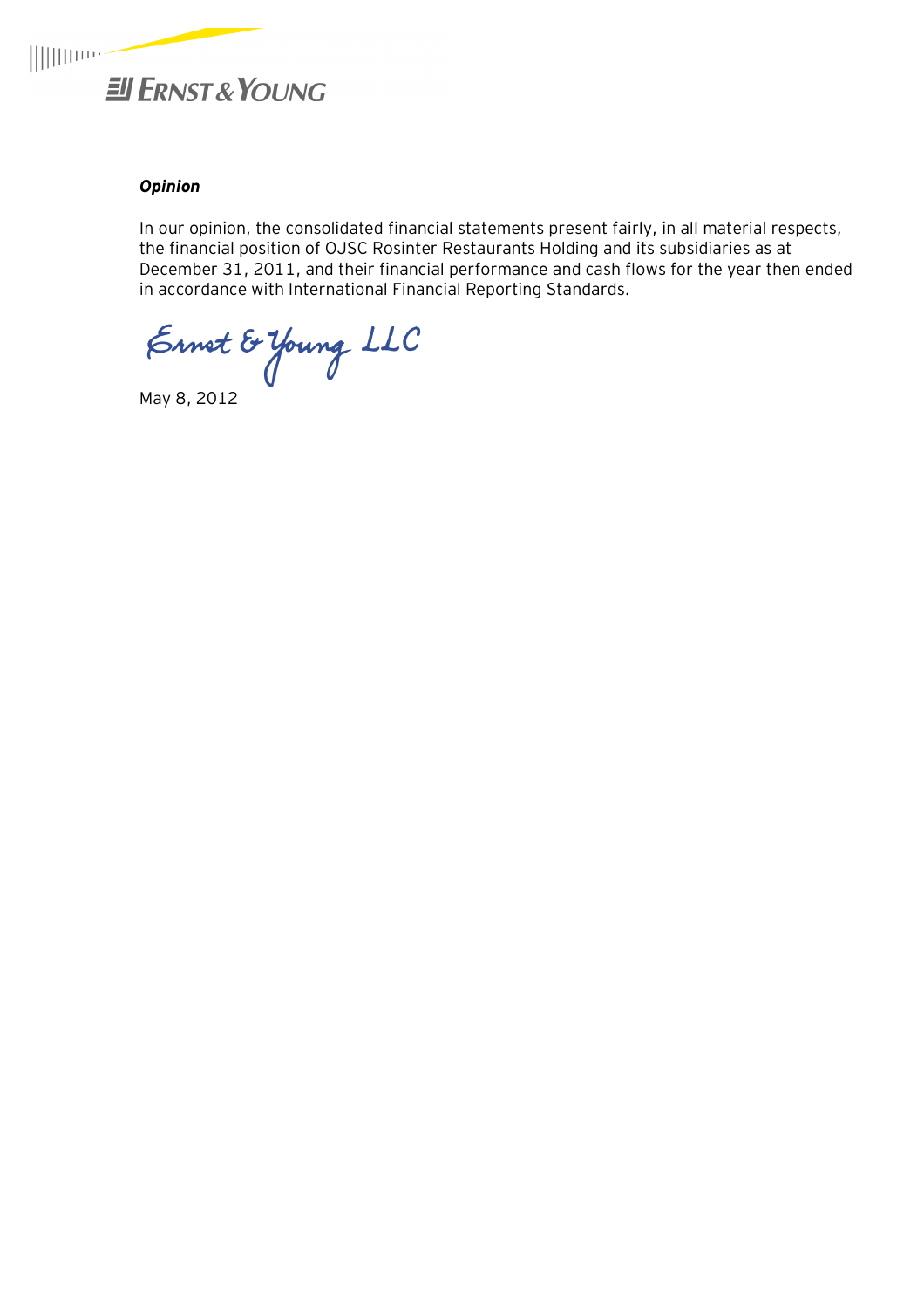***Opinion***

In our opinion, the consolidated financial statements present fairly, in all material respects, the financial position of OJSC Rosinter Restaurants Holding and its subsidiaries as at December 31, 2011, and their financial performance and cash flows for the year then ended in accordance with International Financial Reporting Standards.

Ernst & Young LLC

May 8, 2012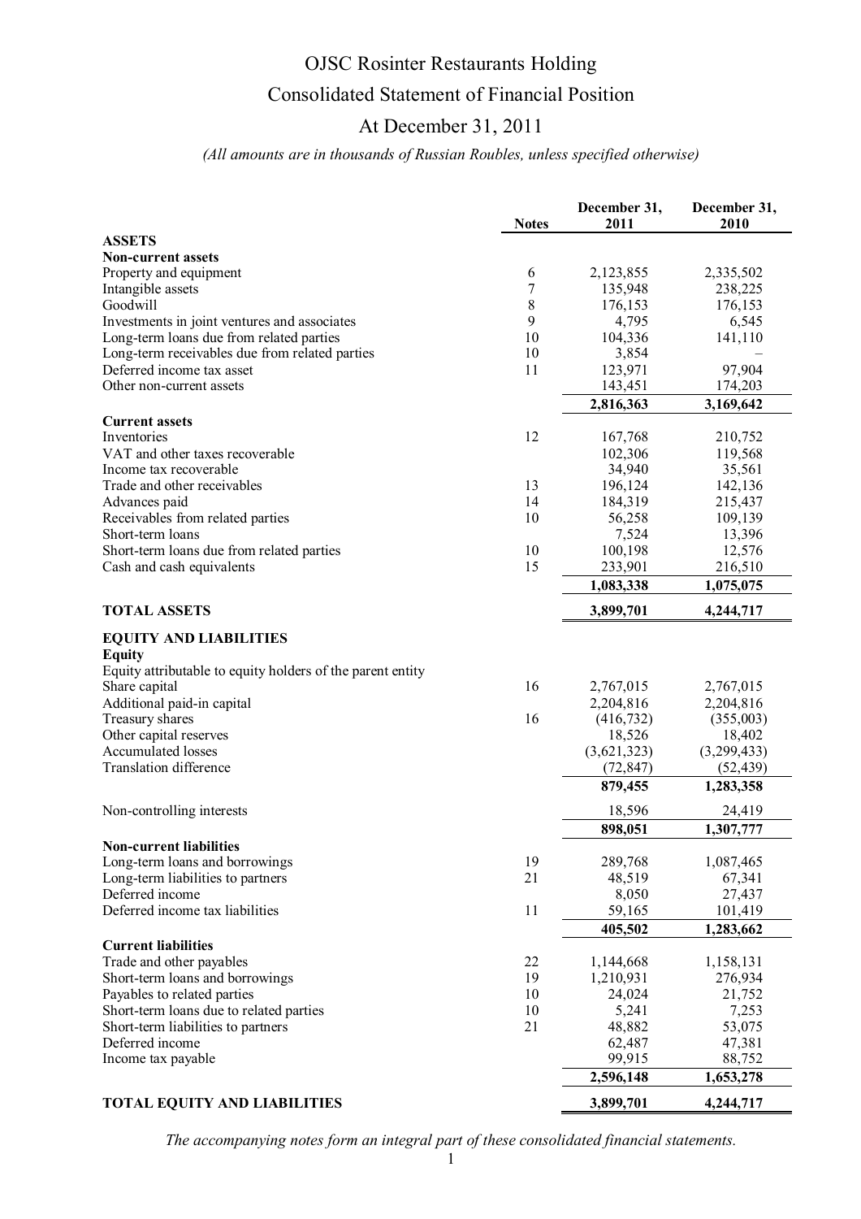# OJSC Rosinter Restaurants Holding

## Consolidated Statement of Financial Position

## At December 31, 2011

*(All amounts are in thousands of Russian Roubles, unless specified otherwise)*

| | Notes | December 31, 2011 | December 31, 2010 |
|---|---|---|---|
| **ASSETS** | | | |
| **Non-current assets** | | | |
| Property and equipment | 6 | 2,123,855 | 2,335,502 |
| Intangible assets | 7 | 135,948 | 238,225 |
| Goodwill | 8 | 176,153 | 176,153 |
| Investments in joint ventures and associates | 9 | 4,795 | 6,545 |
| Long-term loans due from related parties | 10 | 104,336 | 141,110 |
| Long-term receivables due from related parties | 10 | 3,854 | – |
| Deferred income tax asset | 11 | 123,971 | 97,904 |
| Other non-current assets | | 143,451 | 174,203 |
| | | **2,816,363** | **3,169,642** |
| **Current assets** | | | |
| Inventories | 12 | 167,768 | 210,752 |
| VAT and other taxes recoverable | | 102,306 | 119,568 |
| Income tax recoverable | | 34,940 | 35,561 |
| Trade and other receivables | 13 | 196,124 | 142,136 |
| Advances paid | 14 | 184,319 | 215,437 |
| Receivables from related parties | 10 | 56,258 | 109,139 |
| Short-term loans | | 7,524 | 13,396 |
| Short-term loans due from related parties | 10 | 100,198 | 12,576 |
| Cash and cash equivalents | 15 | 233,901 | 216,510 |
| | | **1,083,338** | **1,075,075** |
| **TOTAL ASSETS** | | **3,899,701** | **4,244,717** |
| **EQUITY AND LIABILITIES** | | | |
| **Equity** | | | |
| Equity attributable to equity holders of the parent entity | | | |
| Share capital | 16 | 2,767,015 | 2,767,015 |
| Additional paid-in capital | | 2,204,816 | 2,204,816 |
| Treasury shares | 16 | (416,732) | (355,003) |
| Other capital reserves | | 18,526 | 18,402 |
| Accumulated losses | | (3,621,323) | (3,299,433) |
| Translation difference | | (72,847) | (52,439) |
| | | **879,455** | **1,283,358** |
| Non-controlling interests | | 18,596 | 24,419 |
| | | **898,051** | **1,307,777** |
| **Non-current liabilities** | | | |
| Long-term loans and borrowings | 19 | 289,768 | 1,087,465 |
| Long-term liabilities to partners | 21 | 48,519 | 67,341 |
| Deferred income | | 8,050 | 27,437 |
| Deferred income tax liabilities | 11 | 59,165 | 101,419 |
| | | **405,502** | **1,283,662** |
| **Current liabilities** | | | |
| Trade and other payables | 22 | 1,144,668 | 1,158,131 |
| Short-term loans and borrowings | 19 | 1,210,931 | 276,934 |
| Payables to related parties | 10 | 24,024 | 21,752 |
| Short-term loans due to related parties | 10 | 5,241 | 7,253 |
| Short-term liabilities to partners | 21 | 48,882 | 53,075 |
| Deferred income | | 62,487 | 47,381 |
| Income tax payable | | 99,915 | 88,752 |
| | | **2,596,148** | **1,653,278** |
| **TOTAL EQUITY AND LIABILITIES** | | **3,899,701** | **4,244,717** |

*The accompanying notes form an integral part of these consolidated financial statements.*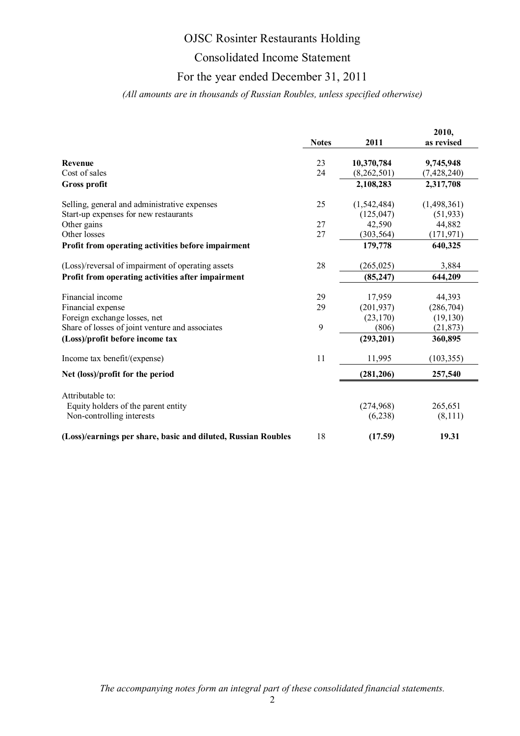# OJSC Rosinter Restaurants Holding

## Consolidated Income Statement

## For the year ended December 31, 2011

*(All amounts are in thousands of Russian Roubles, unless specified otherwise)*

| | Notes | 2011 | 2010, as revised |
|---|---|---|---|
| **Revenue** | 23 | **10,370,784** | **9,745,948** |
| Cost of sales | 24 | (8,262,501) | (7,428,240) |
| **Gross profit** | | **2,108,283** | **2,317,708** |
| Selling, general and administrative expenses | 25 | (1,542,484) | (1,498,361) |
| Start-up expenses for new restaurants | | (125,047) | (51,933) |
| Other gains | 27 | 42,590 | 44,882 |
| Other losses | 27 | (303,564) | (171,971) |
| **Profit from operating activities before impairment** | | **179,778** | **640,325** |
| (Loss)/reversal of impairment of operating assets | 28 | (265,025) | 3,884 |
| **Profit from operating activities after impairment** | | **(85,247)** | **644,209** |
| Financial income | 29 | 17,959 | 44,393 |
| Financial expense | 29 | (201,937) | (286,704) |
| Foreign exchange losses, net | | (23,170) | (19,130) |
| Share of losses of joint venture and associates | 9 | (806) | (21,873) |
| **(Loss)/profit before income tax** | | **(293,201)** | **360,895** |
| Income tax benefit/(expense) | 11 | 11,995 | (103,355) |
| **Net (loss)/profit for the period** | | **(281,206)** | **257,540** |
| Attributable to: | | | |
| Equity holders of the parent entity | | (274,968) | 265,651 |
| Non-controlling interests | | (6,238) | (8,111) |
| **(Loss)/earnings per share, basic and diluted, Russian Roubles** | 18 | **(17.59)** | **19.31** |

*The accompanying notes form an integral part of these consolidated financial statements.*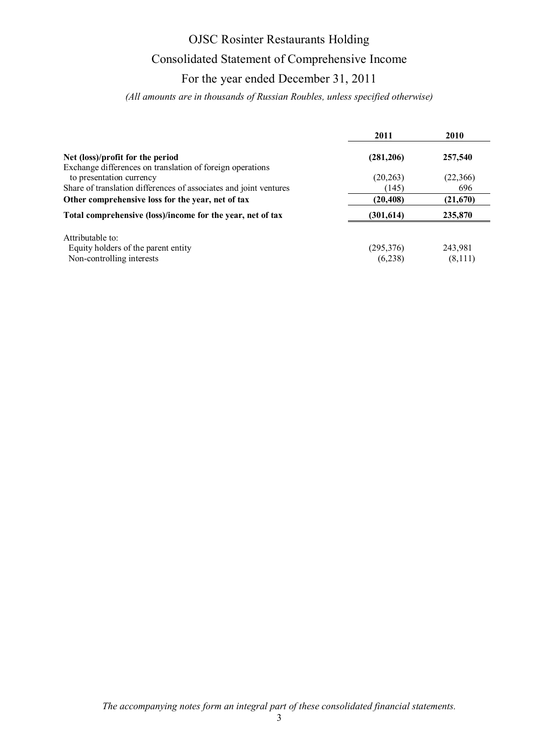# OJSC Rosinter Restaurants Holding

## Consolidated Statement of Comprehensive Income

## For the year ended December 31, 2011

*(All amounts are in thousands of Russian Roubles, unless specified otherwise)*

| | **2011** | **2010** |
|---|---|---|
| **Net (loss)/profit for the period** | **(281,206)** | **257,540** |
| Exchange differences on translation of foreign operations to presentation currency | (20,263) | (22,366) |
| Share of translation differences of associates and joint ventures | (145) | 696 |
| **Other comprehensive loss for the year, net of tax** | **(20,408)** | **(21,670)** |
| **Total comprehensive (loss)/income for the year, net of tax** | **(301,614)** | **235,870** |
| Attributable to: | | |
| Equity holders of the parent entity | (295,376) | 243,981 |
| Non-controlling interests | (6,238) | (8,111) |

*The accompanying notes form an integral part of these consolidated financial statements.*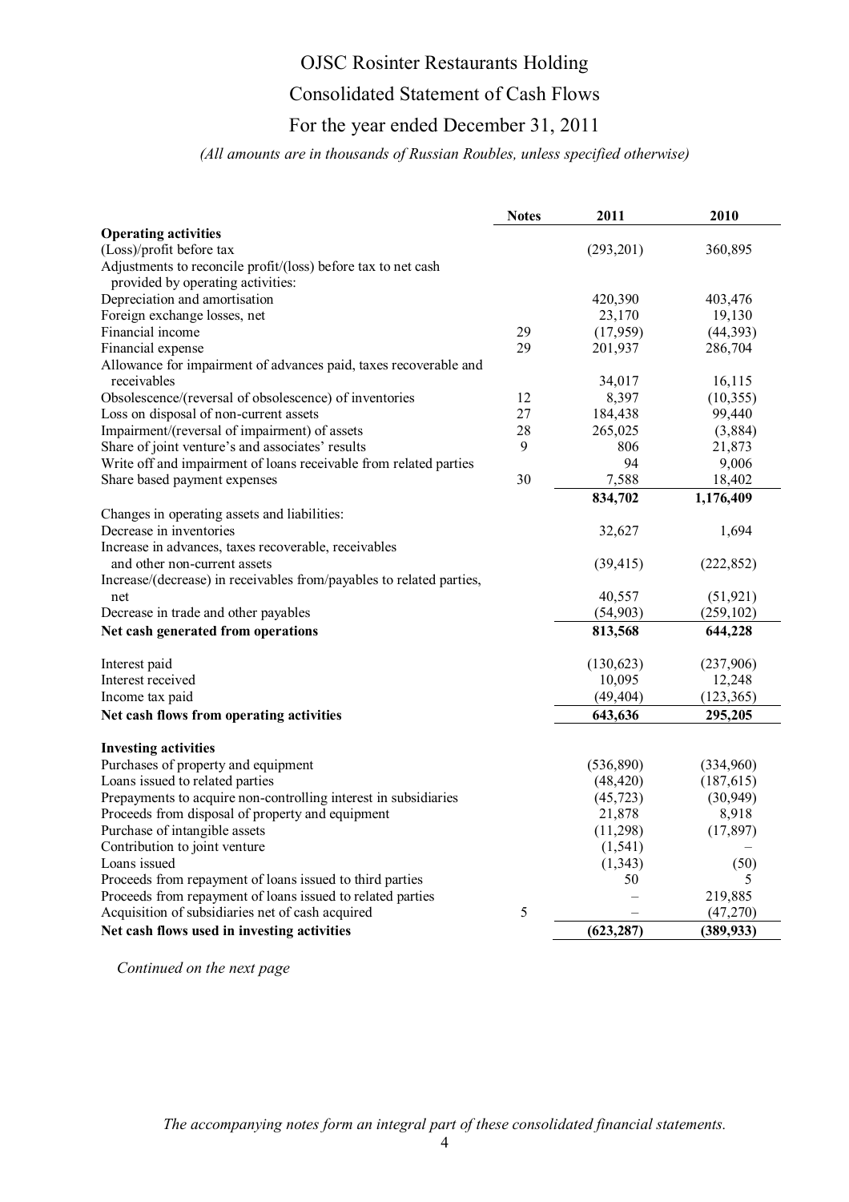# OJSC Rosinter Restaurants Holding

## Consolidated Statement of Cash Flows

## For the year ended December 31, 2011

*(All amounts are in thousands of Russian Roubles, unless specified otherwise)*

| | Notes | 2011 | 2010 |
|---|---|---|---|
| **Operating activities** | | | |
| (Loss)/profit before tax | | (293,201) | 360,895 |
| Adjustments to reconcile profit/(loss) before tax to net cash provided by operating activities: | | | |
| Depreciation and amortisation | | 420,390 | 403,476 |
| Foreign exchange losses, net | | 23,170 | 19,130 |
| Financial income | 29 | (17,959) | (44,393) |
| Financial expense | 29 | 201,937 | 286,704 |
| Allowance for impairment of advances paid, taxes recoverable and receivables | | 34,017 | 16,115 |
| Obsolescence/(reversal of obsolescence) of inventories | 12 | 8,397 | (10,355) |
| Loss on disposal of non-current assets | 27 | 184,438 | 99,440 |
| Impairment/(reversal of impairment) of assets | 28 | 265,025 | (3,884) |
| Share of joint venture's and associates' results | 9 | 806 | 21,873 |
| Write off and impairment of loans receivable from related parties | | 94 | 9,006 |
| Share based payment expenses | 30 | 7,588 | 18,402 |
| | | **834,702** | **1,176,409** |
| Changes in operating assets and liabilities: | | | |
| Decrease in inventories | | 32,627 | 1,694 |
| Increase in advances, taxes recoverable, receivables and other non-current assets | | (39,415) | (222,852) |
| Increase/(decrease) in receivables from/payables to related parties, net | | 40,557 | (51,921) |
| Decrease in trade and other payables | | (54,903) | (259,102) |
| **Net cash generated from operations** | | **813,568** | **644,228** |
| Interest paid | | (130,623) | (237,906) |
| Interest received | | 10,095 | 12,248 |
| Income tax paid | | (49,404) | (123,365) |
| **Net cash flows from operating activities** | | **643,636** | **295,205** |
| **Investing activities** | | | |
| Purchases of property and equipment | | (536,890) | (334,960) |
| Loans issued to related parties | | (48,420) | (187,615) |
| Prepayments to acquire non-controlling interest in subsidiaries | | (45,723) | (30,949) |
| Proceeds from disposal of property and equipment | | 21,878 | 8,918 |
| Purchase of intangible assets | | (11,298) | (17,897) |
| Contribution to joint venture | | (1,541) | – |
| Loans issued | | (1,343) | (50) |
| Proceeds from repayment of loans issued to third parties | | 50 | 5 |
| Proceeds from repayment of loans issued to related parties | | – | 219,885 |
| Acquisition of subsidiaries net of cash acquired | 5 | – | (47,270) |
| **Net cash flows used in investing activities** | | **(623,287)** | **(389,933)** |

*Continued on the next page*

*The accompanying notes form an integral part of these consolidated financial statements.*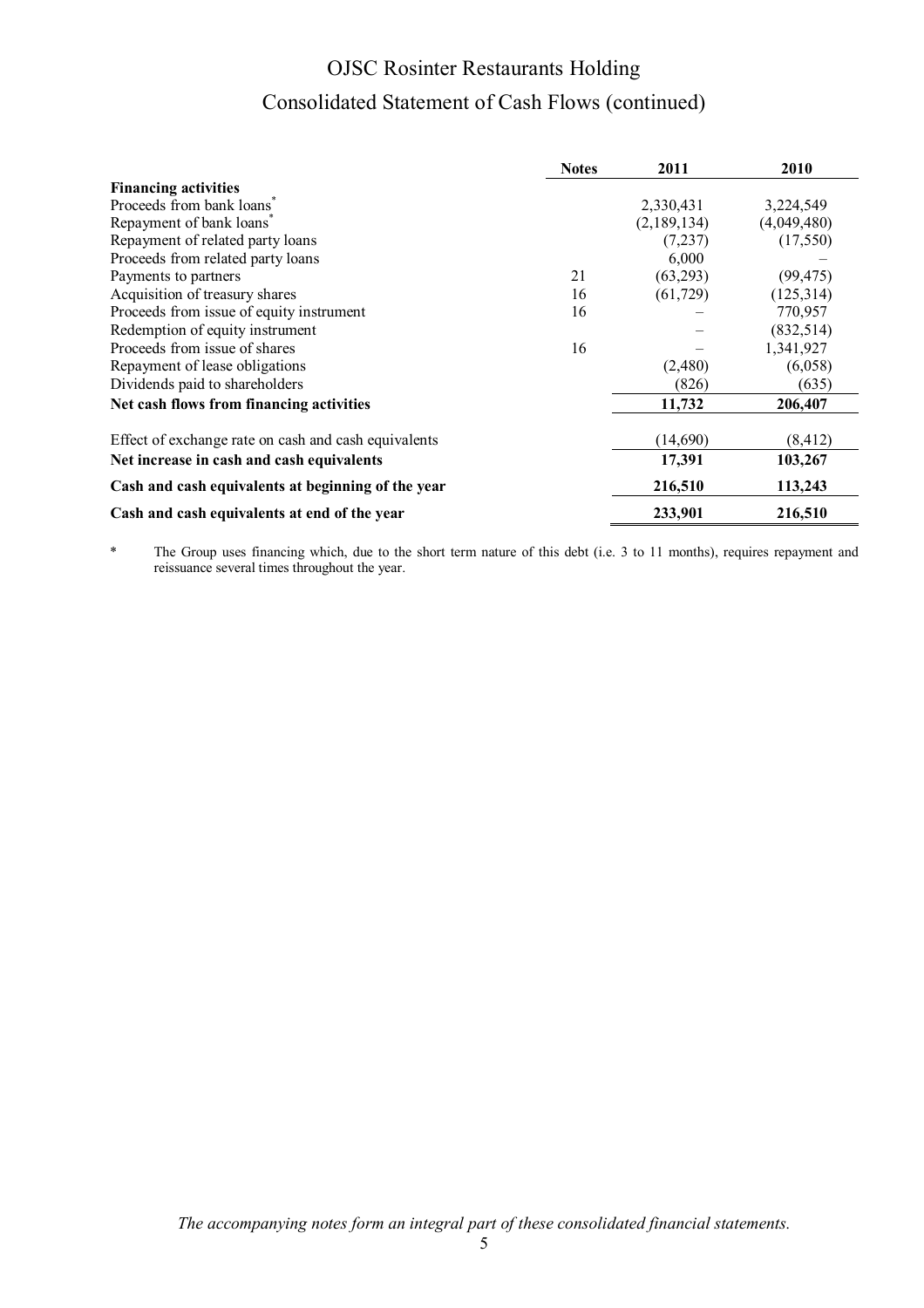# OJSC Rosinter Restaurants Holding

## Consolidated Statement of Cash Flows (continued)

| | Notes | 2011 | 2010 |
|---|---|---|---|
| **Financing activities** | | | |
| Proceeds from bank loans* | | 2,330,431 | 3,224,549 |
| Repayment of bank loans* | | (2,189,134) | (4,049,480) |
| Repayment of related party loans | | (7,237) | (17,550) |
| Proceeds from related party loans | | 6,000 | – |
| Payments to partners | 21 | (63,293) | (99,475) |
| Acquisition of treasury shares | 16 | (61,729) | (125,314) |
| Proceeds from issue of equity instrument | 16 | – | 770,957 |
| Redemption of equity instrument | | – | (832,514) |
| Proceeds from issue of shares | 16 | – | 1,341,927 |
| Repayment of lease obligations | | (2,480) | (6,058) |
| Dividends paid to shareholders | | (826) | (635) |
| **Net cash flows from financing activities** | | **11,732** | **206,407** |
| Effect of exchange rate on cash and cash equivalents | | (14,690) | (8,412) |
| **Net increase in cash and cash equivalents** | | **17,391** | **103,267** |
| **Cash and cash equivalents at beginning of the year** | | **216,510** | **113,243** |
| **Cash and cash equivalents at end of the year** | | **233,901** | **216,510** |

\* The Group uses financing which, due to the short term nature of this debt (i.e. 3 to 11 months), requires repayment and reissuance several times throughout the year.

*The accompanying notes form an integral part of these consolidated financial statements.*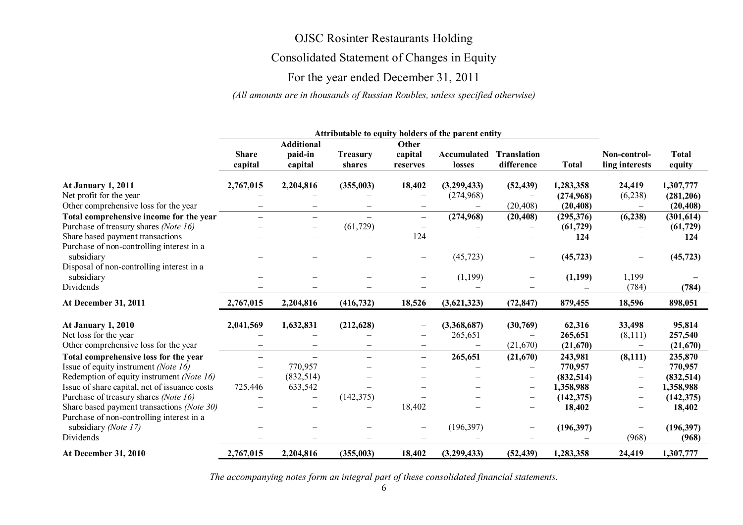# OJSC Rosinter Restaurants Holding

## Consolidated Statement of Changes in Equity

## For the year ended December 31, 2011

*(All amounts are in thousands of Russian Roubles, unless specified otherwise)*

| | Attributable to equity holders of the parent entity | | | | | | | | |
|---|---|---|---|---|---|---|---|---|---|
| | **Share capital** | **Additional paid-in capital** | **Treasury shares** | **Other capital reserves** | **Accumulated losses** | **Translation difference** | **Total** | **Non-controlling interests** | **Total equity** |
| **At January 1, 2011** | **2,767,015** | **2,204,816** | **(355,003)** | **18,402** | **(3,299,433)** | **(52,439)** | **1,283,358** | **24,419** | **1,307,777** |
| Net profit for the year | – | – | – | – | (274,968) | – | **(274,968)** | (6,238) | **(281,206)** |
| Other comprehensive loss for the year | – | – | – | – | – | (20,408) | **(20,408)** | – | **(20,408)** |
| **Total comprehensive income for the year** | **–** | **–** | **–** | **–** | **(274,968)** | **(20,408)** | **(295,376)** | **(6,238)** | **(301,614)** |
| Purchase of treasury shares *(Note 16)* | – | – | (61,729) | – | – | – | **(61,729)** | – | **(61,729)** |
| Share based payment transactions | – | – | – | 124 | – | – | **124** | – | **124** |
| Purchase of non-controlling interest in a subsidiary | – | – | – | – | (45,723) | – | **(45,723)** | – | **(45,723)** |
| Disposal of non-controlling interest in a subsidiary | – | – | – | – | (1,199) | – | **(1,199)** | 1,199 | **–** |
| Dividends | – | – | – | – | – | – | **–** | (784) | **(784)** |
| **At December 31, 2011** | **2,767,015** | **2,204,816** | **(416,732)** | **18,526** | **(3,621,323)** | **(72,847)** | **879,455** | **18,596** | **898,051** |
| **At January 1, 2010** | **2,041,569** | **1,632,831** | **(212,628)** | – | **(3,368,687)** | **(30,769)** | **62,316** | **33,498** | **95,814** |
| Net loss for the year | – | – | – | – | 265,651 | – | **265,651** | (8,111) | **257,540** |
| Other comprehensive loss for the year | – | – | – | – | – | (21,670) | **(21,670)** | – | **(21,670)** |
| **Total comprehensive loss for the year** | **–** | **–** | **–** | **–** | **265,651** | **(21,670)** | **243,981** | **(8,111)** | **235,870** |
| Issue of equity instrument *(Note 16)* | – | 770,957 | – | – | – | – | **770,957** | – | **770,957** |
| Redemption of equity instrument *(Note 16)* | – | (832,514) | – | – | – | – | **(832,514)** | – | **(832,514)** |
| Issue of share capital, net of issuance costs | 725,446 | 633,542 | – | – | – | – | **1,358,988** | – | **1,358,988** |
| Purchase of treasury shares *(Note 16)* | – | – | (142,375) | – | – | – | **(142,375)** | – | **(142,375)** |
| Share based payment transactions *(Note 30)* | – | – | – | 18,402 | – | – | **18,402** | – | **18,402** |
| Purchase of non-controlling interest in a subsidiary *(Note 17)* | – | – | – | – | (196,397) | – | **(196,397)** | – | **(196,397)** |
| Dividends | – | – | – | – | – | – | **–** | (968) | **(968)** |
| **At December 31, 2010** | **2,767,015** | **2,204,816** | **(355,003)** | **18,402** | **(3,299,433)** | **(52,439)** | **1,283,358** | **24,419** | **1,307,777** |

*The accompanying notes form an integral part of these consolidated financial statements.*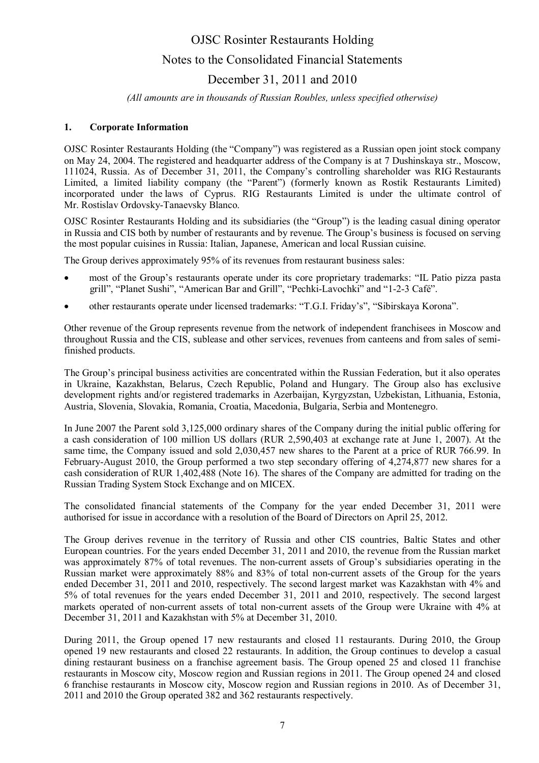## 1. Corporate Information

OJSC Rosinter Restaurants Holding (the "Company") was registered as a Russian open joint stock company on May 24, 2004. The registered and headquarter address of the Company is at 7 Dushinskaya str., Moscow, 111024, Russia. As of December 31, 2011, the Company's controlling shareholder was RIG Restaurants Limited, a limited liability company (the "Parent") (formerly known as Rostik Restaurants Limited) incorporated under the laws of Cyprus. RIG Restaurants Limited is under the ultimate control of Mr. Rostislav Ordovsky-Tanaevsky Blanco.

OJSC Rosinter Restaurants Holding and its subsidiaries (the "Group") is the leading casual dining operator in Russia and CIS both by number of restaurants and by revenue. The Group's business is focused on serving the most popular cuisines in Russia: Italian, Japanese, American and local Russian cuisine.

The Group derives approximately 95% of its revenues from restaurant business sales:

- most of the Group's restaurants operate under its core proprietary trademarks: "IL Patio pizza pasta grill", "Planet Sushi", "American Bar and Grill", "Pechki-Lavochki" and "1-2-3 Café".
- other restaurants operate under licensed trademarks: "T.G.I. Friday's", "Sibirskaya Korona".

Other revenue of the Group represents revenue from the network of independent franchisees in Moscow and throughout Russia and the CIS, sublease and other services, revenues from canteens and from sales of semi-finished products.

The Group's principal business activities are concentrated within the Russian Federation, but it also operates in Ukraine, Kazakhstan, Belarus, Czech Republic, Poland and Hungary. The Group also has exclusive development rights and/or registered trademarks in Azerbaijan, Kyrgyzstan, Uzbekistan, Lithuania, Estonia, Austria, Slovenia, Slovakia, Romania, Croatia, Macedonia, Bulgaria, Serbia and Montenegro.

In June 2007 the Parent sold 3,125,000 ordinary shares of the Company during the initial public offering for a cash consideration of 100 million US dollars (RUR 2,590,403 at exchange rate at June 1, 2007). At the same time, the Company issued and sold 2,030,457 new shares to the Parent at a price of RUR 766.99. In February-August 2010, the Group performed a two step secondary offering of 4,274,877 new shares for a cash consideration of RUR 1,402,488 (Note 16). The shares of the Company are admitted for trading on the Russian Trading System Stock Exchange and on MICEX.

The consolidated financial statements of the Company for the year ended December 31, 2011 were authorised for issue in accordance with a resolution of the Board of Directors on April 25, 2012.

The Group derives revenue in the territory of Russia and other CIS countries, Baltic States and other European countries. For the years ended December 31, 2011 and 2010, the revenue from the Russian market was approximately 87% of total revenues. The non-current assets of Group's subsidiaries operating in the Russian market were approximately 88% and 83% of total non-current assets of the Group for the years ended December 31, 2011 and 2010, respectively. The second largest market was Kazakhstan with 4% and 5% of total revenues for the years ended December 31, 2011 and 2010, respectively. The second largest markets operated of non-current assets of total non-current assets of the Group were Ukraine with 4% at December 31, 2011 and Kazakhstan with 5% at December 31, 2010.

During 2011, the Group opened 17 new restaurants and closed 11 restaurants. During 2010, the Group opened 19 new restaurants and closed 22 restaurants. In addition, the Group continues to develop a casual dining restaurant business on a franchise agreement basis. The Group opened 25 and closed 11 franchise restaurants in Moscow city, Moscow region and Russian regions in 2011. The Group opened 24 and closed 6 franchise restaurants in Moscow city, Moscow region and Russian regions in 2010. As of December 31, 2011 and 2010 the Group operated 382 and 362 restaurants respectively.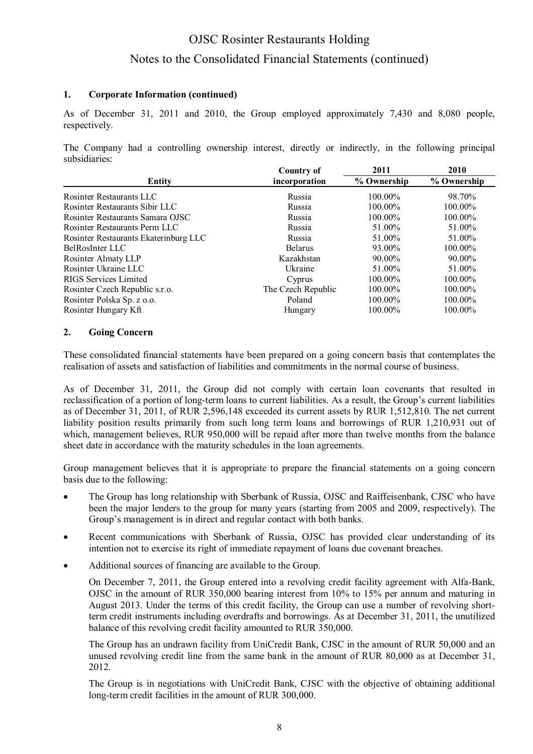## 1. Corporate Information (continued)

As of December 31, 2011 and 2010, the Group employed approximately 7,430 and 8,080 people, respectively.

The Company had a controlling ownership interest, directly or indirectly, in the following principal subsidiaries:

| Entity | Country of incorporation | 2011 % Ownership | 2010 % Ownership |
|---|---|---|---|
| Rosinter Restaurants LLC | Russia | 100.00% | 98.70% |
| Rosinter Restaurants Sibir LLC | Russia | 100.00% | 100.00% |
| Rosinter Restaurants Samara OJSC | Russia | 100.00% | 100.00% |
| Rosinter Restaurants Perm LLC | Russia | 51.00% | 51.00% |
| Rosinter Restaurants Ekaterinburg LLC | Russia | 51.00% | 51.00% |
| BelRosInter LLC | Belarus | 93.00% | 100.00% |
| Rosinter Almaty LLP | Kazakhstan | 90.00% | 90.00% |
| Rosinter Ukraine LLC | Ukraine | 51.00% | 51.00% |
| RIGS Services Limited | Cyprus | 100.00% | 100.00% |
| Rosinter Czech Republic s.r.o. | The Czech Republic | 100.00% | 100.00% |
| Rosinter Polska Sp. z o.o. | Poland | 100.00% | 100.00% |
| Rosinter Hungary Kft | Hungary | 100.00% | 100.00% |

## 2. Going Concern

These consolidated financial statements have been prepared on a going concern basis that contemplates the realisation of assets and satisfaction of liabilities and commitments in the normal course of business.

As of December 31, 2011, the Group did not comply with certain loan covenants that resulted in reclassification of a portion of long-term loans to current liabilities. As a result, the Group's current liabilities as of December 31, 2011, of RUR 2,596,148 exceeded its current assets by RUR 1,512,810. The net current liability position results primarily from such long term loans and borrowings of RUR 1,210,931 out of which, management believes, RUR 950,000 will be repaid after more than twelve months from the balance sheet date in accordance with the maturity schedules in the loan agreements.

Group management believes that it is appropriate to prepare the financial statements on a going concern basis due to the following:

- The Group has long relationship with Sberbank of Russia, OJSC and Raiffeisenbank, CJSC who have been the major lenders to the group for many years (starting from 2005 and 2009, respectively). The Group's management is in direct and regular contact with both banks.
- Recent communications with Sberbank of Russia, OJSC has provided clear understanding of its intention not to exercise its right of immediate repayment of loans due covenant breaches.
- Additional sources of financing are available to the Group.

  On December 7, 2011, the Group entered into a revolving credit facility agreement with Alfa-Bank, OJSC in the amount of RUR 350,000 bearing interest from 10% to 15% per annum and maturing in August 2013. Under the terms of this credit facility, the Group can use a number of revolving short-term credit instruments including overdrafts and borrowings. As at December 31, 2011, the unutilized balance of this revolving credit facility amounted to RUR 350,000.

  The Group has an undrawn facility from UniCredit Bank, CJSC in the amount of RUR 50,000 and an unused revolving credit line from the same bank in the amount of RUR 80,000 as at December 31, 2012.

  The Group is in negotiations with UniCredit Bank, CJSC with the objective of obtaining additional long-term credit facilities in the amount of RUR 300,000.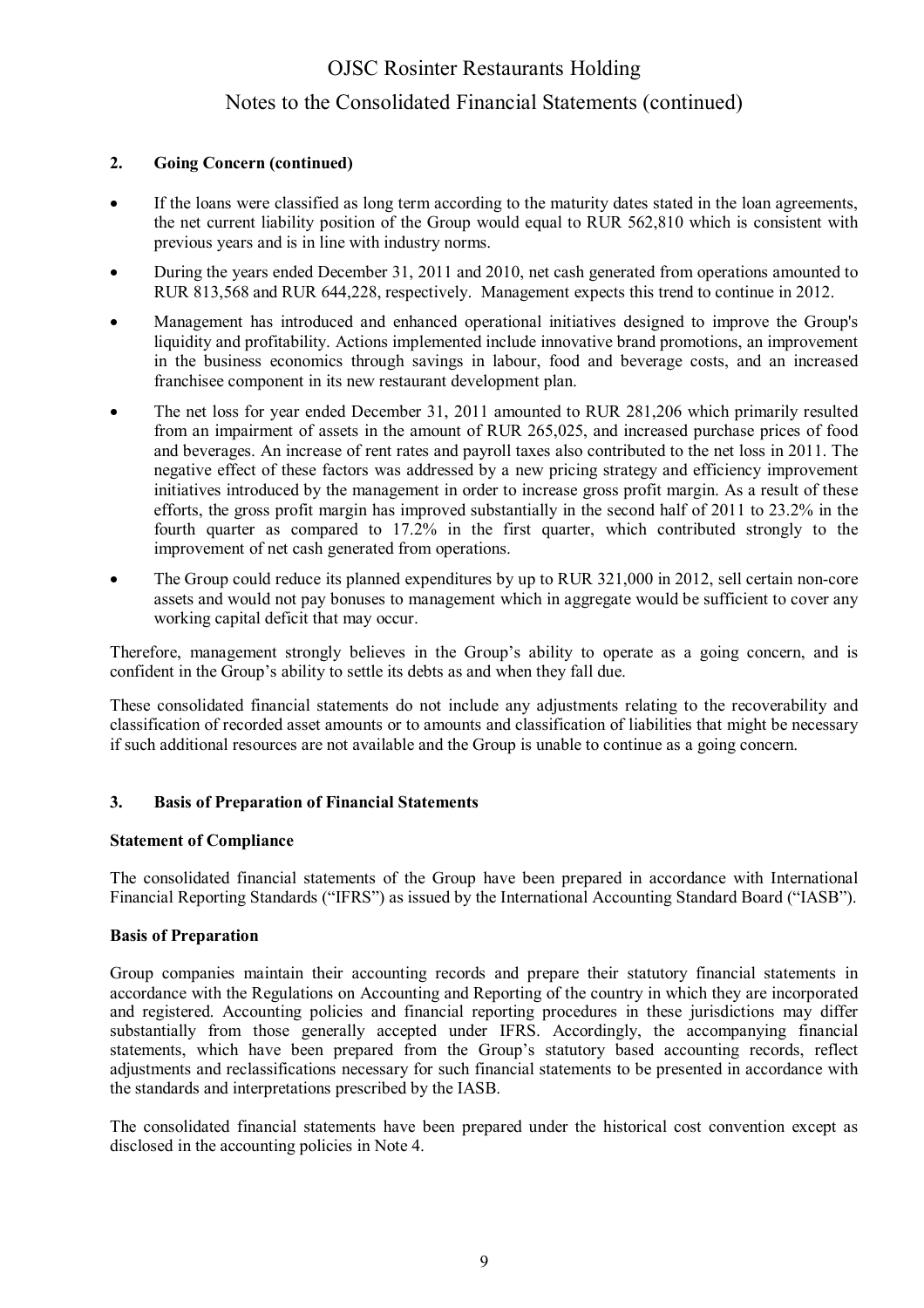## 2. Going Concern (continued)

- If the loans were classified as long term according to the maturity dates stated in the loan agreements, the net current liability position of the Group would equal to RUR 562,810 which is consistent with previous years and is in line with industry norms.
- During the years ended December 31, 2011 and 2010, net cash generated from operations amounted to RUR 813,568 and RUR 644,228, respectively. Management expects this trend to continue in 2012.
- Management has introduced and enhanced operational initiatives designed to improve the Group's liquidity and profitability. Actions implemented include innovative brand promotions, an improvement in the business economics through savings in labour, food and beverage costs, and an increased franchisee component in its new restaurant development plan.
- The net loss for year ended December 31, 2011 amounted to RUR 281,206 which primarily resulted from an impairment of assets in the amount of RUR 265,025, and increased purchase prices of food and beverages. An increase of rent rates and payroll taxes also contributed to the net loss in 2011. The negative effect of these factors was addressed by a new pricing strategy and efficiency improvement initiatives introduced by the management in order to increase gross profit margin. As a result of these efforts, the gross profit margin has improved substantially in the second half of 2011 to 23.2% in the fourth quarter as compared to 17.2% in the first quarter, which contributed strongly to the improvement of net cash generated from operations.
- The Group could reduce its planned expenditures by up to RUR 321,000 in 2012, sell certain non-core assets and would not pay bonuses to management which in aggregate would be sufficient to cover any working capital deficit that may occur.

Therefore, management strongly believes in the Group's ability to operate as a going concern, and is confident in the Group's ability to settle its debts as and when they fall due.

These consolidated financial statements do not include any adjustments relating to the recoverability and classification of recorded asset amounts or to amounts and classification of liabilities that might be necessary if such additional resources are not available and the Group is unable to continue as a going concern.

## 3. Basis of Preparation of Financial Statements

### Statement of Compliance

The consolidated financial statements of the Group have been prepared in accordance with International Financial Reporting Standards ("IFRS") as issued by the International Accounting Standard Board ("IASB").

### Basis of Preparation

Group companies maintain their accounting records and prepare their statutory financial statements in accordance with the Regulations on Accounting and Reporting of the country in which they are incorporated and registered. Accounting policies and financial reporting procedures in these jurisdictions may differ substantially from those generally accepted under IFRS. Accordingly, the accompanying financial statements, which have been prepared from the Group's statutory based accounting records, reflect adjustments and reclassifications necessary for such financial statements to be presented in accordance with the standards and interpretations prescribed by the IASB.

The consolidated financial statements have been prepared under the historical cost convention except as disclosed in the accounting policies in Note 4.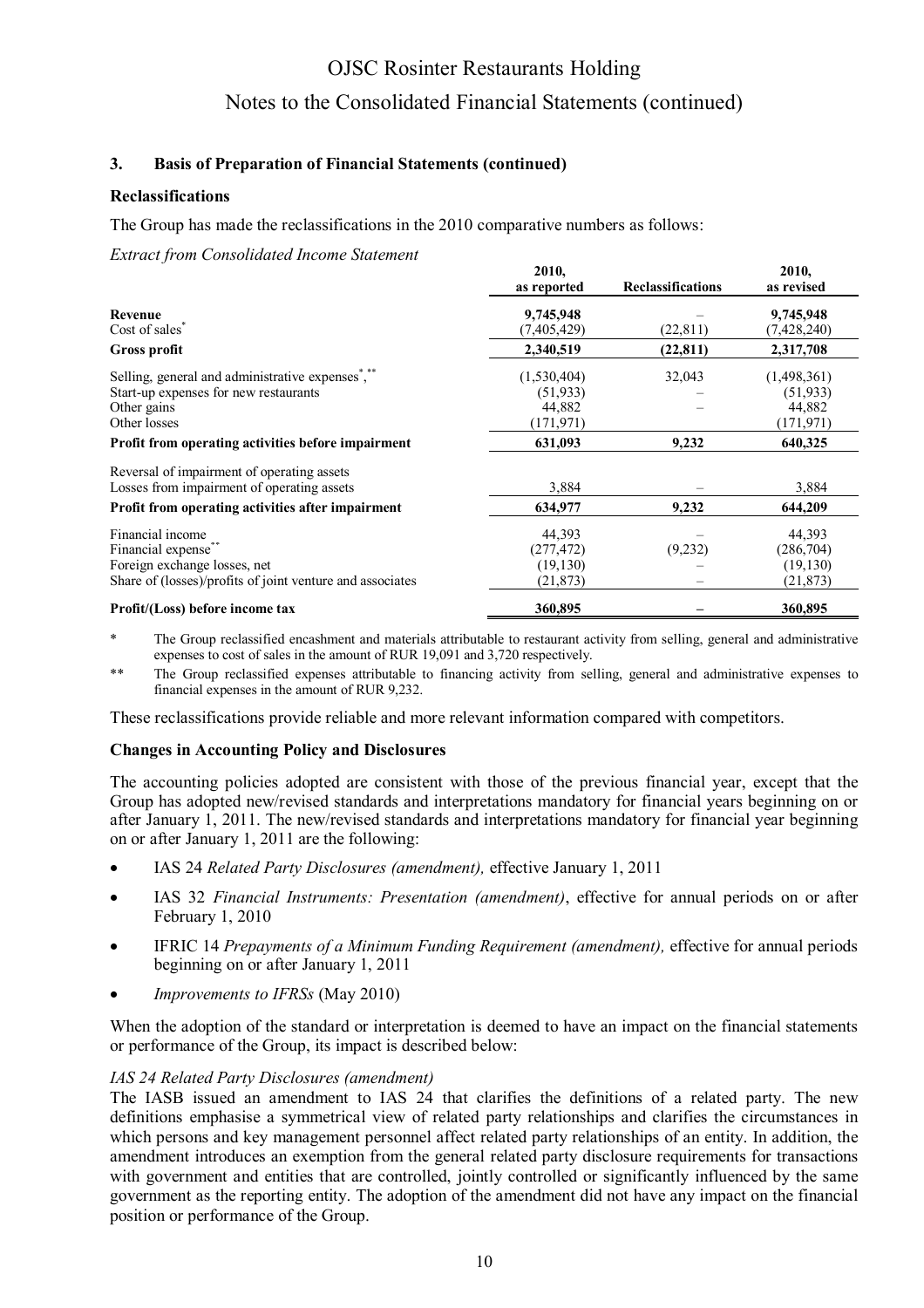## 3. Basis of Preparation of Financial Statements (continued)

### Reclassifications

The Group has made the reclassifications in the 2010 comparative numbers as follows:

*Extract from Consolidated Income Statement*

| | 2010, as reported | Reclassifications | 2010, as revised |
|---|---|---|---|
| **Revenue** | **9,745,948** | – | **9,745,948** |
| Cost of sales* | (7,405,429) | (22,811) | (7,428,240) |
| **Gross profit** | **2,340,519** | **(22,811)** | **2,317,708** |
| Selling, general and administrative expenses*,** | (1,530,404) | 32,043 | (1,498,361) |
| Start-up expenses for new restaurants | (51,933) | – | (51,933) |
| Other gains | 44,882 | – | 44,882 |
| Other losses | (171,971) | | (171,971) |
| **Profit from operating activities before impairment** | **631,093** | **9,232** | **640,325** |
| Reversal of impairment of operating assets | | | |
| Losses from impairment of operating assets | 3,884 | – | 3,884 |
| **Profit from operating activities after impairment** | **634,977** | **9,232** | **644,209** |
| Financial income | 44,393 | – | 44,393 |
| Financial expense** | (277,472) | (9,232) | (286,704) |
| Foreign exchange losses, net | (19,130) | – | (19,130) |
| Share of (losses)/profits of joint venture and associates | (21,873) | – | (21,873) |
| **Profit/(Loss) before income tax** | **360,895** | **–** | **360,895** |

\* The Group reclassified encashment and materials attributable to restaurant activity from selling, general and administrative expenses to cost of sales in the amount of RUR 19,091 and 3,720 respectively.

\** The Group reclassified expenses attributable to financing activity from selling, general and administrative expenses to financial expenses in the amount of RUR 9,232.

These reclassifications provide reliable and more relevant information compared with competitors.

### Changes in Accounting Policy and Disclosures

The accounting policies adopted are consistent with those of the previous financial year, except that the Group has adopted new/revised standards and interpretations mandatory for financial years beginning on or after January 1, 2011. The new/revised standards and interpretations mandatory for financial year beginning on or after January 1, 2011 are the following:

- IAS 24 *Related Party Disclosures (amendment),* effective January 1, 2011
- IAS 32 *Financial Instruments: Presentation (amendment)*, effective for annual periods on or after February 1, 2010
- IFRIC 14 *Prepayments of a Minimum Funding Requirement (amendment),* effective for annual periods beginning on or after January 1, 2011
- *Improvements to IFRSs* (May 2010)

When the adoption of the standard or interpretation is deemed to have an impact on the financial statements or performance of the Group, its impact is described below:

*IAS 24 Related Party Disclosures (amendment)*

The IASB issued an amendment to IAS 24 that clarifies the definitions of a related party. The new definitions emphasise a symmetrical view of related party relationships and clarifies the circumstances in which persons and key management personnel affect related party relationships of an entity. In addition, the amendment introduces an exemption from the general related party disclosure requirements for transactions with government and entities that are controlled, jointly controlled or significantly influenced by the same government as the reporting entity. The adoption of the amendment did not have any impact on the financial position or performance of the Group.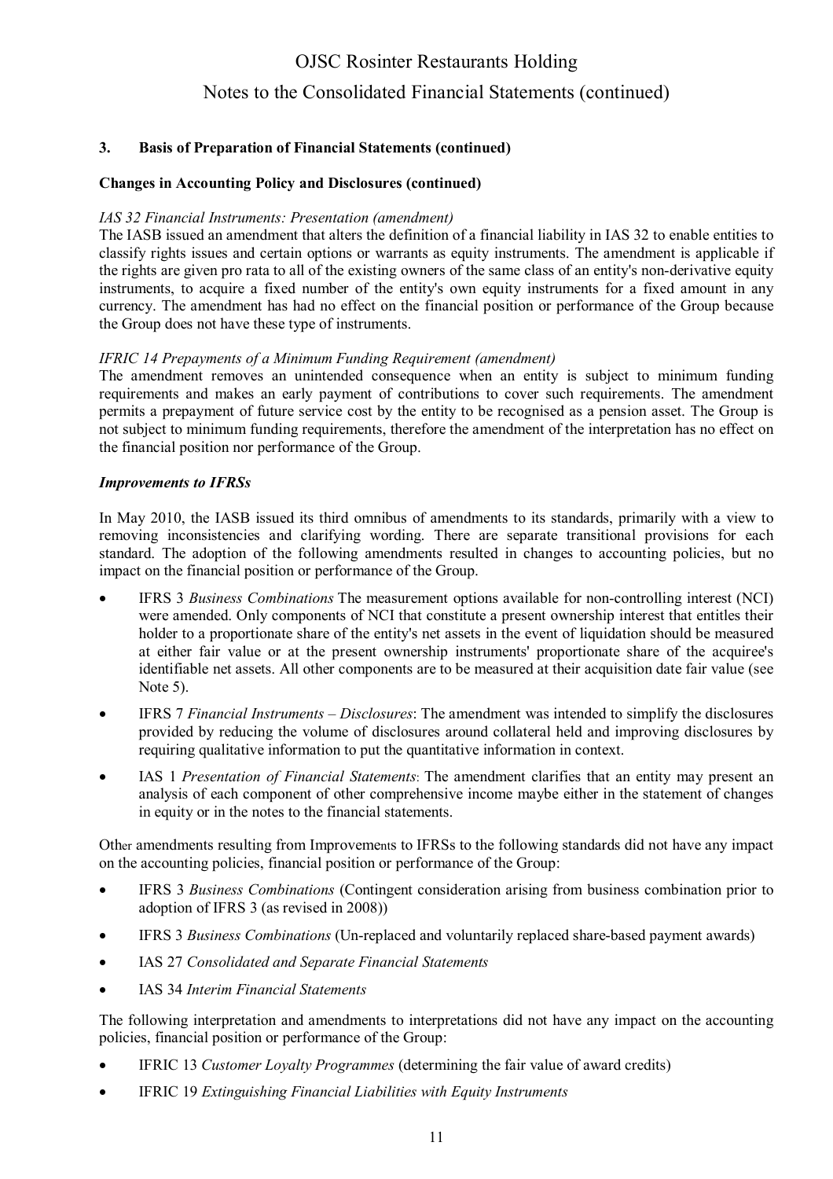### 3. Basis of Preparation of Financial Statements (continued)

**Changes in Accounting Policy and Disclosures (continued)**

*IAS 32 Financial Instruments: Presentation (amendment)*
The IASB issued an amendment that alters the definition of a financial liability in IAS 32 to enable entities to classify rights issues and certain options or warrants as equity instruments. The amendment is applicable if the rights are given pro rata to all of the existing owners of the same class of an entity's non-derivative equity instruments, to acquire a fixed number of the entity's own equity instruments for a fixed amount in any currency. The amendment has had no effect on the financial position or performance of the Group because the Group does not have these type of instruments.

*IFRIC 14 Prepayments of a Minimum Funding Requirement (amendment)*
The amendment removes an unintended consequence when an entity is subject to minimum funding requirements and makes an early payment of contributions to cover such requirements. The amendment permits a prepayment of future service cost by the entity to be recognised as a pension asset. The Group is not subject to minimum funding requirements, therefore the amendment of the interpretation has no effect on the financial position nor performance of the Group.

***Improvements to IFRSs***

In May 2010, the IASB issued its third omnibus of amendments to its standards, primarily with a view to removing inconsistencies and clarifying wording. There are separate transitional provisions for each standard. The adoption of the following amendments resulted in changes to accounting policies, but no impact on the financial position or performance of the Group.

- IFRS 3 *Business Combinations* The measurement options available for non-controlling interest (NCI) were amended. Only components of NCI that constitute a present ownership interest that entitles their holder to a proportionate share of the entity's net assets in the event of liquidation should be measured at either fair value or at the present ownership instruments' proportionate share of the acquiree's identifiable net assets. All other components are to be measured at their acquisition date fair value (see Note 5).
- IFRS 7 *Financial Instruments – Disclosures*: The amendment was intended to simplify the disclosures provided by reducing the volume of disclosures around collateral held and improving disclosures by requiring qualitative information to put the quantitative information in context.
- IAS 1 *Presentation of Financial Statements*: The amendment clarifies that an entity may present an analysis of each component of other comprehensive income maybe either in the statement of changes in equity or in the notes to the financial statements.

Other amendments resulting from Improvements to IFRSs to the following standards did not have any impact on the accounting policies, financial position or performance of the Group:

- IFRS 3 *Business Combinations* (Contingent consideration arising from business combination prior to adoption of IFRS 3 (as revised in 2008))
- IFRS 3 *Business Combinations* (Un-replaced and voluntarily replaced share-based payment awards)
- IAS 27 *Consolidated and Separate Financial Statements*
- IAS 34 *Interim Financial Statements*

The following interpretation and amendments to interpretations did not have any impact on the accounting policies, financial position or performance of the Group:

- IFRIC 13 *Customer Loyalty Programmes* (determining the fair value of award credits)
- IFRIC 19 *Extinguishing Financial Liabilities with Equity Instruments*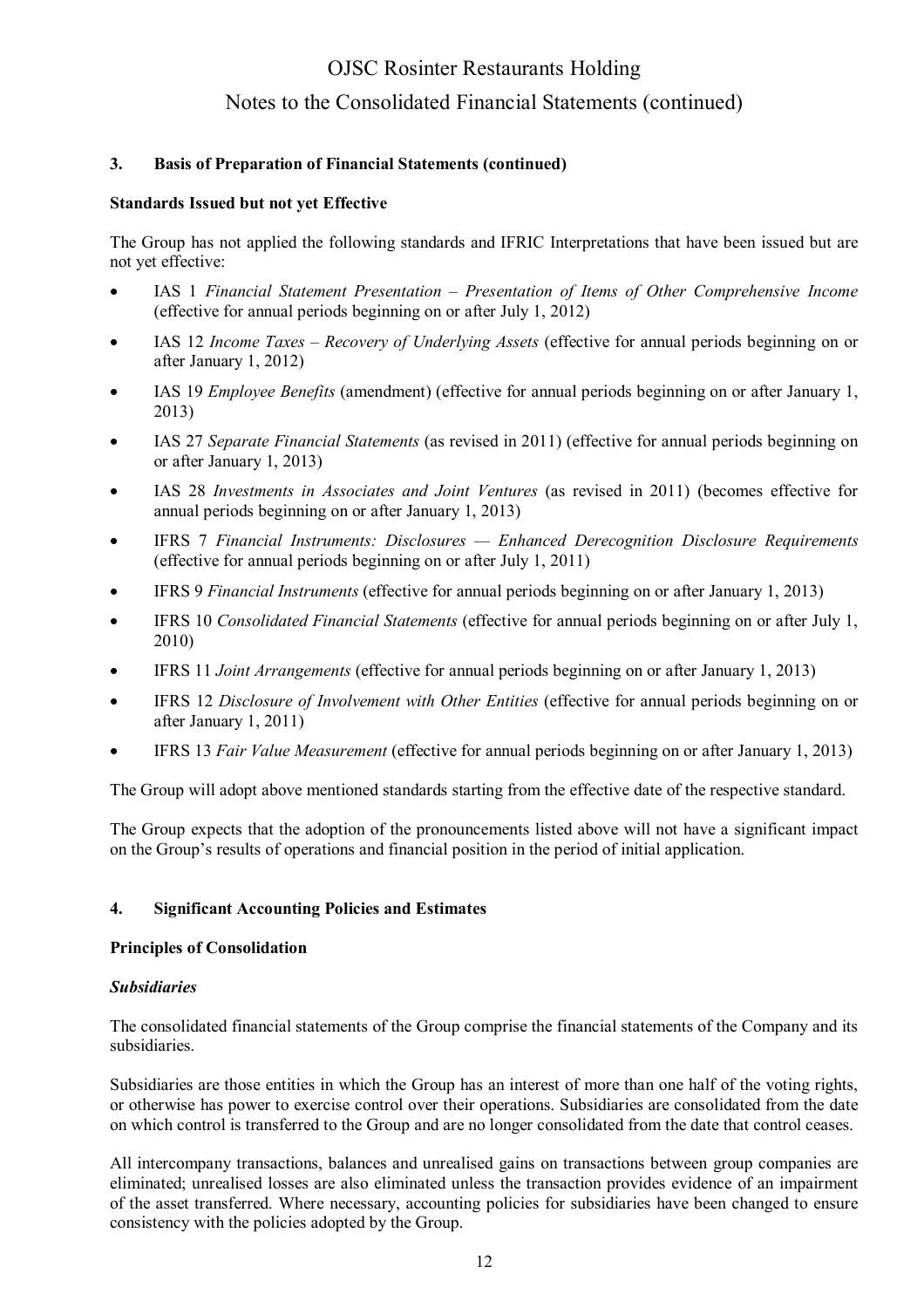### 3. Basis of Preparation of Financial Statements (continued)

**Standards Issued but not yet Effective**

The Group has not applied the following standards and IFRIC Interpretations that have been issued but are not yet effective:

- IAS 1 *Financial Statement Presentation – Presentation of Items of Other Comprehensive Income* (effective for annual periods beginning on or after July 1, 2012)
- IAS 12 *Income Taxes – Recovery of Underlying Assets* (effective for annual periods beginning on or after January 1, 2012)
- IAS 19 *Employee Benefits* (amendment) (effective for annual periods beginning on or after January 1, 2013)
- IAS 27 *Separate Financial Statements* (as revised in 2011) (effective for annual periods beginning on or after January 1, 2013)
- IAS 28 *Investments in Associates and Joint Ventures* (as revised in 2011) (becomes effective for annual periods beginning on or after January 1, 2013)
- IFRS 7 *Financial Instruments: Disclosures — Enhanced Derecognition Disclosure Requirements* (effective for annual periods beginning on or after July 1, 2011)
- IFRS 9 *Financial Instruments* (effective for annual periods beginning on or after January 1, 2013)
- IFRS 10 *Consolidated Financial Statements* (effective for annual periods beginning on or after July 1, 2010)
- IFRS 11 *Joint Arrangements* (effective for annual periods beginning on or after January 1, 2013)
- IFRS 12 *Disclosure of Involvement with Other Entities* (effective for annual periods beginning on or after January 1, 2011)
- IFRS 13 *Fair Value Measurement* (effective for annual periods beginning on or after January 1, 2013)

The Group will adopt above mentioned standards starting from the effective date of the respective standard.

The Group expects that the adoption of the pronouncements listed above will not have a significant impact on the Group's results of operations and financial position in the period of initial application.

### 4. Significant Accounting Policies and Estimates

**Principles of Consolidation**

***Subsidiaries***

The consolidated financial statements of the Group comprise the financial statements of the Company and its subsidiaries.

Subsidiaries are those entities in which the Group has an interest of more than one half of the voting rights, or otherwise has power to exercise control over their operations. Subsidiaries are consolidated from the date on which control is transferred to the Group and are no longer consolidated from the date that control ceases.

All intercompany transactions, balances and unrealised gains on transactions between group companies are eliminated; unrealised losses are also eliminated unless the transaction provides evidence of an impairment of the asset transferred. Where necessary, accounting policies for subsidiaries have been changed to ensure consistency with the policies adopted by the Group.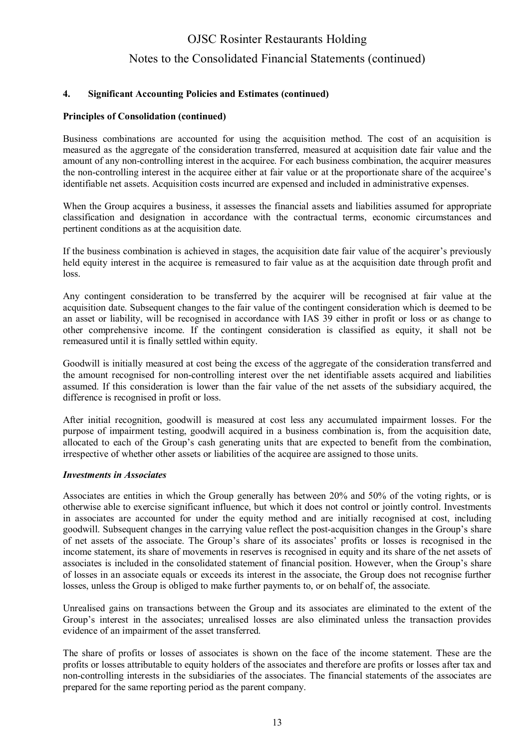## 4. Significant Accounting Policies and Estimates (continued)

### Principles of Consolidation (continued)

Business combinations are accounted for using the acquisition method. The cost of an acquisition is measured as the aggregate of the consideration transferred, measured at acquisition date fair value and the amount of any non-controlling interest in the acquiree. For each business combination, the acquirer measures the non-controlling interest in the acquiree either at fair value or at the proportionate share of the acquiree's identifiable net assets. Acquisition costs incurred are expensed and included in administrative expenses.

When the Group acquires a business, it assesses the financial assets and liabilities assumed for appropriate classification and designation in accordance with the contractual terms, economic circumstances and pertinent conditions as at the acquisition date.

If the business combination is achieved in stages, the acquisition date fair value of the acquirer's previously held equity interest in the acquiree is remeasured to fair value as at the acquisition date through profit and loss.

Any contingent consideration to be transferred by the acquirer will be recognised at fair value at the acquisition date. Subsequent changes to the fair value of the contingent consideration which is deemed to be an asset or liability, will be recognised in accordance with IAS 39 either in profit or loss or as change to other comprehensive income. If the contingent consideration is classified as equity, it shall not be remeasured until it is finally settled within equity.

Goodwill is initially measured at cost being the excess of the aggregate of the consideration transferred and the amount recognised for non-controlling interest over the net identifiable assets acquired and liabilities assumed. If this consideration is lower than the fair value of the net assets of the subsidiary acquired, the difference is recognised in profit or loss.

After initial recognition, goodwill is measured at cost less any accumulated impairment losses. For the purpose of impairment testing, goodwill acquired in a business combination is, from the acquisition date, allocated to each of the Group's cash generating units that are expected to benefit from the combination, irrespective of whether other assets or liabilities of the acquiree are assigned to those units.

***Investments in Associates***

Associates are entities in which the Group generally has between 20% and 50% of the voting rights, or is otherwise able to exercise significant influence, but which it does not control or jointly control. Investments in associates are accounted for under the equity method and are initially recognised at cost, including goodwill. Subsequent changes in the carrying value reflect the post-acquisition changes in the Group's share of net assets of the associate. The Group's share of its associates' profits or losses is recognised in the income statement, its share of movements in reserves is recognised in equity and its share of the net assets of associates is included in the consolidated statement of financial position. However, when the Group's share of losses in an associate equals or exceeds its interest in the associate, the Group does not recognise further losses, unless the Group is obliged to make further payments to, or on behalf of, the associate.

Unrealised gains on transactions between the Group and its associates are eliminated to the extent of the Group's interest in the associates; unrealised losses are also eliminated unless the transaction provides evidence of an impairment of the asset transferred.

The share of profits or losses of associates is shown on the face of the income statement. These are the profits or losses attributable to equity holders of the associates and therefore are profits or losses after tax and non-controlling interests in the subsidiaries of the associates. The financial statements of the associates are prepared for the same reporting period as the parent company.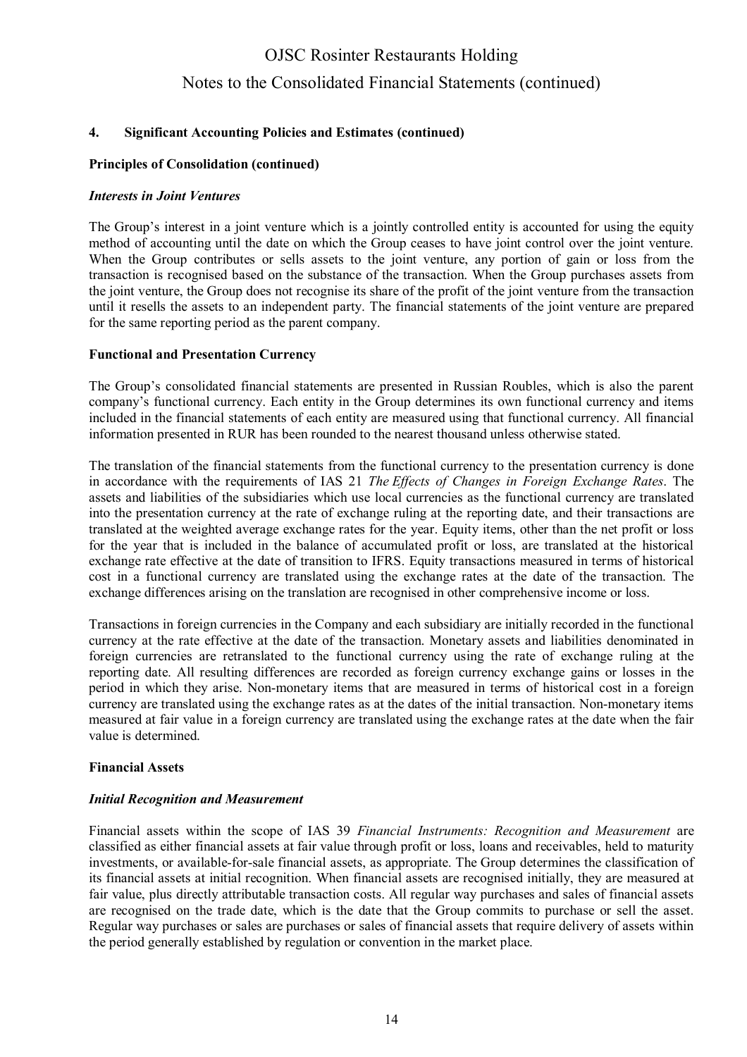## 4. Significant Accounting Policies and Estimates (continued)

### Principles of Consolidation (continued)

#### *Interests in Joint Ventures*

The Group's interest in a joint venture which is a jointly controlled entity is accounted for using the equity method of accounting until the date on which the Group ceases to have joint control over the joint venture. When the Group contributes or sells assets to the joint venture, any portion of gain or loss from the transaction is recognised based on the substance of the transaction. When the Group purchases assets from the joint venture, the Group does not recognise its share of the profit of the joint venture from the transaction until it resells the assets to an independent party. The financial statements of the joint venture are prepared for the same reporting period as the parent company.

### Functional and Presentation Currency

The Group's consolidated financial statements are presented in Russian Roubles, which is also the parent company's functional currency. Each entity in the Group determines its own functional currency and items included in the financial statements of each entity are measured using that functional currency. All financial information presented in RUR has been rounded to the nearest thousand unless otherwise stated.

The translation of the financial statements from the functional currency to the presentation currency is done in accordance with the requirements of IAS 21 *The Effects of Changes in Foreign Exchange Rates*. The assets and liabilities of the subsidiaries which use local currencies as the functional currency are translated into the presentation currency at the rate of exchange ruling at the reporting date, and their transactions are translated at the weighted average exchange rates for the year. Equity items, other than the net profit or loss for the year that is included in the balance of accumulated profit or loss, are translated at the historical exchange rate effective at the date of transition to IFRS. Equity transactions measured in terms of historical cost in a functional currency are translated using the exchange rates at the date of the transaction. The exchange differences arising on the translation are recognised in other comprehensive income or loss.

Transactions in foreign currencies in the Company and each subsidiary are initially recorded in the functional currency at the rate effective at the date of the transaction. Monetary assets and liabilities denominated in foreign currencies are retranslated to the functional currency using the rate of exchange ruling at the reporting date. All resulting differences are recorded as foreign currency exchange gains or losses in the period in which they arise. Non-monetary items that are measured in terms of historical cost in a foreign currency are translated using the exchange rates as at the dates of the initial transaction. Non-monetary items measured at fair value in a foreign currency are translated using the exchange rates at the date when the fair value is determined.

### Financial Assets

#### *Initial Recognition and Measurement*

Financial assets within the scope of IAS 39 *Financial Instruments: Recognition and Measurement* are classified as either financial assets at fair value through profit or loss, loans and receivables, held to maturity investments, or available-for-sale financial assets, as appropriate. The Group determines the classification of its financial assets at initial recognition. When financial assets are recognised initially, they are measured at fair value, plus directly attributable transaction costs. All regular way purchases and sales of financial assets are recognised on the trade date, which is the date that the Group commits to purchase or sell the asset. Regular way purchases or sales are purchases or sales of financial assets that require delivery of assets within the period generally established by regulation or convention in the market place.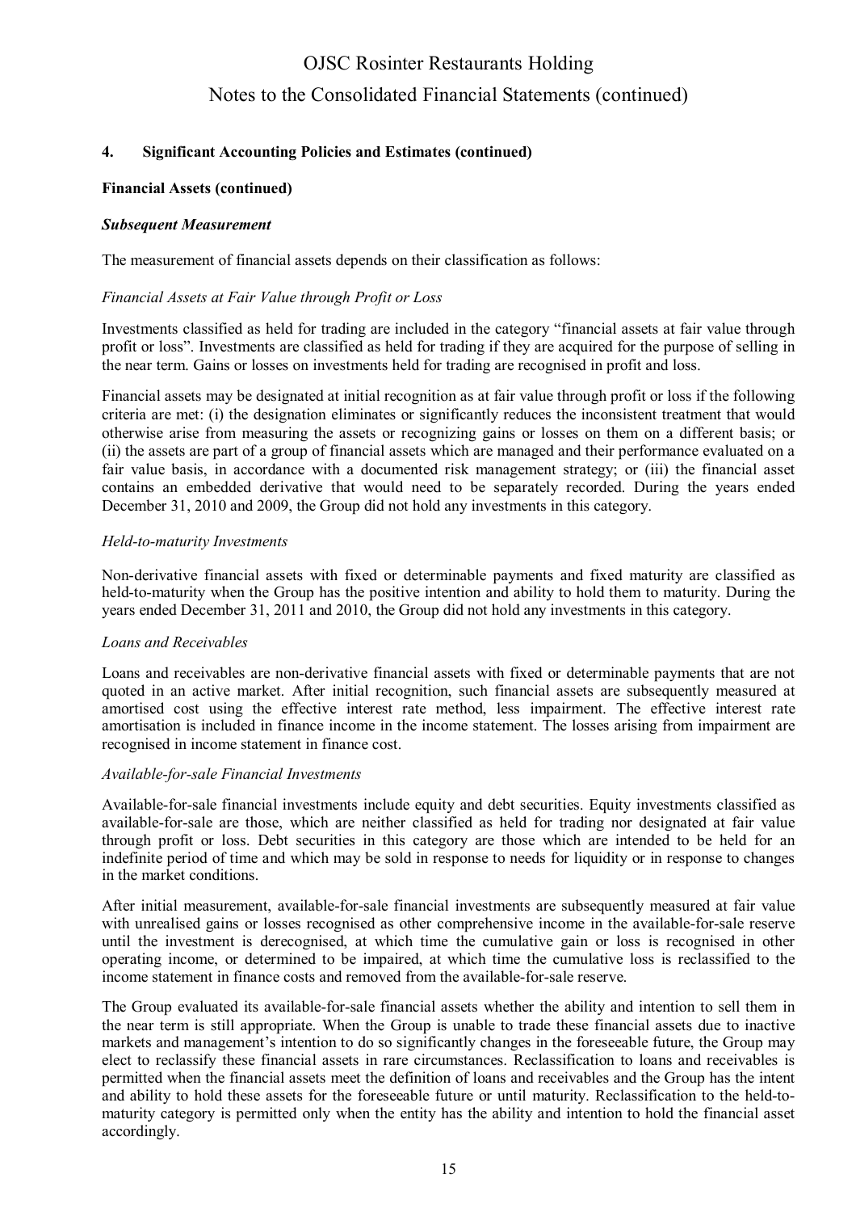## 4. Significant Accounting Policies and Estimates (continued)

**Financial Assets (continued)**

***Subsequent Measurement***

The measurement of financial assets depends on their classification as follows:

*Financial Assets at Fair Value through Profit or Loss*

Investments classified as held for trading are included in the category "financial assets at fair value through profit or loss". Investments are classified as held for trading if they are acquired for the purpose of selling in the near term. Gains or losses on investments held for trading are recognised in profit and loss.

Financial assets may be designated at initial recognition as at fair value through profit or loss if the following criteria are met: (i) the designation eliminates or significantly reduces the inconsistent treatment that would otherwise arise from measuring the assets or recognizing gains or losses on them on a different basis; or (ii) the assets are part of a group of financial assets which are managed and their performance evaluated on a fair value basis, in accordance with a documented risk management strategy; or (iii) the financial asset contains an embedded derivative that would need to be separately recorded. During the years ended December 31, 2010 and 2009, the Group did not hold any investments in this category.

*Held-to-maturity Investments*

Non-derivative financial assets with fixed or determinable payments and fixed maturity are classified as held-to-maturity when the Group has the positive intention and ability to hold them to maturity. During the years ended December 31, 2011 and 2010, the Group did not hold any investments in this category.

*Loans and Receivables*

Loans and receivables are non-derivative financial assets with fixed or determinable payments that are not quoted in an active market. After initial recognition, such financial assets are subsequently measured at amortised cost using the effective interest rate method, less impairment. The effective interest rate amortisation is included in finance income in the income statement. The losses arising from impairment are recognised in income statement in finance cost.

*Available-for-sale Financial Investments*

Available-for-sale financial investments include equity and debt securities. Equity investments classified as available-for-sale are those, which are neither classified as held for trading nor designated at fair value through profit or loss. Debt securities in this category are those which are intended to be held for an indefinite period of time and which may be sold in response to needs for liquidity or in response to changes in the market conditions.

After initial measurement, available-for-sale financial investments are subsequently measured at fair value with unrealised gains or losses recognised as other comprehensive income in the available-for-sale reserve until the investment is derecognised, at which time the cumulative gain or loss is recognised in other operating income, or determined to be impaired, at which time the cumulative loss is reclassified to the income statement in finance costs and removed from the available-for-sale reserve.

The Group evaluated its available-for-sale financial assets whether the ability and intention to sell them in the near term is still appropriate. When the Group is unable to trade these financial assets due to inactive markets and management's intention to do so significantly changes in the foreseeable future, the Group may elect to reclassify these financial assets in rare circumstances. Reclassification to loans and receivables is permitted when the financial assets meet the definition of loans and receivables and the Group has the intent and ability to hold these assets for the foreseeable future or until maturity. Reclassification to the held-to-maturity category is permitted only when the entity has the ability and intention to hold the financial asset accordingly.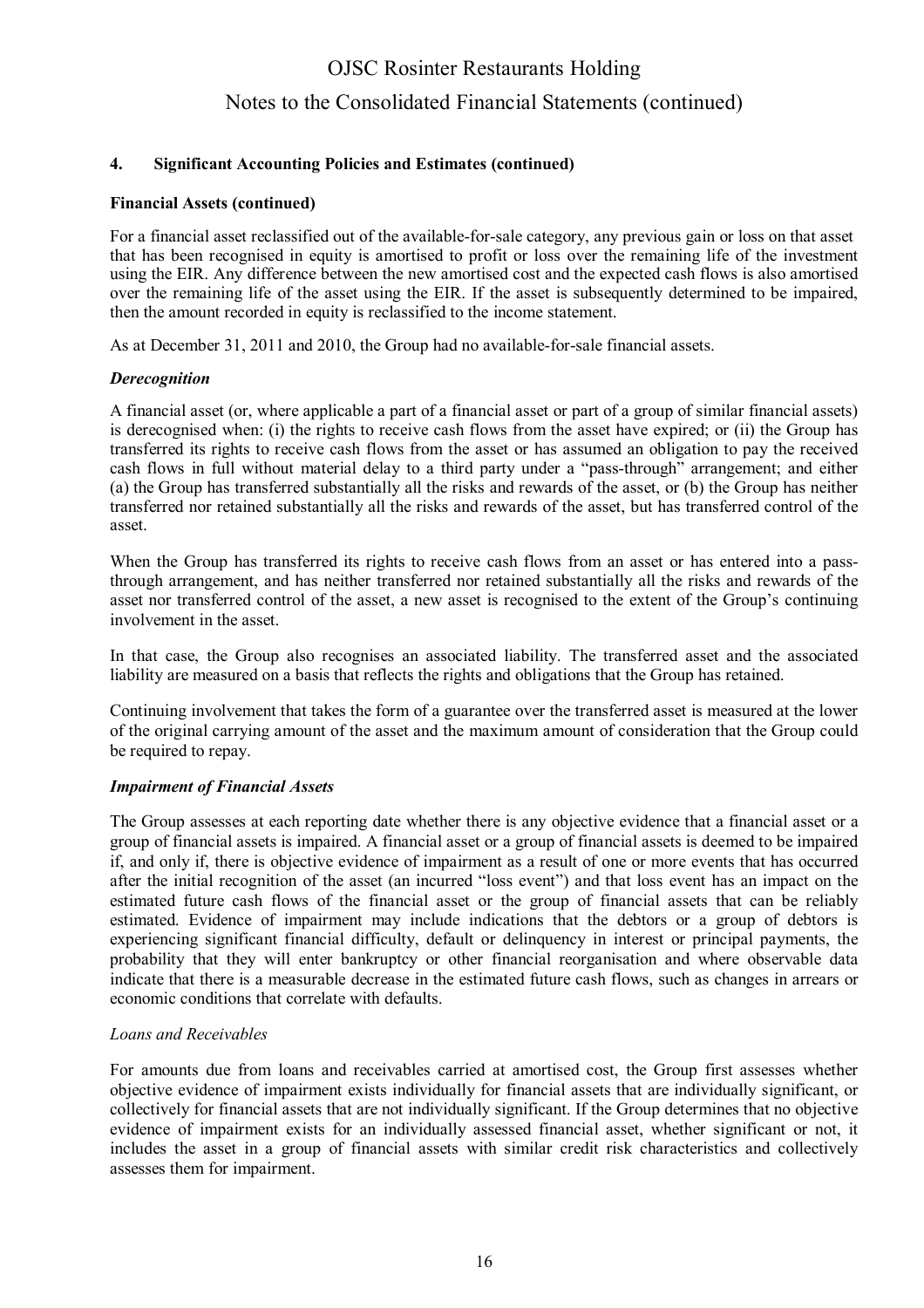## 4. Significant Accounting Policies and Estimates (continued)

**Financial Assets (continued)**

For a financial asset reclassified out of the available-for-sale category, any previous gain or loss on that asset that has been recognised in equity is amortised to profit or loss over the remaining life of the investment using the EIR. Any difference between the new amortised cost and the expected cash flows is also amortised over the remaining life of the asset using the EIR. If the asset is subsequently determined to be impaired, then the amount recorded in equity is reclassified to the income statement.

As at December 31, 2011 and 2010, the Group had no available-for-sale financial assets.

***Derecognition***

A financial asset (or, where applicable a part of a financial asset or part of a group of similar financial assets) is derecognised when: (i) the rights to receive cash flows from the asset have expired; or (ii) the Group has transferred its rights to receive cash flows from the asset or has assumed an obligation to pay the received cash flows in full without material delay to a third party under a "pass-through" arrangement; and either (a) the Group has transferred substantially all the risks and rewards of the asset, or (b) the Group has neither transferred nor retained substantially all the risks and rewards of the asset, but has transferred control of the asset.

When the Group has transferred its rights to receive cash flows from an asset or has entered into a pass-through arrangement, and has neither transferred nor retained substantially all the risks and rewards of the asset nor transferred control of the asset, a new asset is recognised to the extent of the Group's continuing involvement in the asset.

In that case, the Group also recognises an associated liability. The transferred asset and the associated liability are measured on a basis that reflects the rights and obligations that the Group has retained.

Continuing involvement that takes the form of a guarantee over the transferred asset is measured at the lower of the original carrying amount of the asset and the maximum amount of consideration that the Group could be required to repay.

***Impairment of Financial Assets***

The Group assesses at each reporting date whether there is any objective evidence that a financial asset or a group of financial assets is impaired. A financial asset or a group of financial assets is deemed to be impaired if, and only if, there is objective evidence of impairment as a result of one or more events that has occurred after the initial recognition of the asset (an incurred "loss event") and that loss event has an impact on the estimated future cash flows of the financial asset or the group of financial assets that can be reliably estimated. Evidence of impairment may include indications that the debtors or a group of debtors is experiencing significant financial difficulty, default or delinquency in interest or principal payments, the probability that they will enter bankruptcy or other financial reorganisation and where observable data indicate that there is a measurable decrease in the estimated future cash flows, such as changes in arrears or economic conditions that correlate with defaults.

*Loans and Receivables*

For amounts due from loans and receivables carried at amortised cost, the Group first assesses whether objective evidence of impairment exists individually for financial assets that are individually significant, or collectively for financial assets that are not individually significant. If the Group determines that no objective evidence of impairment exists for an individually assessed financial asset, whether significant or not, it includes the asset in a group of financial assets with similar credit risk characteristics and collectively assesses them for impairment.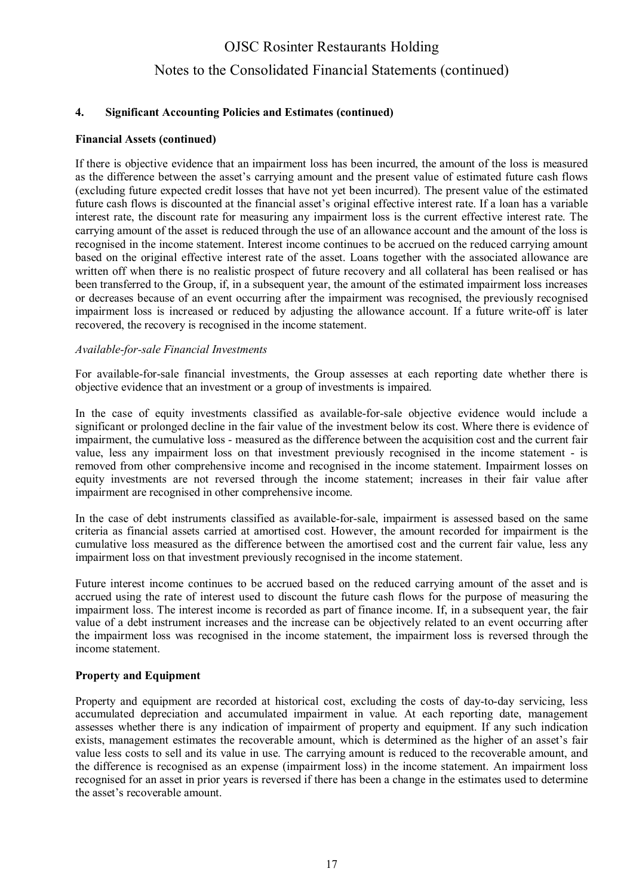### 4. Significant Accounting Policies and Estimates (continued)

**Financial Assets (continued)**

If there is objective evidence that an impairment loss has been incurred, the amount of the loss is measured as the difference between the asset's carrying amount and the present value of estimated future cash flows (excluding future expected credit losses that have not yet been incurred). The present value of the estimated future cash flows is discounted at the financial asset's original effective interest rate. If a loan has a variable interest rate, the discount rate for measuring any impairment loss is the current effective interest rate. The carrying amount of the asset is reduced through the use of an allowance account and the amount of the loss is recognised in the income statement. Interest income continues to be accrued on the reduced carrying amount based on the original effective interest rate of the asset. Loans together with the associated allowance are written off when there is no realistic prospect of future recovery and all collateral has been realised or has been transferred to the Group, if, in a subsequent year, the amount of the estimated impairment loss increases or decreases because of an event occurring after the impairment was recognised, the previously recognised impairment loss is increased or reduced by adjusting the allowance account. If a future write-off is later recovered, the recovery is recognised in the income statement.

*Available-for-sale Financial Investments*

For available-for-sale financial investments, the Group assesses at each reporting date whether there is objective evidence that an investment or a group of investments is impaired.

In the case of equity investments classified as available-for-sale objective evidence would include a significant or prolonged decline in the fair value of the investment below its cost. Where there is evidence of impairment, the cumulative loss - measured as the difference between the acquisition cost and the current fair value, less any impairment loss on that investment previously recognised in the income statement - is removed from other comprehensive income and recognised in the income statement. Impairment losses on equity investments are not reversed through the income statement; increases in their fair value after impairment are recognised in other comprehensive income.

In the case of debt instruments classified as available-for-sale, impairment is assessed based on the same criteria as financial assets carried at amortised cost. However, the amount recorded for impairment is the cumulative loss measured as the difference between the amortised cost and the current fair value, less any impairment loss on that investment previously recognised in the income statement.

Future interest income continues to be accrued based on the reduced carrying amount of the asset and is accrued using the rate of interest used to discount the future cash flows for the purpose of measuring the impairment loss. The interest income is recorded as part of finance income. If, in a subsequent year, the fair value of a debt instrument increases and the increase can be objectively related to an event occurring after the impairment loss was recognised in the income statement, the impairment loss is reversed through the income statement.

**Property and Equipment**

Property and equipment are recorded at historical cost, excluding the costs of day-to-day servicing, less accumulated depreciation and accumulated impairment in value. At each reporting date, management assesses whether there is any indication of impairment of property and equipment. If any such indication exists, management estimates the recoverable amount, which is determined as the higher of an asset's fair value less costs to sell and its value in use. The carrying amount is reduced to the recoverable amount, and the difference is recognised as an expense (impairment loss) in the income statement. An impairment loss recognised for an asset in prior years is reversed if there has been a change in the estimates used to determine the asset's recoverable amount.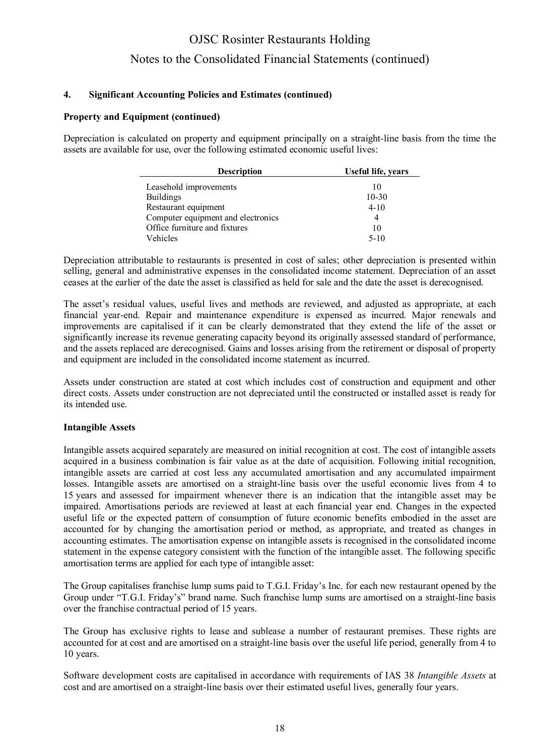## 4. Significant Accounting Policies and Estimates (continued)

### Property and Equipment (continued)

Depreciation is calculated on property and equipment principally on a straight-line basis from the time the assets are available for use, over the following estimated economic useful lives:

| Description | Useful life, years |
|---|---|
| Leasehold improvements | 10 |
| Buildings | 10-30 |
| Restaurant equipment | 4-10 |
| Computer equipment and electronics | 4 |
| Office furniture and fixtures | 10 |
| Vehicles | 5-10 |

Depreciation attributable to restaurants is presented in cost of sales; other depreciation is presented within selling, general and administrative expenses in the consolidated income statement. Depreciation of an asset ceases at the earlier of the date the asset is classified as held for sale and the date the asset is derecognised.

The asset's residual values, useful lives and methods are reviewed, and adjusted as appropriate, at each financial year-end. Repair and maintenance expenditure is expensed as incurred. Major renewals and improvements are capitalised if it can be clearly demonstrated that they extend the life of the asset or significantly increase its revenue generating capacity beyond its originally assessed standard of performance, and the assets replaced are derecognised. Gains and losses arising from the retirement or disposal of property and equipment are included in the consolidated income statement as incurred.

Assets under construction are stated at cost which includes cost of construction and equipment and other direct costs. Assets under construction are not depreciated until the constructed or installed asset is ready for its intended use.

### Intangible Assets

Intangible assets acquired separately are measured on initial recognition at cost. The cost of intangible assets acquired in a business combination is fair value as at the date of acquisition. Following initial recognition, intangible assets are carried at cost less any accumulated amortisation and any accumulated impairment losses. Intangible assets are amortised on a straight-line basis over the useful economic lives from 4 to 15 years and assessed for impairment whenever there is an indication that the intangible asset may be impaired. Amortisations periods are reviewed at least at each financial year end. Changes in the expected useful life or the expected pattern of consumption of future economic benefits embodied in the asset are accounted for by changing the amortisation period or method, as appropriate, and treated as changes in accounting estimates. The amortisation expense on intangible assets is recognised in the consolidated income statement in the expense category consistent with the function of the intangible asset. The following specific amortisation terms are applied for each type of intangible asset:

The Group capitalises franchise lump sums paid to T.G.I. Friday's Inc. for each new restaurant opened by the Group under "T.G.I. Friday's" brand name. Such franchise lump sums are amortised on a straight-line basis over the franchise contractual period of 15 years.

The Group has exclusive rights to lease and sublease a number of restaurant premises. These rights are accounted for at cost and are amortised on a straight-line basis over the useful life period, generally from 4 to 10 years.

Software development costs are capitalised in accordance with requirements of IAS 38 *Intangible Assets* at cost and are amortised on a straight-line basis over their estimated useful lives, generally four years.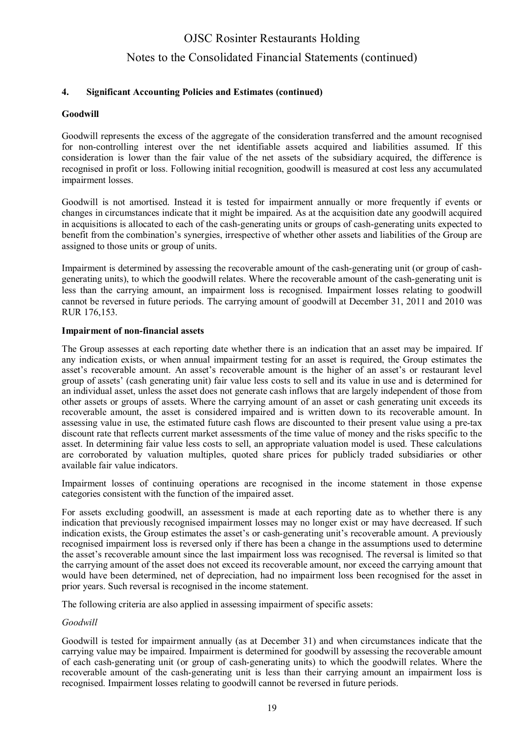## 4. Significant Accounting Policies and Estimates (continued)

**Goodwill**

Goodwill represents the excess of the aggregate of the consideration transferred and the amount recognised for non-controlling interest over the net identifiable assets acquired and liabilities assumed. If this consideration is lower than the fair value of the net assets of the subsidiary acquired, the difference is recognised in profit or loss. Following initial recognition, goodwill is measured at cost less any accumulated impairment losses.

Goodwill is not amortised. Instead it is tested for impairment annually or more frequently if events or changes in circumstances indicate that it might be impaired. As at the acquisition date any goodwill acquired in acquisitions is allocated to each of the cash-generating units or groups of cash-generating units expected to benefit from the combination's synergies, irrespective of whether other assets and liabilities of the Group are assigned to those units or group of units.

Impairment is determined by assessing the recoverable amount of the cash-generating unit (or group of cash-generating units), to which the goodwill relates. Where the recoverable amount of the cash-generating unit is less than the carrying amount, an impairment loss is recognised. Impairment losses relating to goodwill cannot be reversed in future periods. The carrying amount of goodwill at December 31, 2011 and 2010 was RUR 176,153.

**Impairment of non-financial assets**

The Group assesses at each reporting date whether there is an indication that an asset may be impaired. If any indication exists, or when annual impairment testing for an asset is required, the Group estimates the asset's recoverable amount. An asset's recoverable amount is the higher of an asset's or restaurant level group of assets' (cash generating unit) fair value less costs to sell and its value in use and is determined for an individual asset, unless the asset does not generate cash inflows that are largely independent of those from other assets or groups of assets. Where the carrying amount of an asset or cash generating unit exceeds its recoverable amount, the asset is considered impaired and is written down to its recoverable amount. In assessing value in use, the estimated future cash flows are discounted to their present value using a pre-tax discount rate that reflects current market assessments of the time value of money and the risks specific to the asset. In determining fair value less costs to sell, an appropriate valuation model is used. These calculations are corroborated by valuation multiples, quoted share prices for publicly traded subsidiaries or other available fair value indicators.

Impairment losses of continuing operations are recognised in the income statement in those expense categories consistent with the function of the impaired asset.

For assets excluding goodwill, an assessment is made at each reporting date as to whether there is any indication that previously recognised impairment losses may no longer exist or may have decreased. If such indication exists, the Group estimates the asset's or cash-generating unit's recoverable amount. A previously recognised impairment loss is reversed only if there has been a change in the assumptions used to determine the asset's recoverable amount since the last impairment loss was recognised. The reversal is limited so that the carrying amount of the asset does not exceed its recoverable amount, nor exceed the carrying amount that would have been determined, net of depreciation, had no impairment loss been recognised for the asset in prior years. Such reversal is recognised in the income statement.

The following criteria are also applied in assessing impairment of specific assets:

*Goodwill*

Goodwill is tested for impairment annually (as at December 31) and when circumstances indicate that the carrying value may be impaired. Impairment is determined for goodwill by assessing the recoverable amount of each cash-generating unit (or group of cash-generating units) to which the goodwill relates. Where the recoverable amount of the cash-generating unit is less than their carrying amount an impairment loss is recognised. Impairment losses relating to goodwill cannot be reversed in future periods.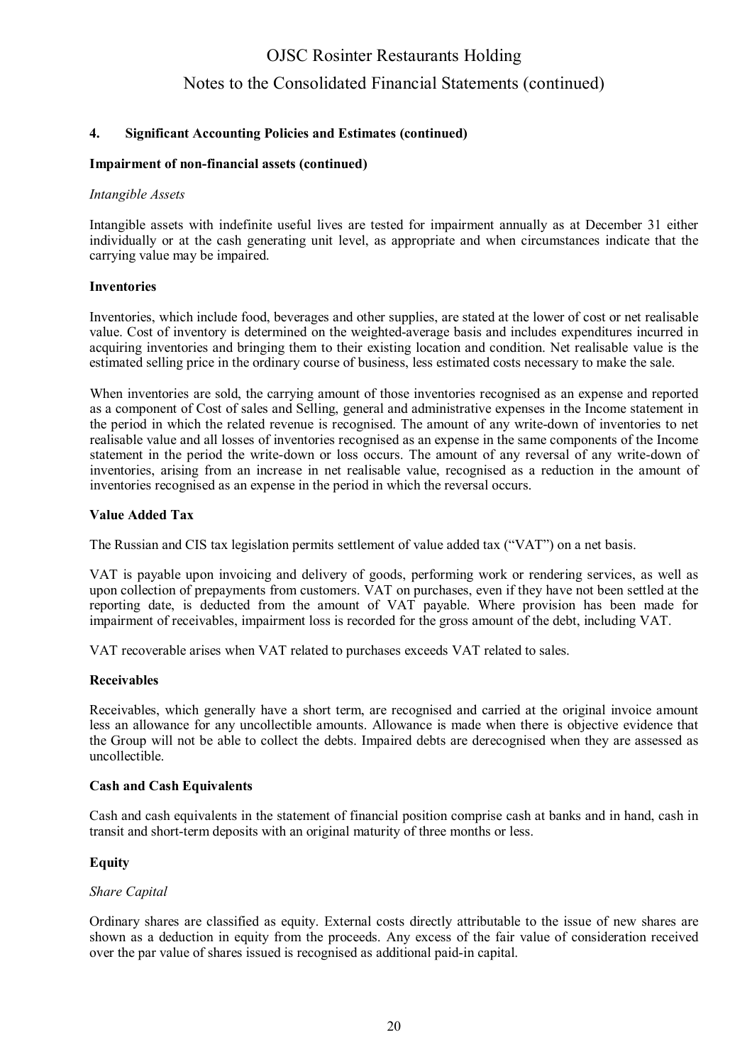## 4. Significant Accounting Policies and Estimates (continued)

### Impairment of non-financial assets (continued)

*Intangible Assets*

Intangible assets with indefinite useful lives are tested for impairment annually as at December 31 either individually or at the cash generating unit level, as appropriate and when circumstances indicate that the carrying value may be impaired.

### Inventories

Inventories, which include food, beverages and other supplies, are stated at the lower of cost or net realisable value. Cost of inventory is determined on the weighted-average basis and includes expenditures incurred in acquiring inventories and bringing them to their existing location and condition. Net realisable value is the estimated selling price in the ordinary course of business, less estimated costs necessary to make the sale.

When inventories are sold, the carrying amount of those inventories recognised as an expense and reported as a component of Cost of sales and Selling, general and administrative expenses in the Income statement in the period in which the related revenue is recognised. The amount of any write-down of inventories to net realisable value and all losses of inventories recognised as an expense in the same components of the Income statement in the period the write-down or loss occurs. The amount of any reversal of any write-down of inventories, arising from an increase in net realisable value, recognised as a reduction in the amount of inventories recognised as an expense in the period in which the reversal occurs.

### Value Added Tax

The Russian and CIS tax legislation permits settlement of value added tax ("VAT") on a net basis.

VAT is payable upon invoicing and delivery of goods, performing work or rendering services, as well as upon collection of prepayments from customers. VAT on purchases, even if they have not been settled at the reporting date, is deducted from the amount of VAT payable. Where provision has been made for impairment of receivables, impairment loss is recorded for the gross amount of the debt, including VAT.

VAT recoverable arises when VAT related to purchases exceeds VAT related to sales.

### Receivables

Receivables, which generally have a short term, are recognised and carried at the original invoice amount less an allowance for any uncollectible amounts. Allowance is made when there is objective evidence that the Group will not be able to collect the debts. Impaired debts are derecognised when they are assessed as uncollectible.

### Cash and Cash Equivalents

Cash and cash equivalents in the statement of financial position comprise cash at banks and in hand, cash in transit and short-term deposits with an original maturity of three months or less.

### Equity

*Share Capital*

Ordinary shares are classified as equity. External costs directly attributable to the issue of new shares are shown as a deduction in equity from the proceeds. Any excess of the fair value of consideration received over the par value of shares issued is recognised as additional paid-in capital.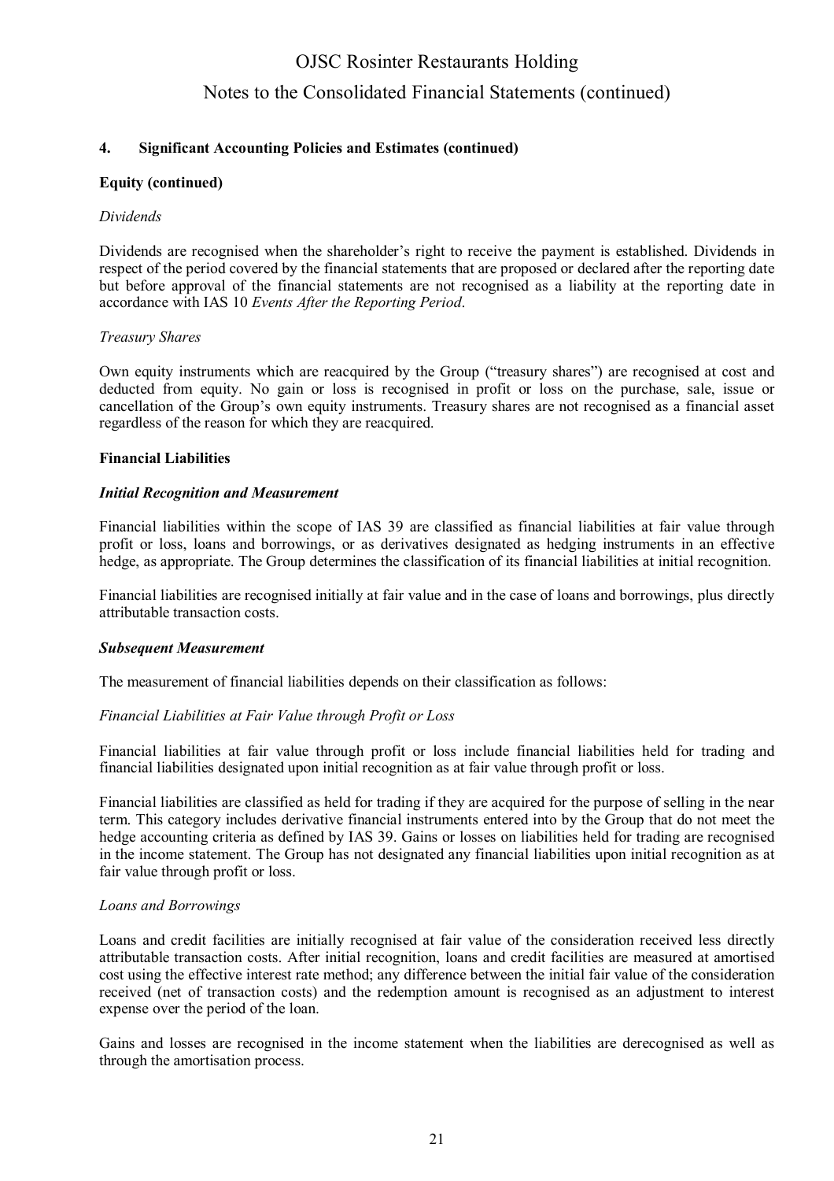## 4. Significant Accounting Policies and Estimates (continued)

### Equity (continued)

*Dividends*

Dividends are recognised when the shareholder's right to receive the payment is established. Dividends in respect of the period covered by the financial statements that are proposed or declared after the reporting date but before approval of the financial statements are not recognised as a liability at the reporting date in accordance with IAS 10 *Events After the Reporting Period*.

*Treasury Shares*

Own equity instruments which are reacquired by the Group ("treasury shares") are recognised at cost and deducted from equity. No gain or loss is recognised in profit or loss on the purchase, sale, issue or cancellation of the Group's own equity instruments. Treasury shares are not recognised as a financial asset regardless of the reason for which they are reacquired.

### Financial Liabilities

***Initial Recognition and Measurement***

Financial liabilities within the scope of IAS 39 are classified as financial liabilities at fair value through profit or loss, loans and borrowings, or as derivatives designated as hedging instruments in an effective hedge, as appropriate. The Group determines the classification of its financial liabilities at initial recognition.

Financial liabilities are recognised initially at fair value and in the case of loans and borrowings, plus directly attributable transaction costs.

***Subsequent Measurement***

The measurement of financial liabilities depends on their classification as follows:

*Financial Liabilities at Fair Value through Profit or Loss*

Financial liabilities at fair value through profit or loss include financial liabilities held for trading and financial liabilities designated upon initial recognition as at fair value through profit or loss.

Financial liabilities are classified as held for trading if they are acquired for the purpose of selling in the near term. This category includes derivative financial instruments entered into by the Group that do not meet the hedge accounting criteria as defined by IAS 39. Gains or losses on liabilities held for trading are recognised in the income statement. The Group has not designated any financial liabilities upon initial recognition as at fair value through profit or loss.

*Loans and Borrowings*

Loans and credit facilities are initially recognised at fair value of the consideration received less directly attributable transaction costs. After initial recognition, loans and credit facilities are measured at amortised cost using the effective interest rate method; any difference between the initial fair value of the consideration received (net of transaction costs) and the redemption amount is recognised as an adjustment to interest expense over the period of the loan.

Gains and losses are recognised in the income statement when the liabilities are derecognised as well as through the amortisation process.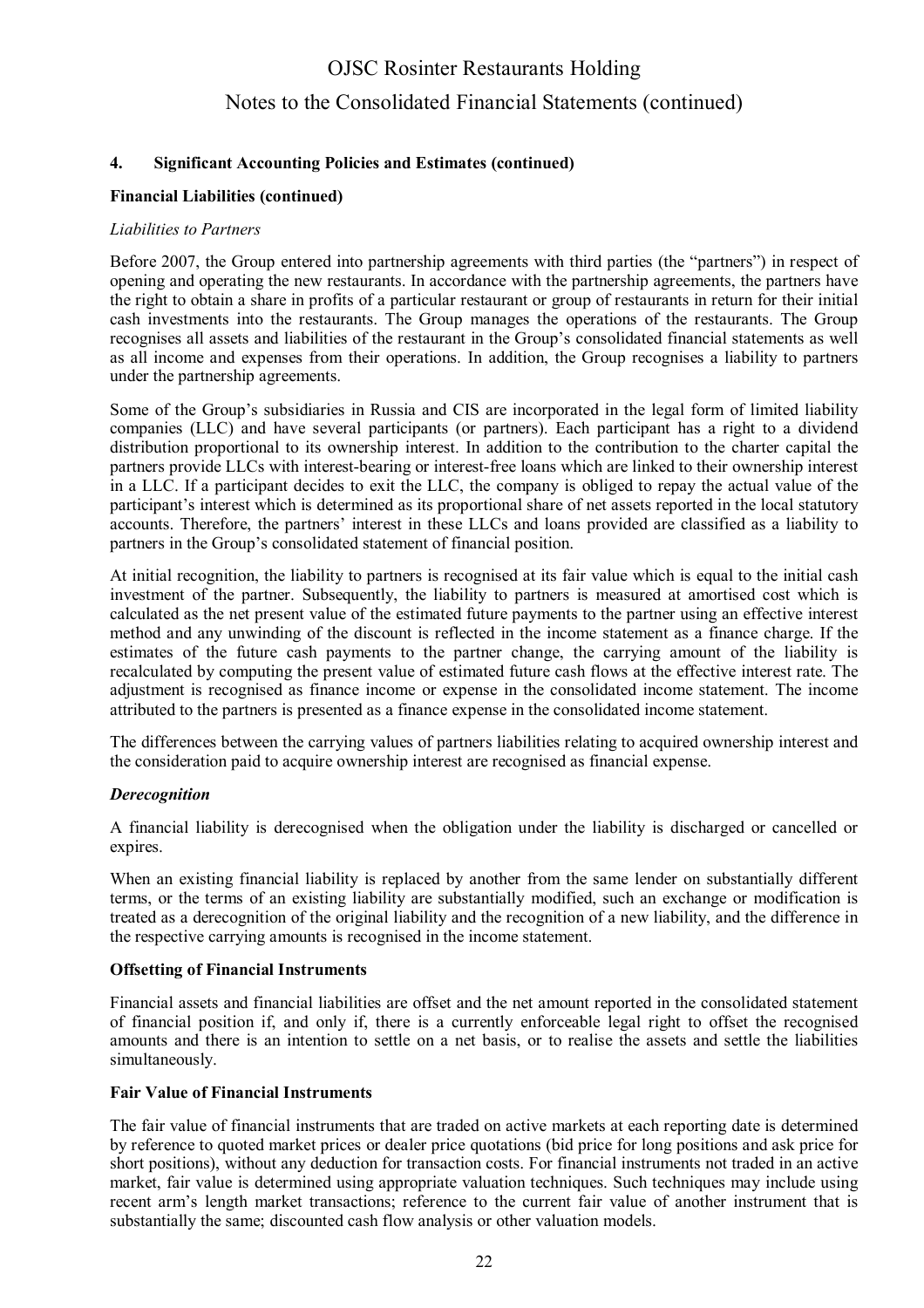## 4. Significant Accounting Policies and Estimates (continued)

### Financial Liabilities (continued)

*Liabilities to Partners*

Before 2007, the Group entered into partnership agreements with third parties (the "partners") in respect of opening and operating the new restaurants. In accordance with the partnership agreements, the partners have the right to obtain a share in profits of a particular restaurant or group of restaurants in return for their initial cash investments into the restaurants. The Group manages the operations of the restaurants. The Group recognises all assets and liabilities of the restaurant in the Group's consolidated financial statements as well as all income and expenses from their operations. In addition, the Group recognises a liability to partners under the partnership agreements.

Some of the Group's subsidiaries in Russia and CIS are incorporated in the legal form of limited liability companies (LLC) and have several participants (or partners). Each participant has a right to a dividend distribution proportional to its ownership interest. In addition to the contribution to the charter capital the partners provide LLCs with interest-bearing or interest-free loans which are linked to their ownership interest in a LLC. If a participant decides to exit the LLC, the company is obliged to repay the actual value of the participant's interest which is determined as its proportional share of net assets reported in the local statutory accounts. Therefore, the partners' interest in these LLCs and loans provided are classified as a liability to partners in the Group's consolidated statement of financial position.

At initial recognition, the liability to partners is recognised at its fair value which is equal to the initial cash investment of the partner. Subsequently, the liability to partners is measured at amortised cost which is calculated as the net present value of the estimated future payments to the partner using an effective interest method and any unwinding of the discount is reflected in the income statement as a finance charge. If the estimates of the future cash payments to the partner change, the carrying amount of the liability is recalculated by computing the present value of estimated future cash flows at the effective interest rate. The adjustment is recognised as finance income or expense in the consolidated income statement. The income attributed to the partners is presented as a finance expense in the consolidated income statement.

The differences between the carrying values of partners liabilities relating to acquired ownership interest and the consideration paid to acquire ownership interest are recognised as financial expense.

***Derecognition***

A financial liability is derecognised when the obligation under the liability is discharged or cancelled or expires.

When an existing financial liability is replaced by another from the same lender on substantially different terms, or the terms of an existing liability are substantially modified, such an exchange or modification is treated as a derecognition of the original liability and the recognition of a new liability, and the difference in the respective carrying amounts is recognised in the income statement.

### Offsetting of Financial Instruments

Financial assets and financial liabilities are offset and the net amount reported in the consolidated statement of financial position if, and only if, there is a currently enforceable legal right to offset the recognised amounts and there is an intention to settle on a net basis, or to realise the assets and settle the liabilities simultaneously.

### Fair Value of Financial Instruments

The fair value of financial instruments that are traded on active markets at each reporting date is determined by reference to quoted market prices or dealer price quotations (bid price for long positions and ask price for short positions), without any deduction for transaction costs. For financial instruments not traded in an active market, fair value is determined using appropriate valuation techniques. Such techniques may include using recent arm's length market transactions; reference to the current fair value of another instrument that is substantially the same; discounted cash flow analysis or other valuation models.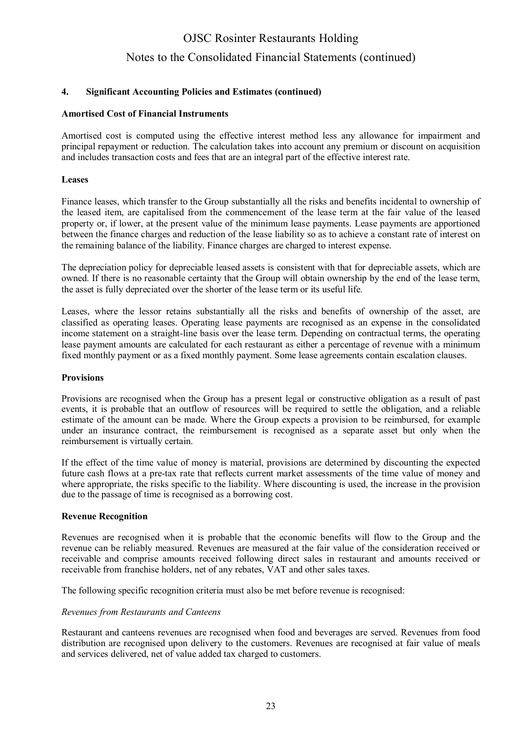## 4. Significant Accounting Policies and Estimates (continued)

### Amortised Cost of Financial Instruments

Amortised cost is computed using the effective interest method less any allowance for impairment and principal repayment or reduction. The calculation takes into account any premium or discount on acquisition and includes transaction costs and fees that are an integral part of the effective interest rate.

### Leases

Finance leases, which transfer to the Group substantially all the risks and benefits incidental to ownership of the leased item, are capitalised from the commencement of the lease term at the fair value of the leased property or, if lower, at the present value of the minimum lease payments. Lease payments are apportioned between the finance charges and reduction of the lease liability so as to achieve a constant rate of interest on the remaining balance of the liability. Finance charges are charged to interest expense.

The depreciation policy for depreciable leased assets is consistent with that for depreciable assets, which are owned. If there is no reasonable certainty that the Group will obtain ownership by the end of the lease term, the asset is fully depreciated over the shorter of the lease term or its useful life.

Leases, where the lessor retains substantially all the risks and benefits of ownership of the asset, are classified as operating leases. Operating lease payments are recognised as an expense in the consolidated income statement on a straight-line basis over the lease term. Depending on contractual terms, the operating lease payment amounts are calculated for each restaurant as either a percentage of revenue with a minimum fixed monthly payment or as a fixed monthly payment. Some lease agreements contain escalation clauses.

### Provisions

Provisions are recognised when the Group has a present legal or constructive obligation as a result of past events, it is probable that an outflow of resources will be required to settle the obligation, and a reliable estimate of the amount can be made. Where the Group expects a provision to be reimbursed, for example under an insurance contract, the reimbursement is recognised as a separate asset but only when the reimbursement is virtually certain.

If the effect of the time value of money is material, provisions are determined by discounting the expected future cash flows at a pre-tax rate that reflects current market assessments of the time value of money and where appropriate, the risks specific to the liability. Where discounting is used, the increase in the provision due to the passage of time is recognised as a borrowing cost.

### Revenue Recognition

Revenues are recognised when it is probable that the economic benefits will flow to the Group and the revenue can be reliably measured. Revenues are measured at the fair value of the consideration received or receivable and comprise amounts received following direct sales in restaurant and amounts received or receivable from franchise holders, net of any rebates, VAT and other sales taxes.

The following specific recognition criteria must also be met before revenue is recognised:

*Revenues from Restaurants and Canteens*

Restaurant and canteens revenues are recognised when food and beverages are served. Revenues from food distribution are recognised upon delivery to the customers. Revenues are recognised at fair value of meals and services delivered, net of value added tax charged to customers.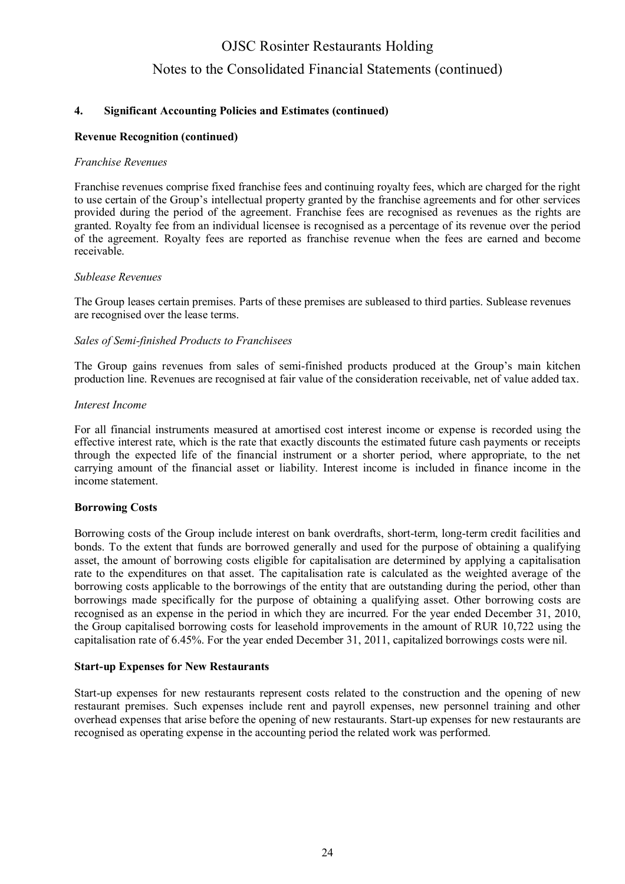## 4. Significant Accounting Policies and Estimates (continued)

### Revenue Recognition (continued)

*Franchise Revenues*

Franchise revenues comprise fixed franchise fees and continuing royalty fees, which are charged for the right to use certain of the Group's intellectual property granted by the franchise agreements and for other services provided during the period of the agreement. Franchise fees are recognised as revenues as the rights are granted. Royalty fee from an individual licensee is recognised as a percentage of its revenue over the period of the agreement. Royalty fees are reported as franchise revenue when the fees are earned and become receivable.

*Sublease Revenues*

The Group leases certain premises. Parts of these premises are subleased to third parties. Sublease revenues are recognised over the lease terms.

*Sales of Semi-finished Products to Franchisees*

The Group gains revenues from sales of semi-finished products produced at the Group's main kitchen production line. Revenues are recognised at fair value of the consideration receivable, net of value added tax.

*Interest Income*

For all financial instruments measured at amortised cost interest income or expense is recorded using the effective interest rate, which is the rate that exactly discounts the estimated future cash payments or receipts through the expected life of the financial instrument or a shorter period, where appropriate, to the net carrying amount of the financial asset or liability. Interest income is included in finance income in the income statement.

### Borrowing Costs

Borrowing costs of the Group include interest on bank overdrafts, short-term, long-term credit facilities and bonds. To the extent that funds are borrowed generally and used for the purpose of obtaining a qualifying asset, the amount of borrowing costs eligible for capitalisation are determined by applying a capitalisation rate to the expenditures on that asset. The capitalisation rate is calculated as the weighted average of the borrowing costs applicable to the borrowings of the entity that are outstanding during the period, other than borrowings made specifically for the purpose of obtaining a qualifying asset. Other borrowing costs are recognised as an expense in the period in which they are incurred. For the year ended December 31, 2010, the Group capitalised borrowing costs for leasehold improvements in the amount of RUR 10,722 using the capitalisation rate of 6.45%. For the year ended December 31, 2011, capitalized borrowings costs were nil.

### Start-up Expenses for New Restaurants

Start-up expenses for new restaurants represent costs related to the construction and the opening of new restaurant premises. Such expenses include rent and payroll expenses, new personnel training and other overhead expenses that arise before the opening of new restaurants. Start-up expenses for new restaurants are recognised as operating expense in the accounting period the related work was performed.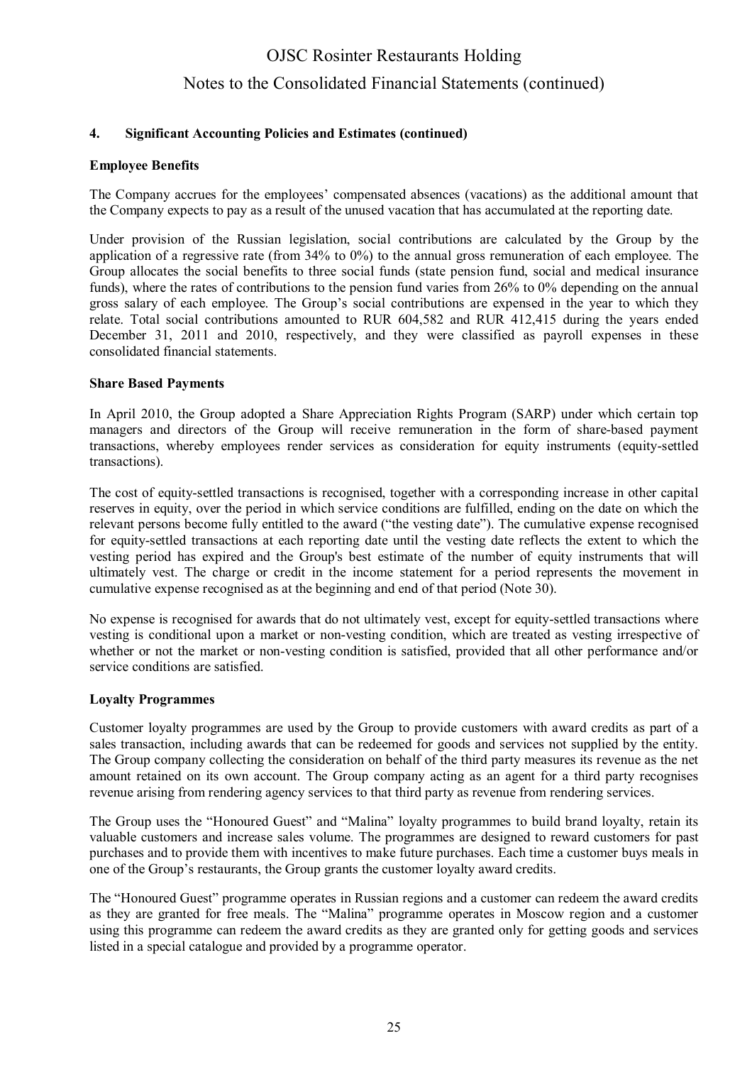## 4. Significant Accounting Policies and Estimates (continued)

### Employee Benefits

The Company accrues for the employees' compensated absences (vacations) as the additional amount that the Company expects to pay as a result of the unused vacation that has accumulated at the reporting date.

Under provision of the Russian legislation, social contributions are calculated by the Group by the application of a regressive rate (from 34% to 0%) to the annual gross remuneration of each employee. The Group allocates the social benefits to three social funds (state pension fund, social and medical insurance funds), where the rates of contributions to the pension fund varies from 26% to 0% depending on the annual gross salary of each employee. The Group's social contributions are expensed in the year to which they relate. Total social contributions amounted to RUR 604,582 and RUR 412,415 during the years ended December 31, 2011 and 2010, respectively, and they were classified as payroll expenses in these consolidated financial statements.

### Share Based Payments

In April 2010, the Group adopted a Share Appreciation Rights Program (SARP) under which certain top managers and directors of the Group will receive remuneration in the form of share-based payment transactions, whereby employees render services as consideration for equity instruments (equity-settled transactions).

The cost of equity-settled transactions is recognised, together with a corresponding increase in other capital reserves in equity, over the period in which service conditions are fulfilled, ending on the date on which the relevant persons become fully entitled to the award ("the vesting date"). The cumulative expense recognised for equity-settled transactions at each reporting date until the vesting date reflects the extent to which the vesting period has expired and the Group's best estimate of the number of equity instruments that will ultimately vest. The charge or credit in the income statement for a period represents the movement in cumulative expense recognised as at the beginning and end of that period (Note 30).

No expense is recognised for awards that do not ultimately vest, except for equity-settled transactions where vesting is conditional upon a market or non-vesting condition, which are treated as vesting irrespective of whether or not the market or non-vesting condition is satisfied, provided that all other performance and/or service conditions are satisfied.

### Loyalty Programmes

Customer loyalty programmes are used by the Group to provide customers with award credits as part of a sales transaction, including awards that can be redeemed for goods and services not supplied by the entity. The Group company collecting the consideration on behalf of the third party measures its revenue as the net amount retained on its own account. The Group company acting as an agent for a third party recognises revenue arising from rendering agency services to that third party as revenue from rendering services.

The Group uses the "Honoured Guest" and "Malina" loyalty programmes to build brand loyalty, retain its valuable customers and increase sales volume. The programmes are designed to reward customers for past purchases and to provide them with incentives to make future purchases. Each time a customer buys meals in one of the Group's restaurants, the Group grants the customer loyalty award credits.

The "Honoured Guest" programme operates in Russian regions and a customer can redeem the award credits as they are granted for free meals. The "Malina" programme operates in Moscow region and a customer using this programme can redeem the award credits as they are granted only for getting goods and services listed in a special catalogue and provided by a programme operator.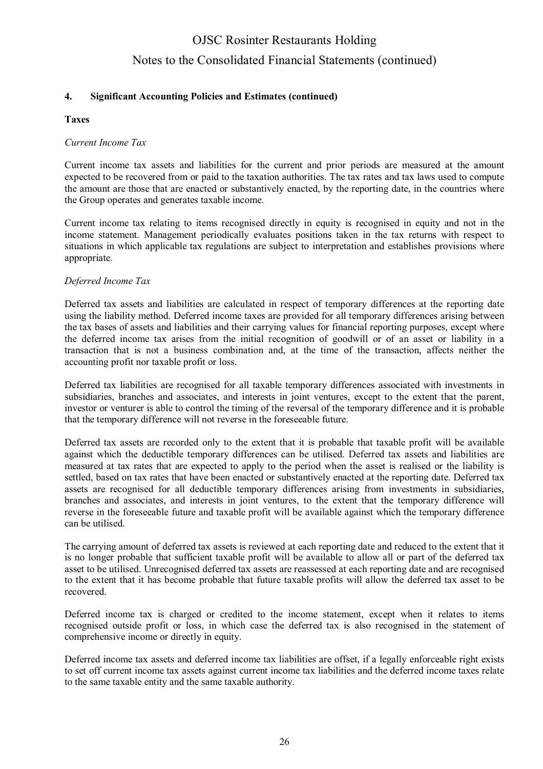#### 4. Significant Accounting Policies and Estimates (continued)

**Taxes**

*Current Income Tax*

Current income tax assets and liabilities for the current and prior periods are measured at the amount expected to be recovered from or paid to the taxation authorities. The tax rates and tax laws used to compute the amount are those that are enacted or substantively enacted, by the reporting date, in the countries where the Group operates and generates taxable income.

Current income tax relating to items recognised directly in equity is recognised in equity and not in the income statement. Management periodically evaluates positions taken in the tax returns with respect to situations in which applicable tax regulations are subject to interpretation and establishes provisions where appropriate.

*Deferred Income Tax*

Deferred tax assets and liabilities are calculated in respect of temporary differences at the reporting date using the liability method. Deferred income taxes are provided for all temporary differences arising between the tax bases of assets and liabilities and their carrying values for financial reporting purposes, except where the deferred income tax arises from the initial recognition of goodwill or of an asset or liability in a transaction that is not a business combination and, at the time of the transaction, affects neither the accounting profit nor taxable profit or loss.

Deferred tax liabilities are recognised for all taxable temporary differences associated with investments in subsidiaries, branches and associates, and interests in joint ventures, except to the extent that the parent, investor or venturer is able to control the timing of the reversal of the temporary difference and it is probable that the temporary difference will not reverse in the foreseeable future.

Deferred tax assets are recorded only to the extent that it is probable that taxable profit will be available against which the deductible temporary differences can be utilised. Deferred tax assets and liabilities are measured at tax rates that are expected to apply to the period when the asset is realised or the liability is settled, based on tax rates that have been enacted or substantively enacted at the reporting date. Deferred tax assets are recognised for all deductible temporary differences arising from investments in subsidiaries, branches and associates, and interests in joint ventures, to the extent that the temporary difference will reverse in the foreseeable future and taxable profit will be available against which the temporary difference can be utilised.

The carrying amount of deferred tax assets is reviewed at each reporting date and reduced to the extent that it is no longer probable that sufficient taxable profit will be available to allow all or part of the deferred tax asset to be utilised. Unrecognised deferred tax assets are reassessed at each reporting date and are recognised to the extent that it has become probable that future taxable profits will allow the deferred tax asset to be recovered.

Deferred income tax is charged or credited to the income statement, except when it relates to items recognised outside profit or loss, in which case the deferred tax is also recognised in the statement of comprehensive income or directly in equity.

Deferred income tax assets and deferred income tax liabilities are offset, if a legally enforceable right exists to set off current income tax assets against current income tax liabilities and the deferred income taxes relate to the same taxable entity and the same taxable authority.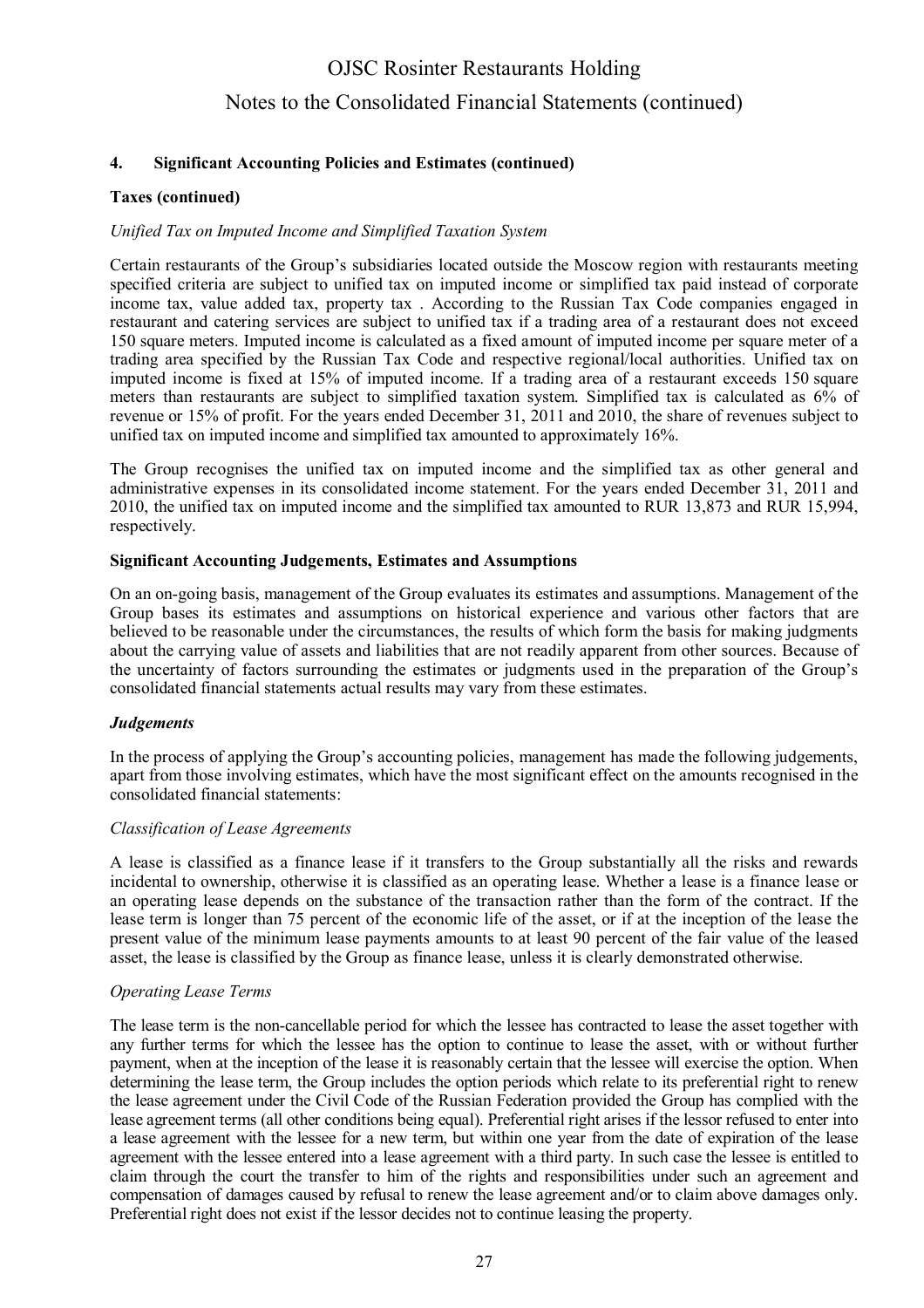## 4. Significant Accounting Policies and Estimates (continued)

**Taxes (continued)**

*Unified Tax on Imputed Income and Simplified Taxation System*

Certain restaurants of the Group's subsidiaries located outside the Moscow region with restaurants meeting specified criteria are subject to unified tax on imputed income or simplified tax paid instead of corporate income tax, value added tax, property tax . According to the Russian Tax Code companies engaged in restaurant and catering services are subject to unified tax if a trading area of a restaurant does not exceed 150 square meters. Imputed income is calculated as a fixed amount of imputed income per square meter of a trading area specified by the Russian Tax Code and respective regional/local authorities. Unified tax on imputed income is fixed at 15% of imputed income. If a trading area of a restaurant exceeds 150 square meters than restaurants are subject to simplified taxation system. Simplified tax is calculated as 6% of revenue or 15% of profit. For the years ended December 31, 2011 and 2010, the share of revenues subject to unified tax on imputed income and simplified tax amounted to approximately 16%.

The Group recognises the unified tax on imputed income and the simplified tax as other general and administrative expenses in its consolidated income statement. For the years ended December 31, 2011 and 2010, the unified tax on imputed income and the simplified tax amounted to RUR 13,873 and RUR 15,994, respectively.

**Significant Accounting Judgements, Estimates and Assumptions**

On an on-going basis, management of the Group evaluates its estimates and assumptions. Management of the Group bases its estimates and assumptions on historical experience and various other factors that are believed to be reasonable under the circumstances, the results of which form the basis for making judgments about the carrying value of assets and liabilities that are not readily apparent from other sources. Because of the uncertainty of factors surrounding the estimates or judgments used in the preparation of the Group's consolidated financial statements actual results may vary from these estimates.

***Judgements***

In the process of applying the Group's accounting policies, management has made the following judgements, apart from those involving estimates, which have the most significant effect on the amounts recognised in the consolidated financial statements:

*Classification of Lease Agreements*

A lease is classified as a finance lease if it transfers to the Group substantially all the risks and rewards incidental to ownership, otherwise it is classified as an operating lease. Whether a lease is a finance lease or an operating lease depends on the substance of the transaction rather than the form of the contract. If the lease term is longer than 75 percent of the economic life of the asset, or if at the inception of the lease the present value of the minimum lease payments amounts to at least 90 percent of the fair value of the leased asset, the lease is classified by the Group as finance lease, unless it is clearly demonstrated otherwise.

*Operating Lease Terms*

The lease term is the non-cancellable period for which the lessee has contracted to lease the asset together with any further terms for which the lessee has the option to continue to lease the asset, with or without further payment, when at the inception of the lease it is reasonably certain that the lessee will exercise the option. When determining the lease term, the Group includes the option periods which relate to its preferential right to renew the lease agreement under the Civil Code of the Russian Federation provided the Group has complied with the lease agreement terms (all other conditions being equal). Preferential right arises if the lessor refused to enter into a lease agreement with the lessee for a new term, but within one year from the date of expiration of the lease agreement with the lessee entered into a lease agreement with a third party. In such case the lessee is entitled to claim through the court the transfer to him of the rights and responsibilities under such an agreement and compensation of damages caused by refusal to renew the lease agreement and/or to claim above damages only. Preferential right does not exist if the lessor decides not to continue leasing the property.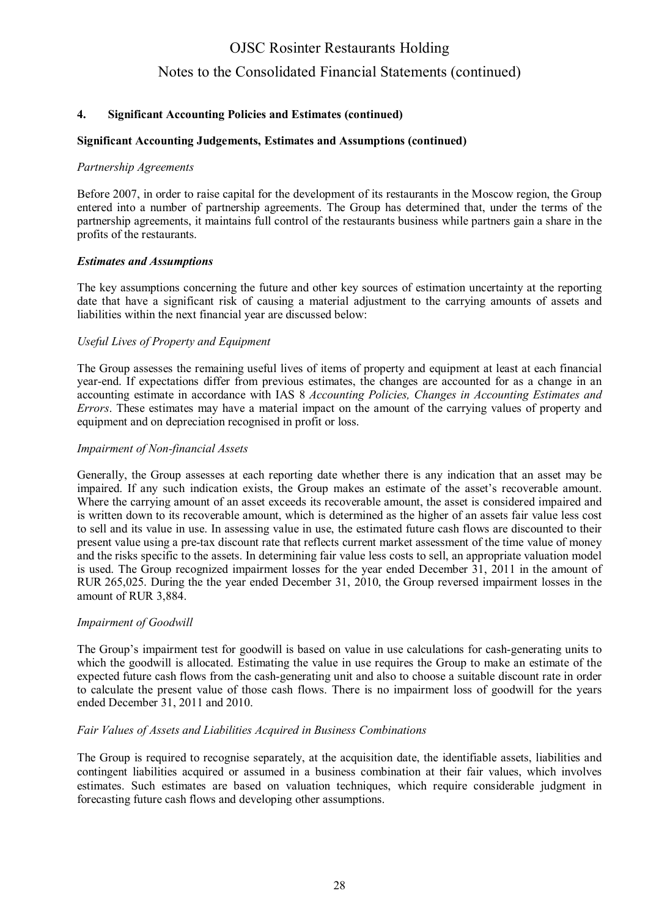### 4. Significant Accounting Policies and Estimates (continued)

**Significant Accounting Judgements, Estimates and Assumptions (continued)**

*Partnership Agreements*

Before 2007, in order to raise capital for the development of its restaurants in the Moscow region, the Group entered into a number of partnership agreements. The Group has determined that, under the terms of the partnership agreements, it maintains full control of the restaurants business while partners gain a share in the profits of the restaurants.

***Estimates and Assumptions***

The key assumptions concerning the future and other key sources of estimation uncertainty at the reporting date that have a significant risk of causing a material adjustment to the carrying amounts of assets and liabilities within the next financial year are discussed below:

*Useful Lives of Property and Equipment*

The Group assesses the remaining useful lives of items of property and equipment at least at each financial year-end. If expectations differ from previous estimates, the changes are accounted for as a change in an accounting estimate in accordance with IAS 8 *Accounting Policies, Changes in Accounting Estimates and Errors*. These estimates may have a material impact on the amount of the carrying values of property and equipment and on depreciation recognised in profit or loss.

*Impairment of Non-financial Assets*

Generally, the Group assesses at each reporting date whether there is any indication that an asset may be impaired. If any such indication exists, the Group makes an estimate of the asset's recoverable amount. Where the carrying amount of an asset exceeds its recoverable amount, the asset is considered impaired and is written down to its recoverable amount, which is determined as the higher of an assets fair value less cost to sell and its value in use. In assessing value in use, the estimated future cash flows are discounted to their present value using a pre-tax discount rate that reflects current market assessment of the time value of money and the risks specific to the assets. In determining fair value less costs to sell, an appropriate valuation model is used. The Group recognized impairment losses for the year ended December 31, 2011 in the amount of RUR 265,025. During the the year ended December 31, 2010, the Group reversed impairment losses in the amount of RUR 3,884.

*Impairment of Goodwill*

The Group's impairment test for goodwill is based on value in use calculations for cash-generating units to which the goodwill is allocated. Estimating the value in use requires the Group to make an estimate of the expected future cash flows from the cash-generating unit and also to choose a suitable discount rate in order to calculate the present value of those cash flows. There is no impairment loss of goodwill for the years ended December 31, 2011 and 2010.

*Fair Values of Assets and Liabilities Acquired in Business Combinations*

The Group is required to recognise separately, at the acquisition date, the identifiable assets, liabilities and contingent liabilities acquired or assumed in a business combination at their fair values, which involves estimates. Such estimates are based on valuation techniques, which require considerable judgment in forecasting future cash flows and developing other assumptions.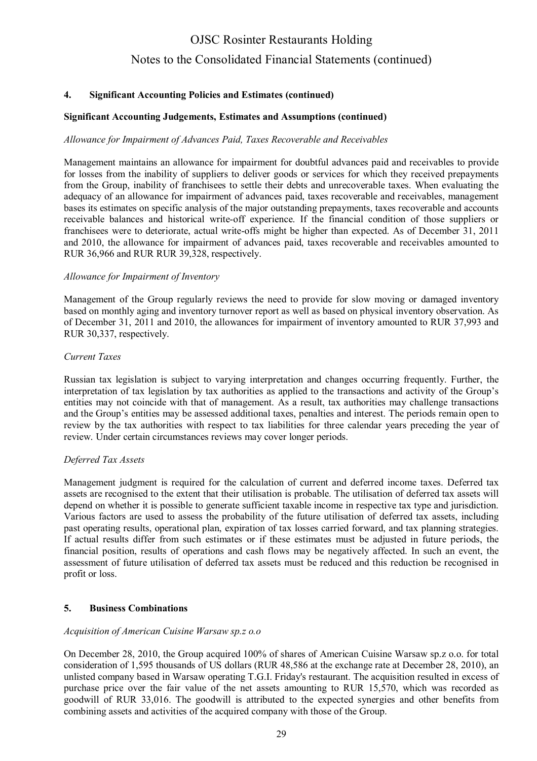## 4. Significant Accounting Policies and Estimates (continued)

### Significant Accounting Judgements, Estimates and Assumptions (continued)

*Allowance for Impairment of Advances Paid, Taxes Recoverable and Receivables*

Management maintains an allowance for impairment for doubtful advances paid and receivables to provide for losses from the inability of suppliers to deliver goods or services for which they received prepayments from the Group, inability of franchisees to settle their debts and unrecoverable taxes. When evaluating the adequacy of an allowance for impairment of advances paid, taxes recoverable and receivables, management bases its estimates on specific analysis of the major outstanding prepayments, taxes recoverable and accounts receivable balances and historical write-off experience. If the financial condition of those suppliers or franchisees were to deteriorate, actual write-offs might be higher than expected. As of December 31, 2011 and 2010, the allowance for impairment of advances paid, taxes recoverable and receivables amounted to RUR 36,966 and RUR RUR 39,328, respectively.

*Allowance for Impairment of Inventory*

Management of the Group regularly reviews the need to provide for slow moving or damaged inventory based on monthly aging and inventory turnover report as well as based on physical inventory observation. As of December 31, 2011 and 2010, the allowances for impairment of inventory amounted to RUR 37,993 and RUR 30,337, respectively.

*Current Taxes*

Russian tax legislation is subject to varying interpretation and changes occurring frequently. Further, the interpretation of tax legislation by tax authorities as applied to the transactions and activity of the Group's entities may not coincide with that of management. As a result, tax authorities may challenge transactions and the Group's entities may be assessed additional taxes, penalties and interest. The periods remain open to review by the tax authorities with respect to tax liabilities for three calendar years preceding the year of review. Under certain circumstances reviews may cover longer periods.

*Deferred Tax Assets*

Management judgment is required for the calculation of current and deferred income taxes. Deferred tax assets are recognised to the extent that their utilisation is probable. The utilisation of deferred tax assets will depend on whether it is possible to generate sufficient taxable income in respective tax type and jurisdiction. Various factors are used to assess the probability of the future utilisation of deferred tax assets, including past operating results, operational plan, expiration of tax losses carried forward, and tax planning strategies. If actual results differ from such estimates or if these estimates must be adjusted in future periods, the financial position, results of operations and cash flows may be negatively affected. In such an event, the assessment of future utilisation of deferred tax assets must be reduced and this reduction be recognised in profit or loss.

## 5. Business Combinations

*Acquisition of American Cuisine Warsaw sp.z o.o*

On December 28, 2010, the Group acquired 100% of shares of American Cuisine Warsaw sp.z o.o. for total consideration of 1,595 thousands of US dollars (RUR 48,586 at the exchange rate at December 28, 2010), an unlisted company based in Warsaw operating T.G.I. Friday's restaurant. The acquisition resulted in excess of purchase price over the fair value of the net assets amounting to RUR 15,570, which was recorded as goodwill of RUR 33,016. The goodwill is attributed to the expected synergies and other benefits from combining assets and activities of the acquired company with those of the Group.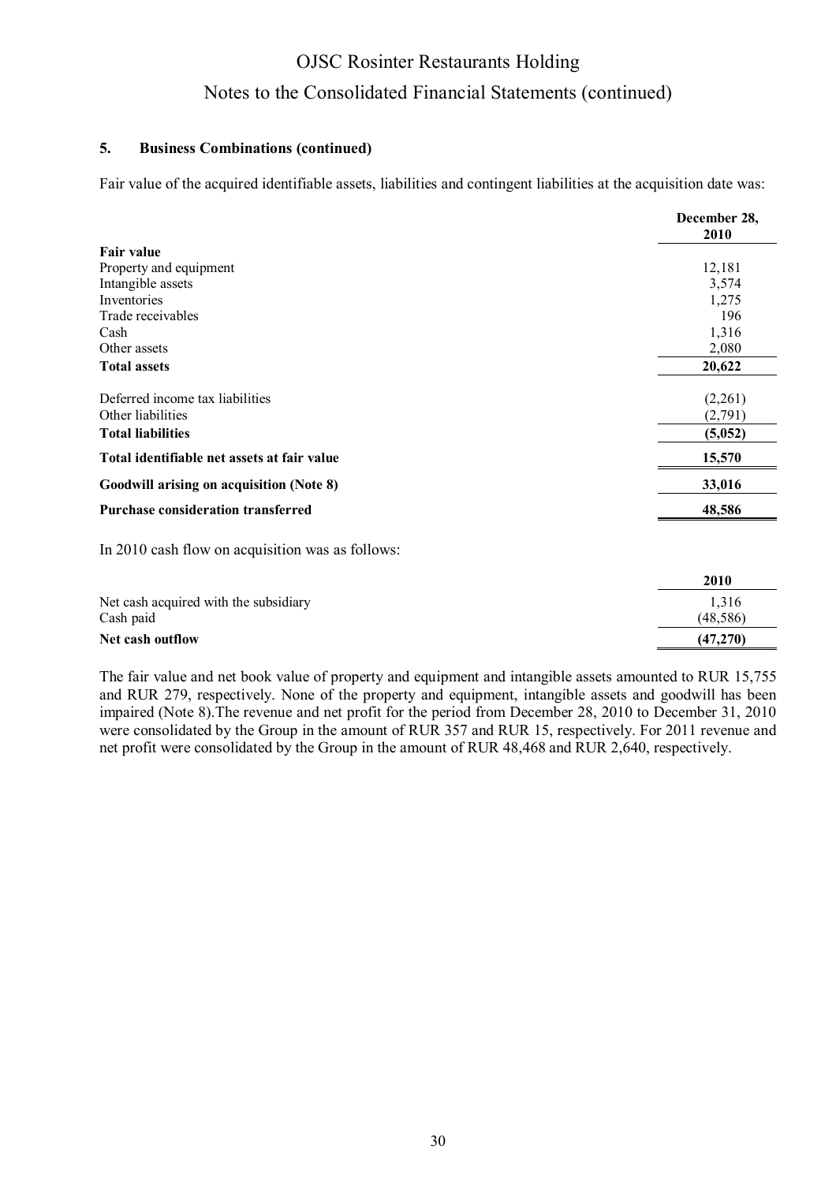### 5. Business Combinations (continued)

Fair value of the acquired identifiable assets, liabilities and contingent liabilities at the acquisition date was:

| | December 28, 2010 |
|---|---|
| **Fair value** | |
| Property and equipment | 12,181 |
| Intangible assets | 3,574 |
| Inventories | 1,275 |
| Trade receivables | 196 |
| Cash | 1,316 |
| Other assets | 2,080 |
| **Total assets** | **20,622** |
| Deferred income tax liabilities | (2,261) |
| Other liabilities | (2,791) |
| **Total liabilities** | **(5,052)** |
| **Total identifiable net assets at fair value** | **15,570** |
| **Goodwill arising on acquisition (Note 8)** | **33,016** |
| **Purchase consideration transferred** | **48,586** |

In 2010 cash flow on acquisition was as follows:

| | 2010 |
|---|---|
| Net cash acquired with the subsidiary | 1,316 |
| Cash paid | (48,586) |
| **Net cash outflow** | **(47,270)** |

The fair value and net book value of property and equipment and intangible assets amounted to RUR 15,755 and RUR 279, respectively. None of the property and equipment, intangible assets and goodwill has been impaired (Note 8).The revenue and net profit for the period from December 28, 2010 to December 31, 2010 were consolidated by the Group in the amount of RUR 357 and RUR 15, respectively. For 2011 revenue and net profit were consolidated by the Group in the amount of RUR 48,468 and RUR 2,640, respectively.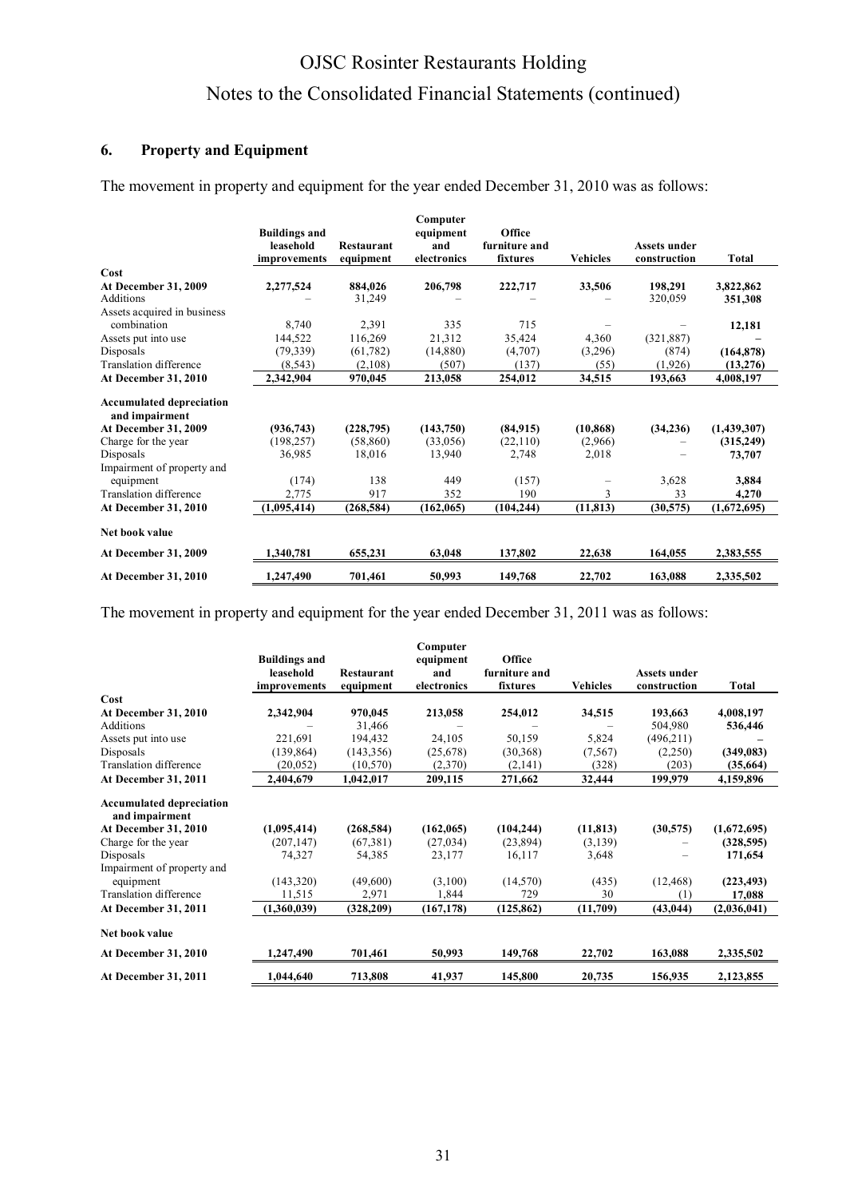## 6. Property and Equipment

The movement in property and equipment for the year ended December 31, 2010 was as follows:

| | Buildings and leasehold improvements | Restaurant equipment | Computer equipment and electronics | Office furniture and fixtures | Vehicles | Assets under construction | Total |
|---|---|---|---|---|---|---|---|
| **Cost** | | | | | | | |
| **At December 31, 2009** | **2,277,524** | **884,026** | **206,798** | **222,717** | **33,506** | **198,291** | **3,822,862** |
| Additions | – | 31,249 | – | – | – | 320,059 | **351,308** |
| Assets acquired in business combination | 8,740 | 2,391 | 335 | 715 | – | – | **12,181** |
| Assets put into use | 144,522 | 116,269 | 21,312 | 35,424 | 4,360 | (321,887) | – |
| Disposals | (79,339) | (61,782) | (14,880) | (4,707) | (3,296) | (874) | **(164,878)** |
| Translation difference | (8,543) | (2,108) | (507) | (137) | (55) | (1,926) | **(13,276)** |
| **At December 31, 2010** | **2,342,904** | **970,045** | **213,058** | **254,012** | **34,515** | **193,663** | **4,008,197** |
| **Accumulated depreciation and impairment** | | | | | | | |
| **At December 31, 2009** | **(936,743)** | **(228,795)** | **(143,750)** | **(84,915)** | **(10,868)** | **(34,236)** | **(1,439,307)** |
| Charge for the year | (198,257) | (58,860) | (33,056) | (22,110) | (2,966) | – | **(315,249)** |
| Disposals | 36,985 | 18,016 | 13,940 | 2,748 | 2,018 | – | **73,707** |
| Impairment of property and equipment | (174) | 138 | 449 | (157) | – | 3,628 | **3,884** |
| Translation difference | 2,775 | 917 | 352 | 190 | 3 | 33 | **4,270** |
| **At December 31, 2010** | **(1,095,414)** | **(268,584)** | **(162,065)** | **(104,244)** | **(11,813)** | **(30,575)** | **(1,672,695)** |
| **Net book value** | | | | | | | |
| **At December 31, 2009** | **1,340,781** | **655,231** | **63,048** | **137,802** | **22,638** | **164,055** | **2,383,555** |
| **At December 31, 2010** | **1,247,490** | **701,461** | **50,993** | **149,768** | **22,702** | **163,088** | **2,335,502** |

The movement in property and equipment for the year ended December 31, 2011 was as follows:

| | Buildings and leasehold improvements | Restaurant equipment | Computer equipment and electronics | Office furniture and fixtures | Vehicles | Assets under construction | Total |
|---|---|---|---|---|---|---|---|
| **Cost** | | | | | | | |
| **At December 31, 2010** | **2,342,904** | **970,045** | **213,058** | **254,012** | **34,515** | **193,663** | **4,008,197** |
| Additions | – | 31,466 | – | – | – | 504,980 | **536,446** |
| Assets put into use | 221,691 | 194,432 | 24,105 | 50,159 | 5,824 | (496,211) | – |
| Disposals | (139,864) | (143,356) | (25,678) | (30,368) | (7,567) | (2,250) | **(349,083)** |
| Translation difference | (20,052) | (10,570) | (2,370) | (2,141) | (328) | (203) | **(35,664)** |
| **At December 31, 2011** | **2,404,679** | **1,042,017** | **209,115** | **271,662** | **32,444** | **199,979** | **4,159,896** |
| **Accumulated depreciation and impairment** | | | | | | | |
| **At December 31, 2010** | **(1,095,414)** | **(268,584)** | **(162,065)** | **(104,244)** | **(11,813)** | **(30,575)** | **(1,672,695)** |
| Charge for the year | (207,147) | (67,381) | (27,034) | (23,894) | (3,139) | – | **(328,595)** |
| Disposals | 74,327 | 54,385 | 23,177 | 16,117 | 3,648 | – | **171,654** |
| Impairment of property and equipment | (143,320) | (49,600) | (3,100) | (14,570) | (435) | (12,468) | **(223,493)** |
| Translation difference | 11,515 | 2,971 | 1,844 | 729 | 30 | (1) | **17,088** |
| **At December 31, 2011** | **(1,360,039)** | **(328,209)** | **(167,178)** | **(125,862)** | **(11,709)** | **(43,044)** | **(2,036,041)** |
| **Net book value** | | | | | | | |
| **At December 31, 2010** | **1,247,490** | **701,461** | **50,993** | **149,768** | **22,702** | **163,088** | **2,335,502** |
| **At December 31, 2011** | **1,044,640** | **713,808** | **41,937** | **145,800** | **20,735** | **156,935** | **2,123,855** |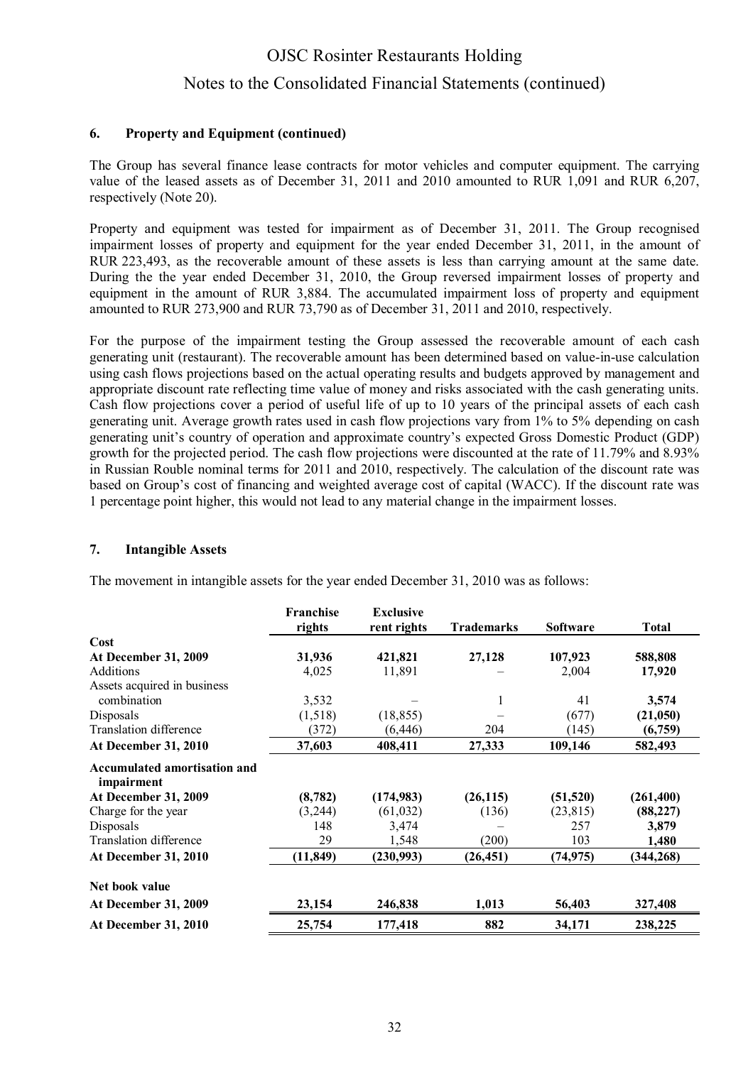### 6. Property and Equipment (continued)

The Group has several finance lease contracts for motor vehicles and computer equipment. The carrying value of the leased assets as of December 31, 2011 and 2010 amounted to RUR 1,091 and RUR 6,207, respectively (Note 20).

Property and equipment was tested for impairment as of December 31, 2011. The Group recognised impairment losses of property and equipment for the year ended December 31, 2011, in the amount of RUR 223,493, as the recoverable amount of these assets is less than carrying amount at the same date. During the the year ended December 31, 2010, the Group reversed impairment losses of property and equipment in the amount of RUR 3,884. The accumulated impairment loss of property and equipment amounted to RUR 273,900 and RUR 73,790 as of December 31, 2011 and 2010, respectively.

For the purpose of the impairment testing the Group assessed the recoverable amount of each cash generating unit (restaurant). The recoverable amount has been determined based on value-in-use calculation using cash flows projections based on the actual operating results and budgets approved by management and appropriate discount rate reflecting time value of money and risks associated with the cash generating units. Cash flow projections cover a period of useful life of up to 10 years of the principal assets of each cash generating unit. Average growth rates used in cash flow projections vary from 1% to 5% depending on cash generating unit's country of operation and approximate country's expected Gross Domestic Product (GDP) growth for the projected period. The cash flow projections were discounted at the rate of 11.79% and 8.93% in Russian Rouble nominal terms for 2011 and 2010, respectively. The calculation of the discount rate was based on Group's cost of financing and weighted average cost of capital (WACC). If the discount rate was 1 percentage point higher, this would not lead to any material change in the impairment losses.

### 7. Intangible Assets

The movement in intangible assets for the year ended December 31, 2010 was as follows:

| | Franchise rights | Exclusive rent rights | Trademarks | Software | Total |
|---|---|---|---|---|---|
| **Cost** | | | | | |
| **At December 31, 2009** | **31,936** | **421,821** | **27,128** | **107,923** | **588,808** |
| Additions | 4,025 | 11,891 | – | 2,004 | **17,920** |
| Assets acquired in business combination | 3,532 | – | 1 | 41 | **3,574** |
| Disposals | (1,518) | (18,855) | – | (677) | **(21,050)** |
| Translation difference | (372) | (6,446) | 204 | (145) | **(6,759)** |
| **At December 31, 2010** | **37,603** | **408,411** | **27,333** | **109,146** | **582,493** |
| **Accumulated amortisation and impairment** | | | | | |
| **At December 31, 2009** | **(8,782)** | **(174,983)** | **(26,115)** | **(51,520)** | **(261,400)** |
| Charge for the year | (3,244) | (61,032) | (136) | (23,815) | **(88,227)** |
| Disposals | 148 | 3,474 | – | 257 | **3,879** |
| Translation difference | 29 | 1,548 | (200) | 103 | **1,480** |
| **At December 31, 2010** | **(11,849)** | **(230,993)** | **(26,451)** | **(74,975)** | **(344,268)** |
| **Net book value** | | | | | |
| **At December 31, 2009** | **23,154** | **246,838** | **1,013** | **56,403** | **327,408** |
| **At December 31, 2010** | **25,754** | **177,418** | **882** | **34,171** | **238,225** |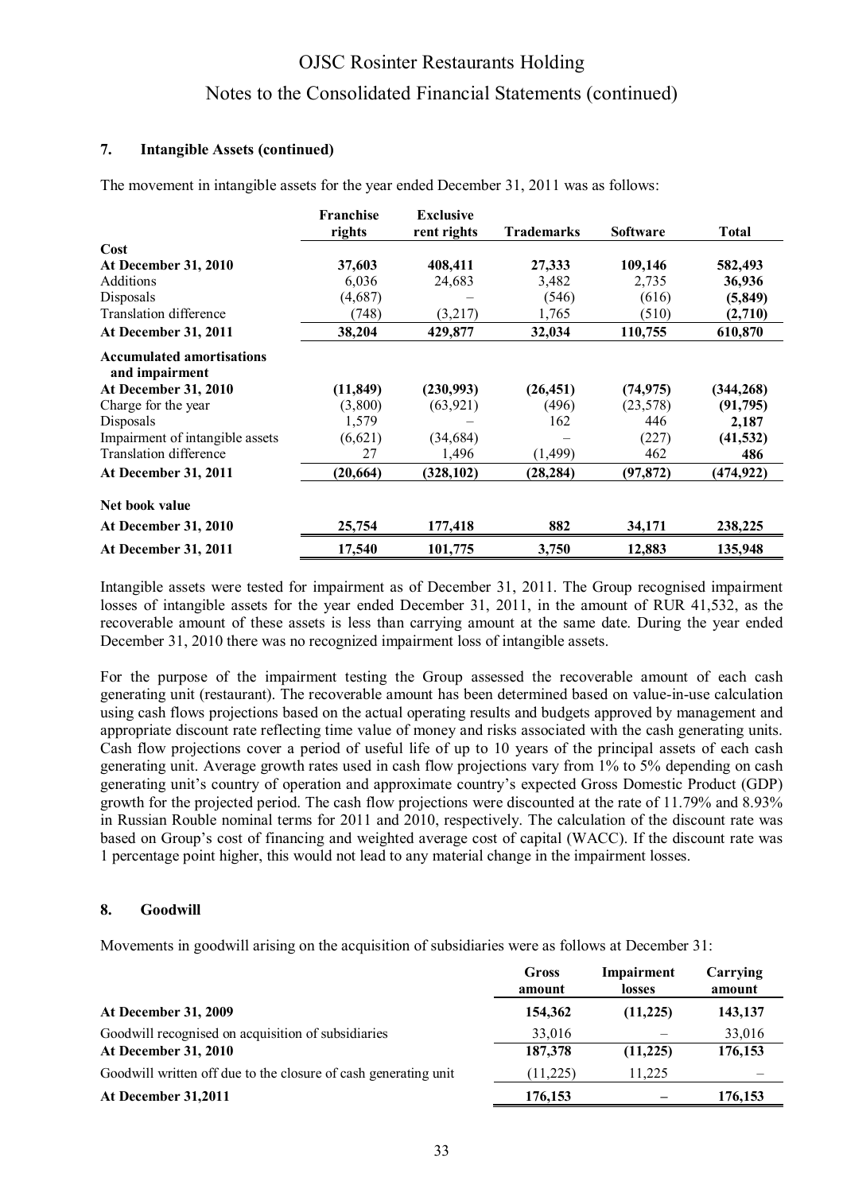### 7. Intangible Assets (continued)

The movement in intangible assets for the year ended December 31, 2011 was as follows:

| | Franchise rights | Exclusive rent rights | Trademarks | Software | Total |
|---|---|---|---|---|---|
| **Cost** | | | | | |
| **At December 31, 2010** | **37,603** | **408,411** | **27,333** | **109,146** | **582,493** |
| Additions | 6,036 | 24,683 | 3,482 | 2,735 | **36,936** |
| Disposals | (4,687) | – | (546) | (616) | **(5,849)** |
| Translation difference | (748) | (3,217) | 1,765 | (510) | **(2,710)** |
| **At December 31, 2011** | **38,204** | **429,877** | **32,034** | **110,755** | **610,870** |
| **Accumulated amortisations and impairment** | | | | | |
| **At December 31, 2010** | **(11,849)** | **(230,993)** | **(26,451)** | **(74,975)** | **(344,268)** |
| Charge for the year | (3,800) | (63,921) | (496) | (23,578) | **(91,795)** |
| Disposals | 1,579 | – | 162 | 446 | **2,187** |
| Impairment of intangible assets | (6,621) | (34,684) | – | (227) | **(41,532)** |
| Translation difference | 27 | 1,496 | (1,499) | 462 | **486** |
| **At December 31, 2011** | **(20,664)** | **(328,102)** | **(28,284)** | **(97,872)** | **(474,922)** |
| **Net book value** | | | | | |
| **At December 31, 2010** | **25,754** | **177,418** | **882** | **34,171** | **238,225** |
| **At December 31, 2011** | **17,540** | **101,775** | **3,750** | **12,883** | **135,948** |

Intangible assets were tested for impairment as of December 31, 2011. The Group recognised impairment losses of intangible assets for the year ended December 31, 2011, in the amount of RUR 41,532, as the recoverable amount of these assets is less than carrying amount at the same date. During the year ended December 31, 2010 there was no recognized impairment loss of intangible assets.

For the purpose of the impairment testing the Group assessed the recoverable amount of each cash generating unit (restaurant). The recoverable amount has been determined based on value-in-use calculation using cash flows projections based on the actual operating results and budgets approved by management and appropriate discount rate reflecting time value of money and risks associated with the cash generating units. Cash flow projections cover a period of useful life of up to 10 years of the principal assets of each cash generating unit. Average growth rates used in cash flow projections vary from 1% to 5% depending on cash generating unit's country of operation and approximate country's expected Gross Domestic Product (GDP) growth for the projected period. The cash flow projections were discounted at the rate of 11.79% and 8.93% in Russian Rouble nominal terms for 2011 and 2010, respectively. The calculation of the discount rate was based on Group's cost of financing and weighted average cost of capital (WACC). If the discount rate was 1 percentage point higher, this would not lead to any material change in the impairment losses.

### 8. Goodwill

Movements in goodwill arising on the acquisition of subsidiaries were as follows at December 31:

| | Gross amount | Impairment losses | Carrying amount |
|---|---|---|---|
| **At December 31, 2009** | **154,362** | **(11,225)** | **143,137** |
| Goodwill recognised on acquisition of subsidiaries | 33,016 | – | 33,016 |
| **At December 31, 2010** | **187,378** | **(11,225)** | **176,153** |
| Goodwill written off due to the closure of cash generating unit | (11,225) | 11,225 | – |
| **At December 31,2011** | **176,153** | **–** | **176,153** |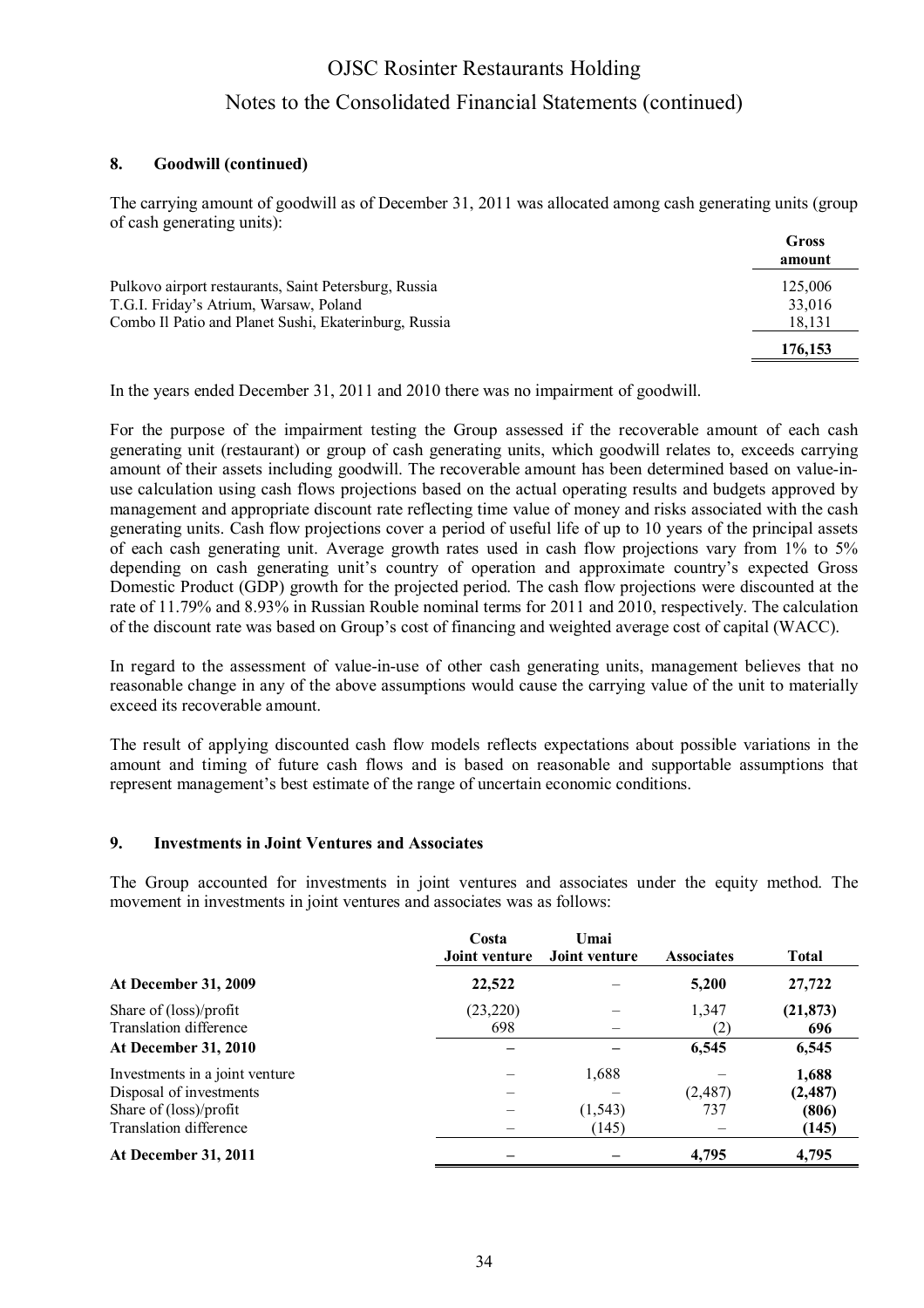## 8. Goodwill (continued)

The carrying amount of goodwill as of December 31, 2011 was allocated among cash generating units (group of cash generating units):

| | Gross amount |
|---|---|
| Pulkovo airport restaurants, Saint Petersburg, Russia | 125,006 |
| T.G.I. Friday's Atrium, Warsaw, Poland | 33,016 |
| Combo Il Patio and Planet Sushi, Ekaterinburg, Russia | 18,131 |
| | **176,153** |

In the years ended December 31, 2011 and 2010 there was no impairment of goodwill.

For the purpose of the impairment testing the Group assessed if the recoverable amount of each cash generating unit (restaurant) or group of cash generating units, which goodwill relates to, exceeds carrying amount of their assets including goodwill. The recoverable amount has been determined based on value-in-use calculation using cash flows projections based on the actual operating results and budgets approved by management and appropriate discount rate reflecting time value of money and risks associated with the cash generating units. Cash flow projections cover a period of useful life of up to 10 years of the principal assets of each cash generating unit. Average growth rates used in cash flow projections vary from 1% to 5% depending on cash generating unit's country of operation and approximate country's expected Gross Domestic Product (GDP) growth for the projected period. The cash flow projections were discounted at the rate of 11.79% and 8.93% in Russian Rouble nominal terms for 2011 and 2010, respectively. The calculation of the discount rate was based on Group's cost of financing and weighted average cost of capital (WACC).

In regard to the assessment of value-in-use of other cash generating units, management believes that no reasonable change in any of the above assumptions would cause the carrying value of the unit to materially exceed its recoverable amount.

The result of applying discounted cash flow models reflects expectations about possible variations in the amount and timing of future cash flows and is based on reasonable and supportable assumptions that represent management's best estimate of the range of uncertain economic conditions.

## 9. Investments in Joint Ventures and Associates

The Group accounted for investments in joint ventures and associates under the equity method. The movement in investments in joint ventures and associates was as follows:

| | Costa Joint venture | Umai Joint venture | Associates | Total |
|---|---|---|---|---|
| **At December 31, 2009** | **22,522** | – | **5,200** | **27,722** |
| Share of (loss)/profit | (23,220) | – | 1,347 | **(21,873)** |
| Translation difference | 698 | – | (2) | **696** |
| **At December 31, 2010** | **–** | **–** | **6,545** | **6,545** |
| Investments in a joint venture | – | 1,688 | – | **1,688** |
| Disposal of investments | – | – | (2,487) | **(2,487)** |
| Share of (loss)/profit | – | (1,543) | 737 | **(806)** |
| Translation difference | – | (145) | – | **(145)** |
| **At December 31, 2011** | **–** | **–** | **4,795** | **4,795** |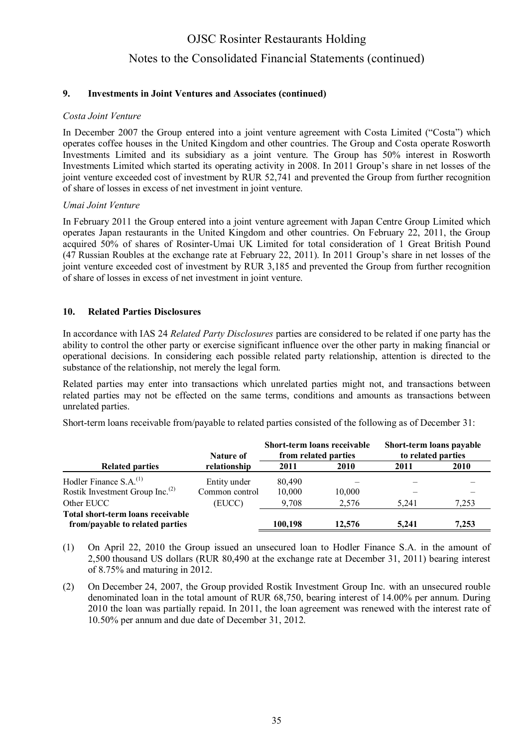## 9. Investments in Joint Ventures and Associates (continued)

*Costa Joint Venture*

In December 2007 the Group entered into a joint venture agreement with Costa Limited ("Costa") which operates coffee houses in the United Kingdom and other countries. The Group and Costa operate Rosworth Investments Limited and its subsidiary as a joint venture. The Group has 50% interest in Rosworth Investments Limited which started its operating activity in 2008. In 2011 Group's share in net losses of the joint venture exceeded cost of investment by RUR 52,741 and prevented the Group from further recognition of share of losses in excess of net investment in joint venture.

*Umai Joint Venture*

In February 2011 the Group entered into a joint venture agreement with Japan Centre Group Limited which operates Japan restaurants in the United Kingdom and other countries. On February 22, 2011, the Group acquired 50% of shares of Rosinter-Umai UK Limited for total consideration of 1 Great British Pound (47 Russian Roubles at the exchange rate at February 22, 2011). In 2011 Group's share in net losses of the joint venture exceeded cost of investment by RUR 3,185 and prevented the Group from further recognition of share of losses in excess of net investment in joint venture.

## 10. Related Parties Disclosures

In accordance with IAS 24 *Related Party Disclosures* parties are considered to be related if one party has the ability to control the other party or exercise significant influence over the other party in making financial or operational decisions. In considering each possible related party relationship, attention is directed to the substance of the relationship, not merely the legal form.

Related parties may enter into transactions which unrelated parties might not, and transactions between related parties may not be effected on the same terms, conditions and amounts as transactions between unrelated parties.

Short-term loans receivable from/payable to related parties consisted of the following as of December 31:

| Related parties | Nature of relationship | Short-term loans receivable from related parties | | Short-term loans payable to related parties | |
|---|---|---|---|---|---|
| | | 2011 | 2010 | 2011 | 2010 |
| Hodler Finance S.A.[(1)] | Entity under | 80,490 | – | – | – |
| Rostik Investment Group Inc.[(2)] | Common control | 10,000 | 10,000 | – | – |
| Other EUCC | (EUCC) | 9,708 | 2,576 | 5,241 | 7,253 |
| **Total short-term loans receivable from/payable to related parties** | | **100,198** | **12,576** | **5,241** | **7,253** |

(1) On April 22, 2010 the Group issued an unsecured loan to Hodler Finance S.A. in the amount of 2,500 thousand US dollars (RUR 80,490 at the exchange rate at December 31, 2011) bearing interest of 8.75% and maturing in 2012.

(2) On December 24, 2007, the Group provided Rostik Investment Group Inc. with an unsecured rouble denominated loan in the total amount of RUR 68,750, bearing interest of 14.00% per annum. During 2010 the loan was partially repaid. In 2011, the loan agreement was renewed with the interest rate of 10.50% per annum and due date of December 31, 2012.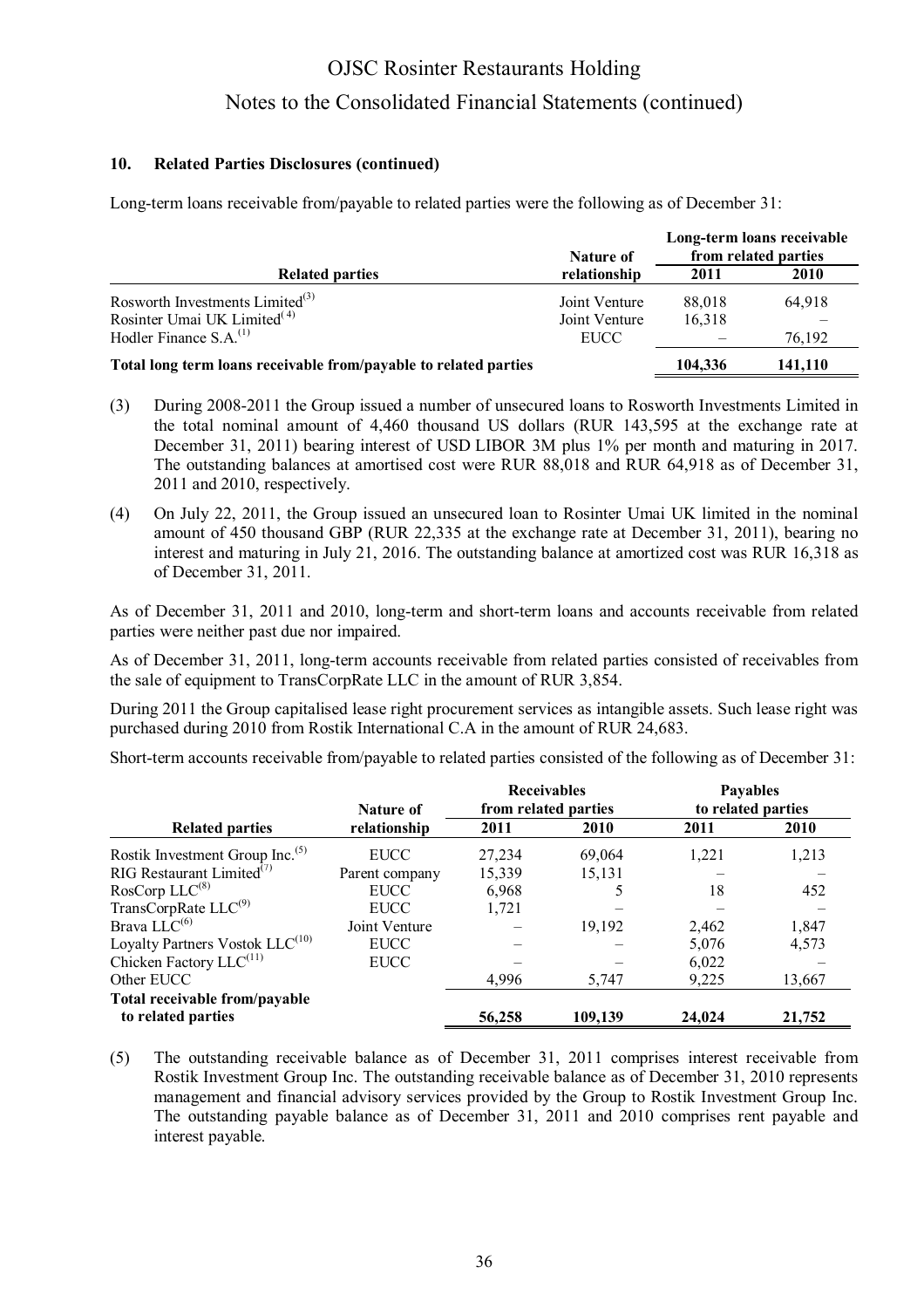## 10. Related Parties Disclosures (continued)

Long-term loans receivable from/payable to related parties were the following as of December 31:

| Related parties | Nature of relationship | Long-term loans receivable from related parties | |
|---|---|---|---|
| | | 2011 | 2010 |
| Rosworth Investments Limited[3] | Joint Venture | 88,018 | 64,918 |
| Rosinter Umai UK Limited[4] | Joint Venture | 16,318 | – |
| Hodler Finance S.A.[1] | EUCC | – | 76,192 |
| **Total long term loans receivable from/payable to related parties** | | **104,336** | **141,110** |

(3) During 2008-2011 the Group issued a number of unsecured loans to Rosworth Investments Limited in the total nominal amount of 4,460 thousand US dollars (RUR 143,595 at the exchange rate at December 31, 2011) bearing interest of USD LIBOR 3M plus 1% per month and maturing in 2017. The outstanding balances at amortised cost were RUR 88,018 and RUR 64,918 as of December 31, 2011 and 2010, respectively.

(4) On July 22, 2011, the Group issued an unsecured loan to Rosinter Umai UK limited in the nominal amount of 450 thousand GBP (RUR 22,335 at the exchange rate at December 31, 2011), bearing no interest and maturing in July 21, 2016. The outstanding balance at amortized cost was RUR 16,318 as of December 31, 2011.

As of December 31, 2011 and 2010, long-term and short-term loans and accounts receivable from related parties were neither past due nor impaired.

As of December 31, 2011, long-term accounts receivable from related parties consisted of receivables from the sale of equipment to TransCorpRate LLC in the amount of RUR 3,854.

During 2011 the Group capitalised lease right procurement services as intangible assets. Such lease right was purchased during 2010 from Rostik International C.A in the amount of RUR 24,683.

Short-term accounts receivable from/payable to related parties consisted of the following as of December 31:

| Related parties | Nature of relationship | Receivables from related parties | | Payables to related parties | |
|---|---|---|---|---|---|
| | | 2011 | 2010 | 2011 | 2010 |
| Rostik Investment Group Inc.[5] | EUCC | 27,234 | 69,064 | 1,221 | 1,213 |
| RIG Restaurant Limited[7] | Parent company | 15,339 | 15,131 | – | – |
| RosCorp LLC[8] | EUCC | 6,968 | 5 | 18 | 452 |
| TransCorpRate LLC[9] | EUCC | 1,721 | – | – | – |
| Brava LLC[6] | Joint Venture | – | 19,192 | 2,462 | 1,847 |
| Loyalty Partners Vostok LLC[10] | EUCC | – | – | 5,076 | 4,573 |
| Chicken Factory LLC[11] | EUCC | – | – | 6,022 | – |
| Other EUCC | | 4,996 | 5,747 | 9,225 | 13,667 |
| **Total receivable from/payable to related parties** | | **56,258** | **109,139** | **24,024** | **21,752** |

(5) The outstanding receivable balance as of December 31, 2011 comprises interest receivable from Rostik Investment Group Inc. The outstanding receivable balance as of December 31, 2010 represents management and financial advisory services provided by the Group to Rostik Investment Group Inc. The outstanding payable balance as of December 31, 2011 and 2010 comprises rent payable and interest payable.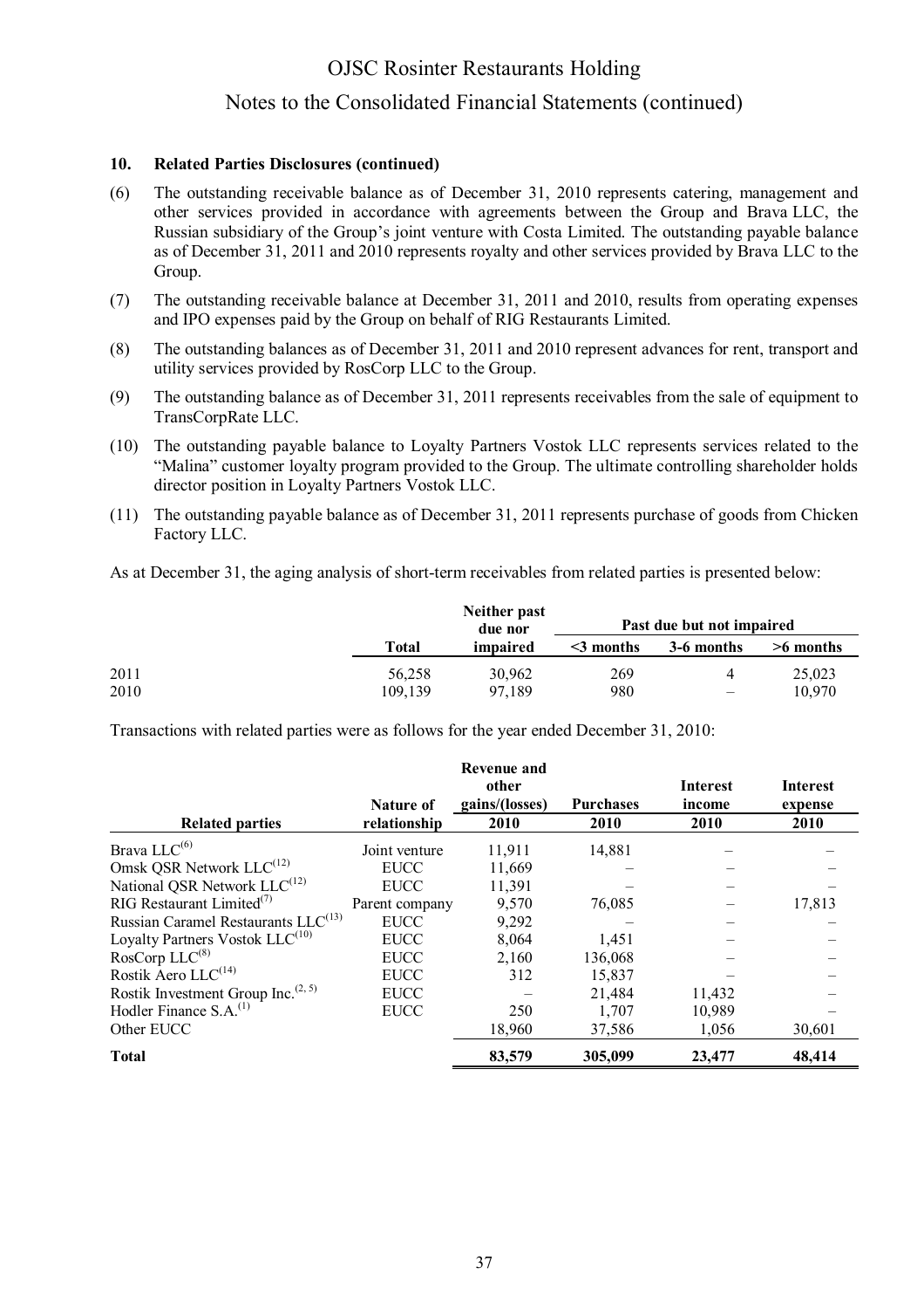## 10. Related Parties Disclosures (continued)

(6) The outstanding receivable balance as of December 31, 2010 represents catering, management and other services provided in accordance with agreements between the Group and Brava LLC, the Russian subsidiary of the Group's joint venture with Costa Limited. The outstanding payable balance as of December 31, 2011 and 2010 represents royalty and other services provided by Brava LLC to the Group.

(7) The outstanding receivable balance at December 31, 2011 and 2010, results from operating expenses and IPO expenses paid by the Group on behalf of RIG Restaurants Limited.

(8) The outstanding balances as of December 31, 2011 and 2010 represent advances for rent, transport and utility services provided by RosCorp LLC to the Group.

(9) The outstanding balance as of December 31, 2011 represents receivables from the sale of equipment to TransCorpRate LLC.

(10) The outstanding payable balance to Loyalty Partners Vostok LLC represents services related to the "Malina" customer loyalty program provided to the Group. The ultimate controlling shareholder holds director position in Loyalty Partners Vostok LLC.

(11) The outstanding payable balance as of December 31, 2011 represents purchase of goods from Chicken Factory LLC.

As at December 31, the aging analysis of short-term receivables from related parties is presented below:

| | Total | Neither past due nor impaired | Past due but not impaired | | |
|---|---|---|---|---|---|
| | | | <3 months | 3-6 months | >6 months |
| 2011 | 56,258 | 30,962 | 269 | 4 | 25,023 |
| 2010 | 109,139 | 97,189 | 980 | – | 10,970 |

Transactions with related parties were as follows for the year ended December 31, 2010:

| Related parties | Nature of relationship | Revenue and other gains/(losses) 2010 | Purchases 2010 | Interest income 2010 | Interest expense 2010 |
|---|---|---|---|---|---|
| Brava LLC[(6)] | Joint venture | 11,911 | 14,881 | – | – |
| Omsk QSR Network LLC[(12)] | EUCC | 11,669 | – | – | – |
| National QSR Network LLC[(12)] | EUCC | 11,391 | – | – | – |
| RIG Restaurant Limited[(7)] | Parent company | 9,570 | 76,085 | – | 17,813 |
| Russian Caramel Restaurants LLC[(13)] | EUCC | 9,292 | – | – | – |
| Loyalty Partners Vostok LLC[(10)] | EUCC | 8,064 | 1,451 | – | – |
| RosCorp LLC[(8)] | EUCC | 2,160 | 136,068 | – | – |
| Rostik Aero LLC[(14)] | EUCC | 312 | 15,837 | – | – |
| Rostik Investment Group Inc.[(2, 5)] | EUCC | – | 21,484 | 11,432 | – |
| Hodler Finance S.A.[(1)] | EUCC | 250 | 1,707 | 10,989 | – |
| Other EUCC | | 18,960 | 37,586 | 1,056 | 30,601 |
| **Total** | | **83,579** | **305,099** | **23,477** | **48,414** |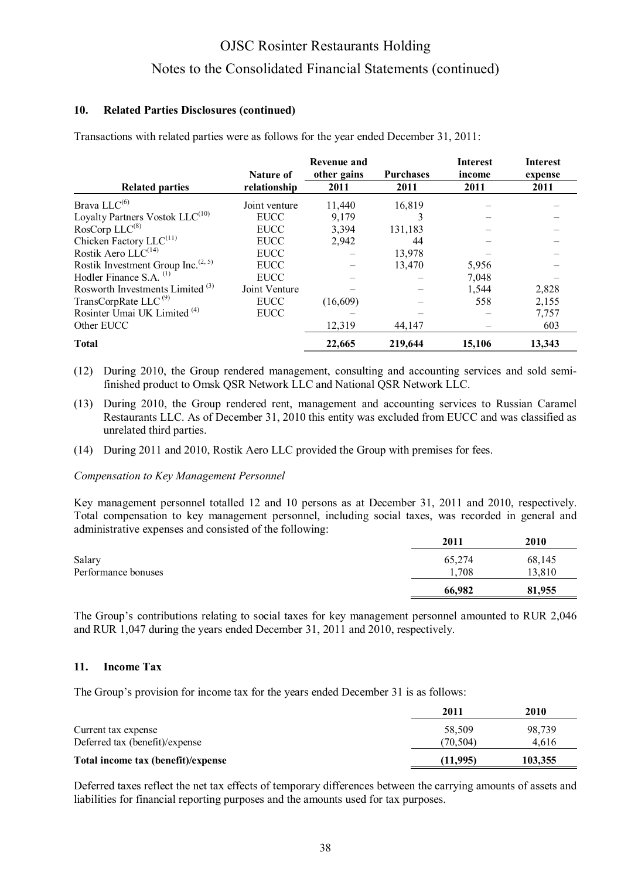### 10. Related Parties Disclosures (continued)

Transactions with related parties were as follows for the year ended December 31, 2011:

| Related parties | Nature of relationship | Revenue and other gains 2011 | Purchases 2011 | Interest income 2011 | Interest expense 2011 |
|---|---|---|---|---|---|
| Brava LLC[6] | Joint venture | 11,440 | 16,819 | – | – |
| Loyalty Partners Vostok LLC[10] | EUCC | 9,179 | 3 | – | – |
| RosCorp LLC[8] | EUCC | 3,394 | 131,183 | – | – |
| Chicken Factory LLC[11] | EUCC | 2,942 | 44 | – | – |
| Rostik Aero LLC[14] | EUCC | – | 13,978 | – | – |
| Rostik Investment Group Inc.[2, 5] | EUCC | – | 13,470 | 5,956 | – |
| Hodler Finance S.A. [1] | EUCC | – | – | 7,048 | – |
| Rosworth Investments Limited [3] | Joint Venture | – | – | 1,544 | 2,828 |
| TransCorpRate LLC [9] | EUCC | (16,609) | – | 558 | 2,155 |
| Rosinter Umai UK Limited [4] | EUCC | – | – | – | 7,757 |
| Other EUCC | | 12,319 | 44,147 | – | 603 |
| **Total** | | **22,665** | **219,644** | **15,106** | **13,343** |

(12) During 2010, the Group rendered management, consulting and accounting services and sold semi-finished product to Omsk QSR Network LLC and National QSR Network LLC.

(13) During 2010, the Group rendered rent, management and accounting services to Russian Caramel Restaurants LLC. As of December 31, 2010 this entity was excluded from EUCC and was classified as unrelated third parties.

(14) During 2011 and 2010, Rostik Aero LLC provided the Group with premises for fees.

*Compensation to Key Management Personnel*

Key management personnel totalled 12 and 10 persons as at December 31, 2011 and 2010, respectively. Total compensation to key management personnel, including social taxes, was recorded in general and administrative expenses and consisted of the following:

| | 2011 | 2010 |
|---|---|---|
| Salary | 65,274 | 68,145 |
| Performance bonuses | 1,708 | 13,810 |
| | **66,982** | **81,955** |

The Group's contributions relating to social taxes for key management personnel amounted to RUR 2,046 and RUR 1,047 during the years ended December 31, 2011 and 2010, respectively.

### 11. Income Tax

The Group's provision for income tax for the years ended December 31 is as follows:

| | 2011 | 2010 |
|---|---|---|
| Current tax expense | 58,509 | 98,739 |
| Deferred tax (benefit)/expense | (70,504) | 4,616 |
| **Total income tax (benefit)/expense** | **(11,995)** | **103,355** |

Deferred taxes reflect the net tax effects of temporary differences between the carrying amounts of assets and liabilities for financial reporting purposes and the amounts used for tax purposes.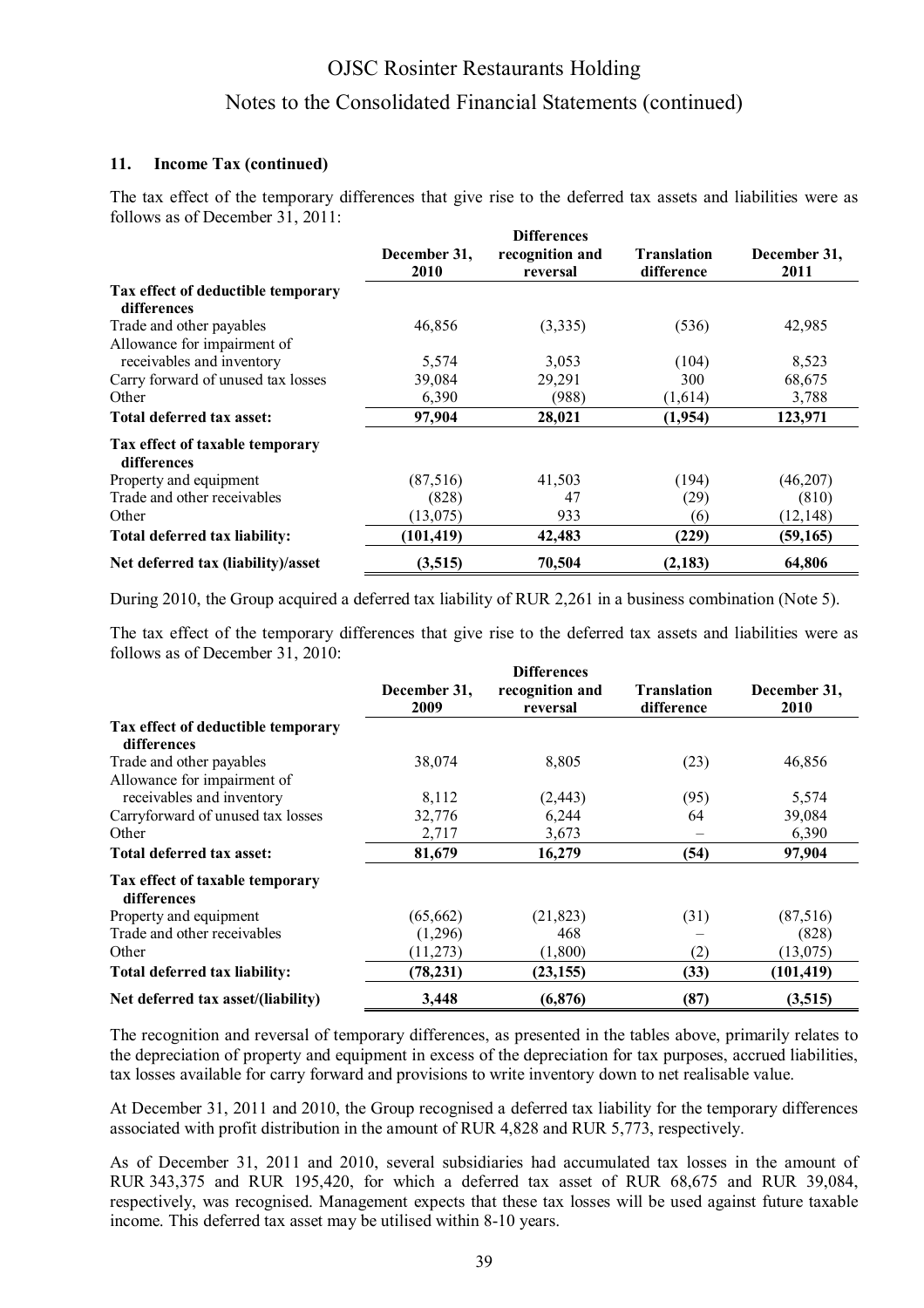### 11. Income Tax (continued)

The tax effect of the temporary differences that give rise to the deferred tax assets and liabilities were as follows as of December 31, 2011:

| | December 31, 2010 | Differences recognition and reversal | Translation difference | December 31, 2011 |
|---|---|---|---|---|
| **Tax effect of deductible temporary differences** | | | | |
| Trade and other payables | 46,856 | (3,335) | (536) | 42,985 |
| Allowance for impairment of receivables and inventory | 5,574 | 3,053 | (104) | 8,523 |
| Carry forward of unused tax losses | 39,084 | 29,291 | 300 | 68,675 |
| Other | 6,390 | (988) | (1,614) | 3,788 |
| **Total deferred tax asset:** | **97,904** | **28,021** | **(1,954)** | **123,971** |
| **Tax effect of taxable temporary differences** | | | | |
| Property and equipment | (87,516) | 41,503 | (194) | (46,207) |
| Trade and other receivables | (828) | 47 | (29) | (810) |
| Other | (13,075) | 933 | (6) | (12,148) |
| **Total deferred tax liability:** | **(101,419)** | **42,483** | **(229)** | **(59,165)** |
| **Net deferred tax (liability)/asset** | **(3,515)** | **70,504** | **(2,183)** | **64,806** |

During 2010, the Group acquired a deferred tax liability of RUR 2,261 in a business combination (Note 5).

The tax effect of the temporary differences that give rise to the deferred tax assets and liabilities were as follows as of December 31, 2010:

| | December 31, 2009 | Differences recognition and reversal | Translation difference | December 31, 2010 |
|---|---|---|---|---|
| **Tax effect of deductible temporary differences** | | | | |
| Trade and other payables | 38,074 | 8,805 | (23) | 46,856 |
| Allowance for impairment of receivables and inventory | 8,112 | (2,443) | (95) | 5,574 |
| Carryforward of unused tax losses | 32,776 | 6,244 | 64 | 39,084 |
| Other | 2,717 | 3,673 | – | 6,390 |
| **Total deferred tax asset:** | **81,679** | **16,279** | **(54)** | **97,904** |
| **Tax effect of taxable temporary differences** | | | | |
| Property and equipment | (65,662) | (21,823) | (31) | (87,516) |
| Trade and other receivables | (1,296) | 468 | – | (828) |
| Other | (11,273) | (1,800) | (2) | (13,075) |
| **Total deferred tax liability:** | **(78,231)** | **(23,155)** | **(33)** | **(101,419)** |
| **Net deferred tax asset/(liability)** | **3,448** | **(6,876)** | **(87)** | **(3,515)** |

The recognition and reversal of temporary differences, as presented in the tables above, primarily relates to the depreciation of property and equipment in excess of the depreciation for tax purposes, accrued liabilities, tax losses available for carry forward and provisions to write inventory down to net realisable value.

At December 31, 2011 and 2010, the Group recognised a deferred tax liability for the temporary differences associated with profit distribution in the amount of RUR 4,828 and RUR 5,773, respectively.

As of December 31, 2011 and 2010, several subsidiaries had accumulated tax losses in the amount of RUR 343,375 and RUR 195,420, for which a deferred tax asset of RUR 68,675 and RUR 39,084, respectively, was recognised. Management expects that these tax losses will be used against future taxable income. This deferred tax asset may be utilised within 8-10 years.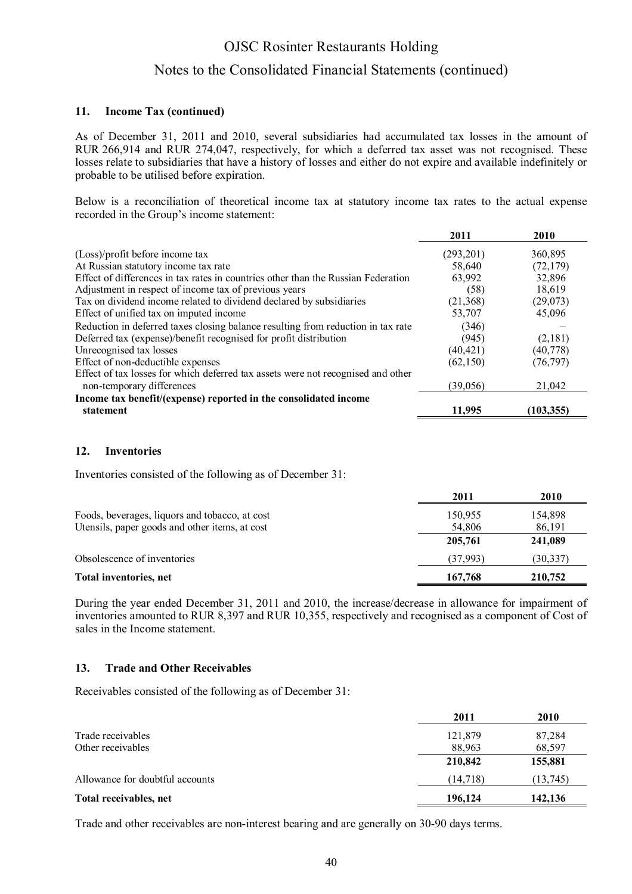### 11. Income Tax (continued)

As of December 31, 2011 and 2010, several subsidiaries had accumulated tax losses in the amount of RUR 266,914 and RUR 274,047, respectively, for which a deferred tax asset was not recognised. These losses relate to subsidiaries that have a history of losses and either do not expire and available indefinitely or probable to be utilised before expiration.

Below is a reconciliation of theoretical income tax at statutory income tax rates to the actual expense recorded in the Group's income statement:

| | 2011 | 2010 |
|---|---|---|
| (Loss)/profit before income tax | (293,201) | 360,895 |
| At Russian statutory income tax rate | 58,640 | (72,179) |
| Effect of differences in tax rates in countries other than the Russian Federation | 63,992 | 32,896 |
| Adjustment in respect of income tax of previous years | (58) | 18,619 |
| Tax on dividend income related to dividend declared by subsidiaries | (21,368) | (29,073) |
| Effect of unified tax on imputed income | 53,707 | 45,096 |
| Reduction in deferred taxes closing balance resulting from reduction in tax rate | (346) | – |
| Deferred tax (expense)/benefit recognised for profit distribution | (945) | (2,181) |
| Unrecognised tax losses | (40,421) | (40,778) |
| Effect of non-deductible expenses | (62,150) | (76,797) |
| Effect of tax losses for which deferred tax assets were not recognised and other non-temporary differences | (39,056) | 21,042 |
| **Income tax benefit/(expense) reported in the consolidated income statement** | **11,995** | **(103,355)** |

### 12. Inventories

Inventories consisted of the following as of December 31:

| | 2011 | 2010 |
|---|---|---|
| Foods, beverages, liquors and tobacco, at cost | 150,955 | 154,898 |
| Utensils, paper goods and other items, at cost | 54,806 | 86,191 |
| | **205,761** | **241,089** |
| Obsolescence of inventories | (37,993) | (30,337) |
| **Total inventories, net** | **167,768** | **210,752** |

During the year ended December 31, 2011 and 2010, the increase/decrease in allowance for impairment of inventories amounted to RUR 8,397 and RUR 10,355, respectively and recognised as a component of Cost of sales in the Income statement.

### 13. Trade and Other Receivables

Receivables consisted of the following as of December 31:

| | 2011 | 2010 |
|---|---|---|
| Trade receivables | 121,879 | 87,284 |
| Other receivables | 88,963 | 68,597 |
| | **210,842** | **155,881** |
| Allowance for doubtful accounts | (14,718) | (13,745) |
| **Total receivables, net** | **196,124** | **142,136** |

Trade and other receivables are non-interest bearing and are generally on 30-90 days terms.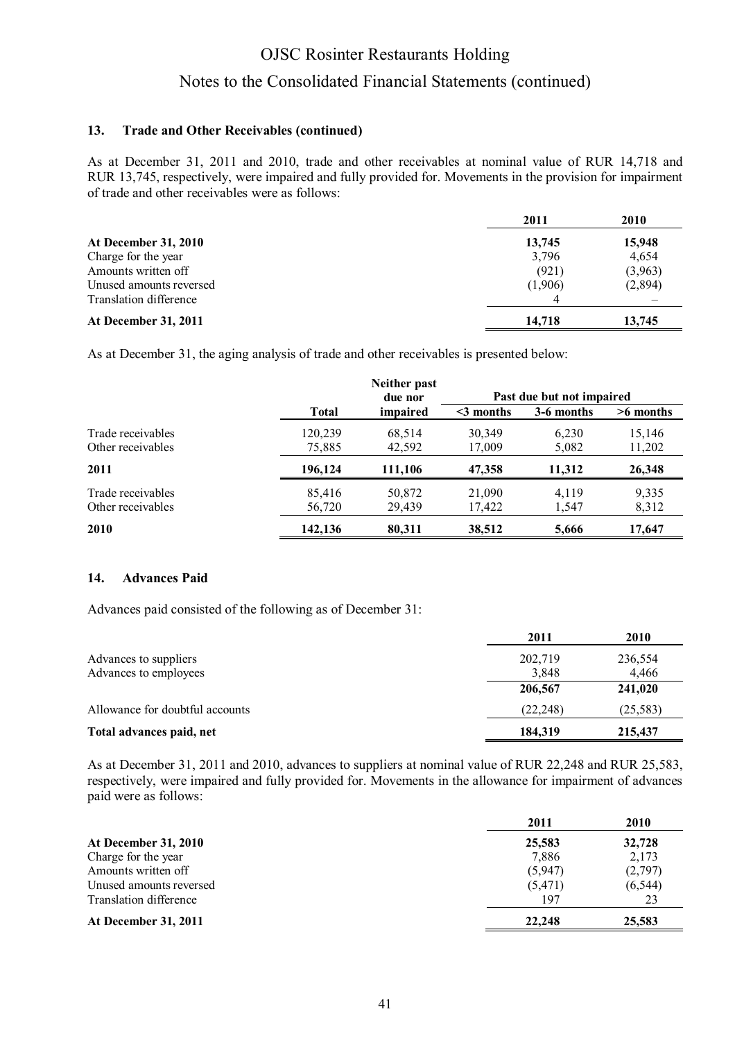### 13. Trade and Other Receivables (continued)

As at December 31, 2011 and 2010, trade and other receivables at nominal value of RUR 14,718 and RUR 13,745, respectively, were impaired and fully provided for. Movements in the provision for impairment of trade and other receivables were as follows:

| | 2011 | 2010 |
|---|---|---|
| **At December 31, 2010** | **13,745** | **15,948** |
| Charge for the year | 3,796 | 4,654 |
| Amounts written off | (921) | (3,963) |
| Unused amounts reversed | (1,906) | (2,894) |
| Translation difference | 4 | – |
| **At December 31, 2011** | **14,718** | **13,745** |

As at December 31, the aging analysis of trade and other receivables is presented below:

| | Total | Neither past due nor impaired | Past due but not impaired | | |
|---|---|---|---|---|---|
| | | | <3 months | 3-6 months | >6 months |
| Trade receivables | 120,239 | 68,514 | 30,349 | 6,230 | 15,146 |
| Other receivables | 75,885 | 42,592 | 17,009 | 5,082 | 11,202 |
| **2011** | **196,124** | **111,106** | **47,358** | **11,312** | **26,348** |
| Trade receivables | 85,416 | 50,872 | 21,090 | 4,119 | 9,335 |
| Other receivables | 56,720 | 29,439 | 17,422 | 1,547 | 8,312 |
| **2010** | **142,136** | **80,311** | **38,512** | **5,666** | **17,647** |

### 14. Advances Paid

Advances paid consisted of the following as of December 31:

| | 2011 | 2010 |
|---|---|---|
| Advances to suppliers | 202,719 | 236,554 |
| Advances to employees | 3,848 | 4,466 |
| | **206,567** | **241,020** |
| Allowance for doubtful accounts | (22,248) | (25,583) |
| **Total advances paid, net** | **184,319** | **215,437** |

As at December 31, 2011 and 2010, advances to suppliers at nominal value of RUR 22,248 and RUR 25,583, respectively, were impaired and fully provided for. Movements in the allowance for impairment of advances paid were as follows:

| | 2011 | 2010 |
|---|---|---|
| **At December 31, 2010** | **25,583** | **32,728** |
| Charge for the year | 7,886 | 2,173 |
| Amounts written off | (5,947) | (2,797) |
| Unused amounts reversed | (5,471) | (6,544) |
| Translation difference | 197 | 23 |
| **At December 31, 2011** | **22,248** | **25,583** |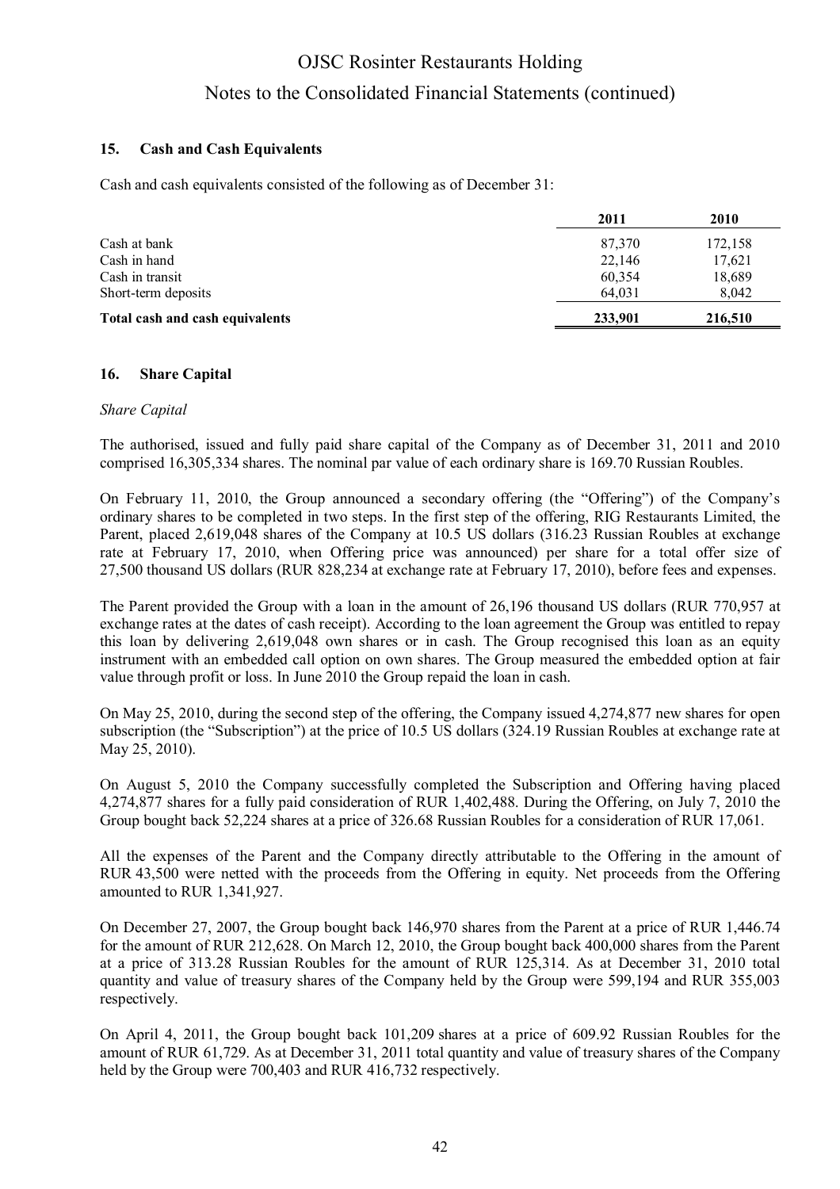## 15. Cash and Cash Equivalents

Cash and cash equivalents consisted of the following as of December 31:

| | 2011 | 2010 |
|---|---|---|
| Cash at bank | 87,370 | 172,158 |
| Cash in hand | 22,146 | 17,621 |
| Cash in transit | 60,354 | 18,689 |
| Short-term deposits | 64,031 | 8,042 |
| **Total cash and cash equivalents** | **233,901** | **216,510** |

## 16. Share Capital

*Share Capital*

The authorised, issued and fully paid share capital of the Company as of December 31, 2011 and 2010 comprised 16,305,334 shares. The nominal par value of each ordinary share is 169.70 Russian Roubles.

On February 11, 2010, the Group announced a secondary offering (the "Offering") of the Company's ordinary shares to be completed in two steps. In the first step of the offering, RIG Restaurants Limited, the Parent, placed 2,619,048 shares of the Company at 10.5 US dollars (316.23 Russian Roubles at exchange rate at February 17, 2010, when Offering price was announced) per share for a total offer size of 27,500 thousand US dollars (RUR 828,234 at exchange rate at February 17, 2010), before fees and expenses.

The Parent provided the Group with a loan in the amount of 26,196 thousand US dollars (RUR 770,957 at exchange rates at the dates of cash receipt). According to the loan agreement the Group was entitled to repay this loan by delivering 2,619,048 own shares or in cash. The Group recognised this loan as an equity instrument with an embedded call option on own shares. The Group measured the embedded option at fair value through profit or loss. In June 2010 the Group repaid the loan in cash.

On May 25, 2010, during the second step of the offering, the Company issued 4,274,877 new shares for open subscription (the "Subscription") at the price of 10.5 US dollars (324.19 Russian Roubles at exchange rate at May 25, 2010).

On August 5, 2010 the Company successfully completed the Subscription and Offering having placed 4,274,877 shares for a fully paid consideration of RUR 1,402,488. During the Offering, on July 7, 2010 the Group bought back 52,224 shares at a price of 326.68 Russian Roubles for a consideration of RUR 17,061.

All the expenses of the Parent and the Company directly attributable to the Offering in the amount of RUR 43,500 were netted with the proceeds from the Offering in equity. Net proceeds from the Offering amounted to RUR 1,341,927.

On December 27, 2007, the Group bought back 146,970 shares from the Parent at a price of RUR 1,446.74 for the amount of RUR 212,628. On March 12, 2010, the Group bought back 400,000 shares from the Parent at a price of 313.28 Russian Roubles for the amount of RUR 125,314. As at December 31, 2010 total quantity and value of treasury shares of the Company held by the Group were 599,194 and RUR 355,003 respectively.

On April 4, 2011, the Group bought back 101,209 shares at a price of 609.92 Russian Roubles for the amount of RUR 61,729. As at December 31, 2011 total quantity and value of treasury shares of the Company held by the Group were 700,403 and RUR 416,732 respectively.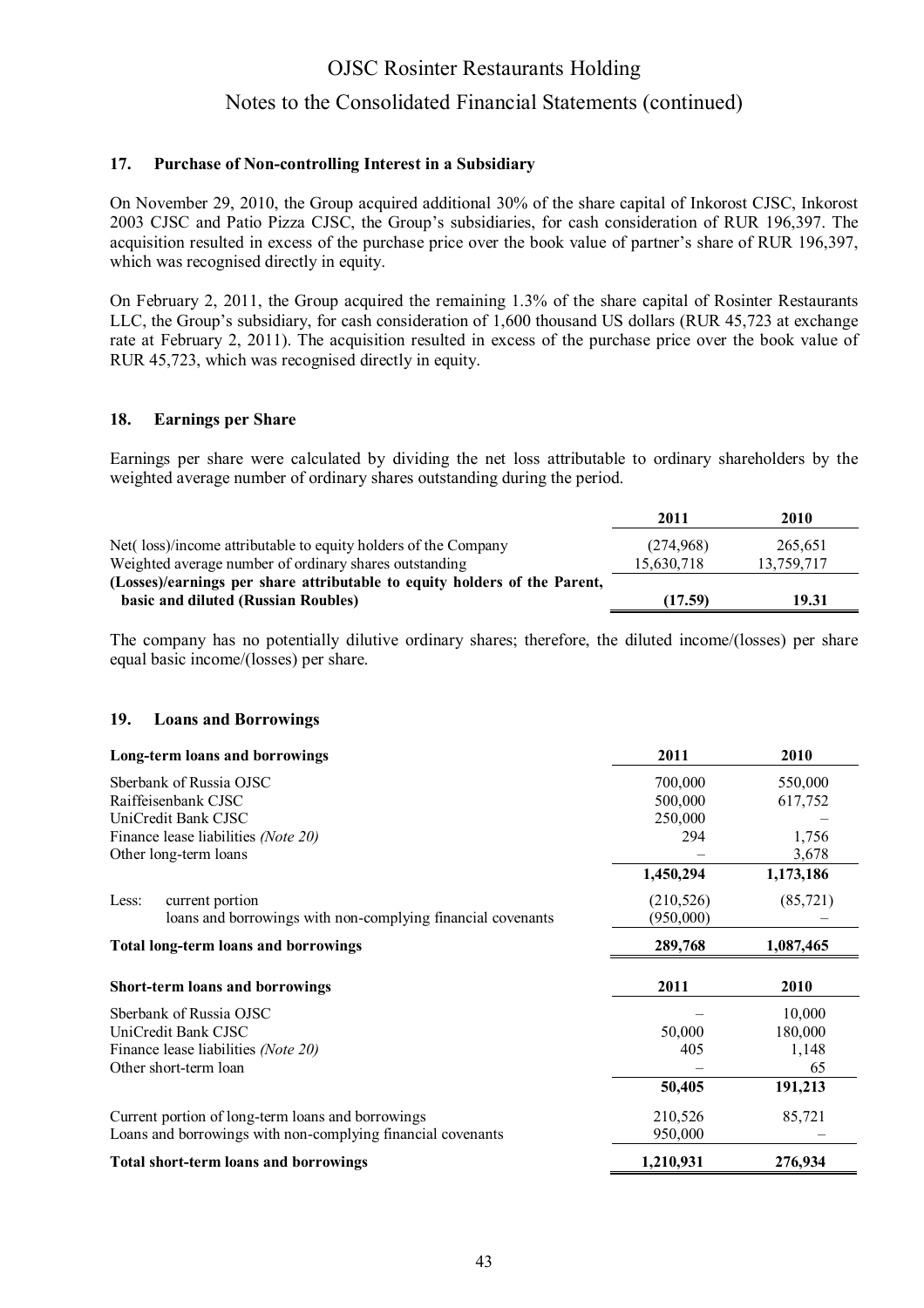## 17. Purchase of Non-controlling Interest in a Subsidiary

On November 29, 2010, the Group acquired additional 30% of the share capital of Inkorost CJSC, Inkorost 2003 CJSC and Patio Pizza CJSC, the Group's subsidiaries, for cash consideration of RUR 196,397. The acquisition resulted in excess of the purchase price over the book value of partner's share of RUR 196,397, which was recognised directly in equity.

On February 2, 2011, the Group acquired the remaining 1.3% of the share capital of Rosinter Restaurants LLC, the Group's subsidiary, for cash consideration of 1,600 thousand US dollars (RUR 45,723 at exchange rate at February 2, 2011). The acquisition resulted in excess of the purchase price over the book value of RUR 45,723, which was recognised directly in equity.

## 18. Earnings per Share

Earnings per share were calculated by dividing the net loss attributable to ordinary shareholders by the weighted average number of ordinary shares outstanding during the period.

| | 2011 | 2010 |
|---|---|---|
| Net( loss)/income attributable to equity holders of the Company | (274,968) | 265,651 |
| Weighted average number of ordinary shares outstanding | 15,630,718 | 13,759,717 |
| **(Losses)/earnings per share attributable to equity holders of the Parent, basic and diluted (Russian Roubles)** | **(17.59)** | **19.31** |

The company has no potentially dilutive ordinary shares; therefore, the diluted income/(losses) per share equal basic income/(losses) per share.

## 19. Loans and Borrowings

| **Long-term loans and borrowings** | **2011** | **2010** |
|---|---|---|
| Sberbank of Russia OJSC | 700,000 | 550,000 |
| Raiffeisenbank CJSC | 500,000 | 617,752 |
| UniCredit Bank CJSC | 250,000 | – |
| Finance lease liabilities *(Note 20)* | 294 | 1,756 |
| Other long-term loans | – | 3,678 |
| | **1,450,294** | **1,173,186** |
| Less: current portion | (210,526) | (85,721) |
| loans and borrowings with non-complying financial covenants | (950,000) | – |
| **Total long-term loans and borrowings** | **289,768** | **1,087,465** |

| **Short-term loans and borrowings** | **2011** | **2010** |
|---|---|---|
| Sberbank of Russia OJSC | – | 10,000 |
| UniCredit Bank CJSC | 50,000 | 180,000 |
| Finance lease liabilities *(Note 20)* | 405 | 1,148 |
| Other short-term loan | – | 65 |
| | **50,405** | **191,213** |
| Current portion of long-term loans and borrowings | 210,526 | 85,721 |
| Loans and borrowings with non-complying financial covenants | 950,000 | – |
| **Total short-term loans and borrowings** | **1,210,931** | **276,934** |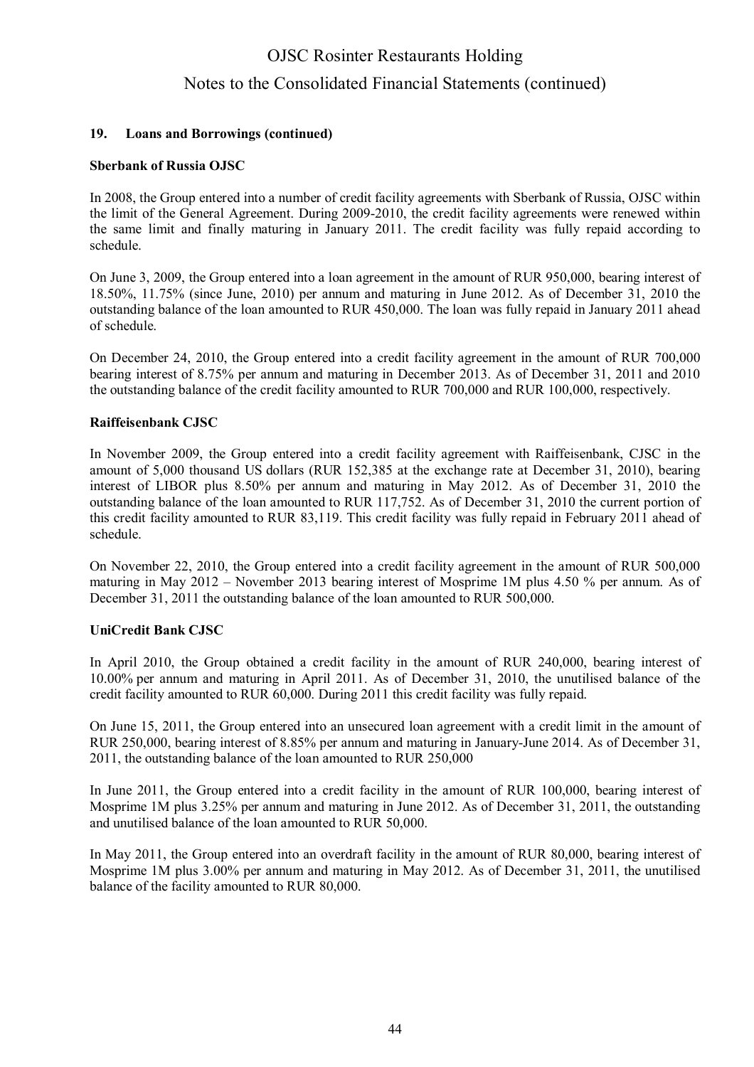## 19. Loans and Borrowings (continued)

### Sberbank of Russia OJSC

In 2008, the Group entered into a number of credit facility agreements with Sberbank of Russia, OJSC within the limit of the General Agreement. During 2009-2010, the credit facility agreements were renewed within the same limit and finally maturing in January 2011. The credit facility was fully repaid according to schedule.

On June 3, 2009, the Group entered into a loan agreement in the amount of RUR 950,000, bearing interest of 18.50%, 11.75% (since June, 2010) per annum and maturing in June 2012. As of December 31, 2010 the outstanding balance of the loan amounted to RUR 450,000. The loan was fully repaid in January 2011 ahead of schedule.

On December 24, 2010, the Group entered into a credit facility agreement in the amount of RUR 700,000 bearing interest of 8.75% per annum and maturing in December 2013. As of December 31, 2011 and 2010 the outstanding balance of the credit facility amounted to RUR 700,000 and RUR 100,000, respectively.

### Raiffeisenbank CJSC

In November 2009, the Group entered into a credit facility agreement with Raiffeisenbank, CJSC in the amount of 5,000 thousand US dollars (RUR 152,385 at the exchange rate at December 31, 2010), bearing interest of LIBOR plus 8.50% per annum and maturing in May 2012. As of December 31, 2010 the outstanding balance of the loan amounted to RUR 117,752. As of December 31, 2010 the current portion of this credit facility amounted to RUR 83,119. This credit facility was fully repaid in February 2011 ahead of schedule.

On November 22, 2010, the Group entered into a credit facility agreement in the amount of RUR 500,000 maturing in May 2012 – November 2013 bearing interest of Mosprime 1M plus 4.50 % per annum. As of December 31, 2011 the outstanding balance of the loan amounted to RUR 500,000.

### UniCredit Bank CJSC

In April 2010, the Group obtained a credit facility in the amount of RUR 240,000, bearing interest of 10.00% per annum and maturing in April 2011. As of December 31, 2010, the unutilised balance of the credit facility amounted to RUR 60,000. During 2011 this credit facility was fully repaid.

On June 15, 2011, the Group entered into an unsecured loan agreement with a credit limit in the amount of RUR 250,000, bearing interest of 8.85% per annum and maturing in January-June 2014. As of December 31, 2011, the outstanding balance of the loan amounted to RUR 250,000

In June 2011, the Group entered into a credit facility in the amount of RUR 100,000, bearing interest of Mosprime 1M plus 3.25% per annum and maturing in June 2012. As of December 31, 2011, the outstanding and unutilised balance of the loan amounted to RUR 50,000.

In May 2011, the Group entered into an overdraft facility in the amount of RUR 80,000, bearing interest of Mosprime 1M plus 3.00% per annum and maturing in May 2012. As of December 31, 2011, the unutilised balance of the facility amounted to RUR 80,000.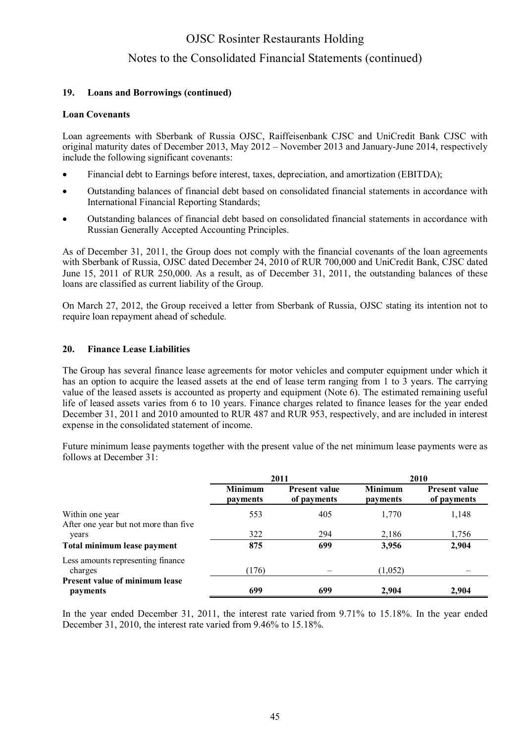### 19. Loans and Borrowings (continued)

**Loan Covenants**

Loan agreements with Sberbank of Russia OJSC, Raiffeisenbank CJSC and UniCredit Bank CJSC with original maturity dates of December 2013, May 2012 – November 2013 and January-June 2014, respectively include the following significant covenants:

- Financial debt to Earnings before interest, taxes, depreciation, and amortization (EBITDA);
- Outstanding balances of financial debt based on consolidated financial statements in accordance with International Financial Reporting Standards;
- Outstanding balances of financial debt based on consolidated financial statements in accordance with Russian Generally Accepted Accounting Principles.

As of December 31, 2011, the Group does not comply with the financial covenants of the loan agreements with Sberbank of Russia, OJSC dated December 24, 2010 of RUR 700,000 and UniCredit Bank, CJSC dated June 15, 2011 of RUR 250,000. As a result, as of December 31, 2011, the outstanding balances of these loans are classified as current liability of the Group.

On March 27, 2012, the Group received a letter from Sberbank of Russia, OJSC stating its intention not to require loan repayment ahead of schedule.

### 20. Finance Lease Liabilities

The Group has several finance lease agreements for motor vehicles and computer equipment under which it has an option to acquire the leased assets at the end of lease term ranging from 1 to 3 years. The carrying value of the leased assets is accounted as property and equipment (Note 6). The estimated remaining useful life of leased assets varies from 6 to 10 years. Finance charges related to finance leases for the year ended December 31, 2011 and 2010 amounted to RUR 487 and RUR 953, respectively, and are included in interest expense in the consolidated statement of income.

Future minimum lease payments together with the present value of the net minimum lease payments were as follows at December 31:

| | 2011 | | 2010 | |
|---|---|---|---|---|
| | **Minimum payments** | **Present value of payments** | **Minimum payments** | **Present value of payments** |
| Within one year | 553 | 405 | 1,770 | 1,148 |
| After one year but not more than five years | 322 | 294 | 2,186 | 1,756 |
| **Total minimum lease payment** | **875** | **699** | **3,956** | **2,904** |
| Less amounts representing finance charges | (176) | – | (1,052) | – |
| **Present value of minimum lease payments** | **699** | **699** | **2,904** | **2,904** |

In the year ended December 31, 2011, the interest rate varied from 9.71% to 15.18%. In the year ended December 31, 2010, the interest rate varied from 9.46% to 15.18%.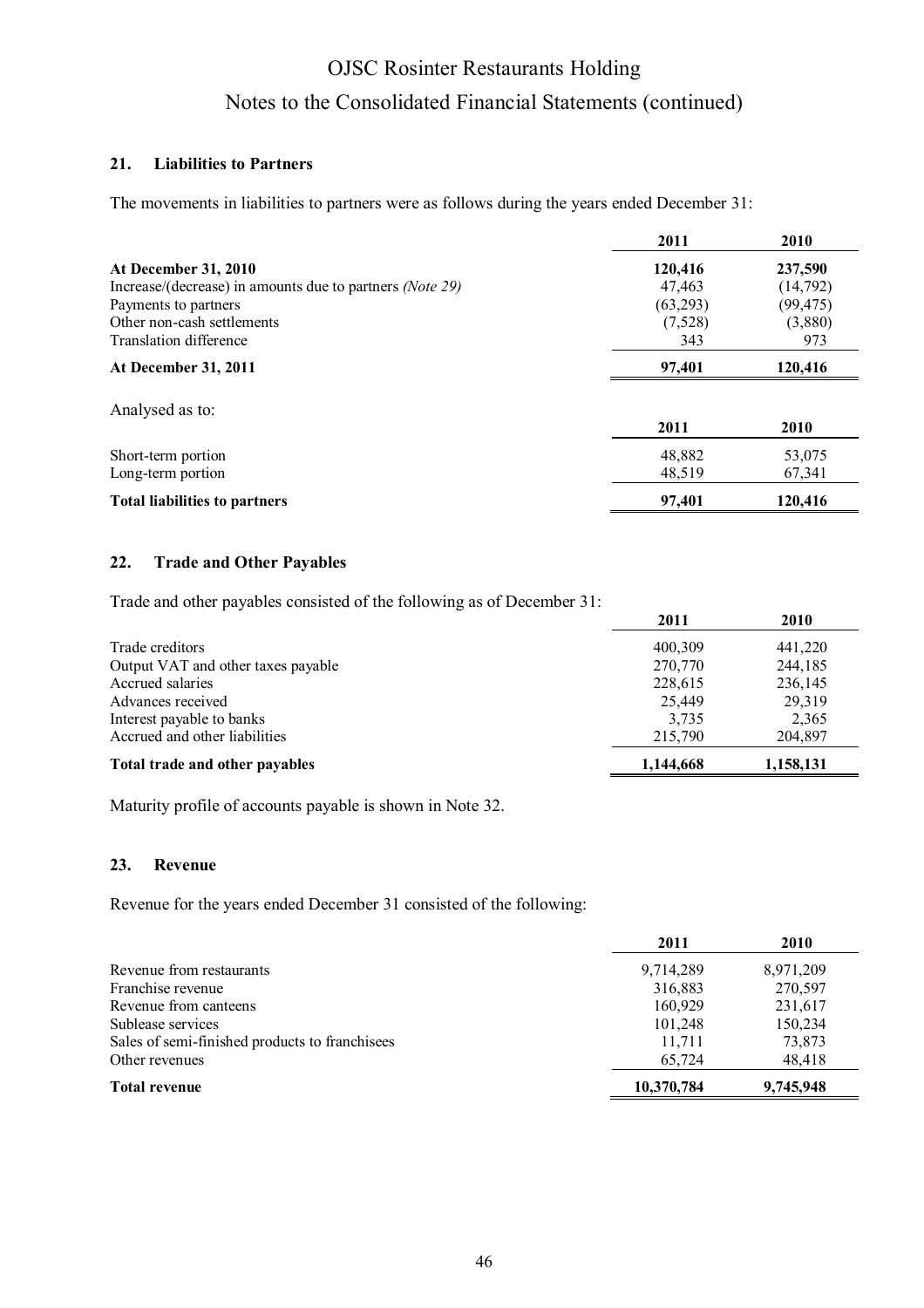## 21. Liabilities to Partners

The movements in liabilities to partners were as follows during the years ended December 31:

| | 2011 | 2010 |
|---|---|---|
| **At December 31, 2010** | **120,416** | **237,590** |
| Increase/(decrease) in amounts due to partners *(Note 29)* | 47,463 | (14,792) |
| Payments to partners | (63,293) | (99,475) |
| Other non-cash settlements | (7,528) | (3,880) |
| Translation difference | 343 | 973 |
| **At December 31, 2011** | **97,401** | **120,416** |

Analysed as to:

| | 2011 | 2010 |
|---|---|---|
| Short-term portion | 48,882 | 53,075 |
| Long-term portion | 48,519 | 67,341 |
| **Total liabilities to partners** | **97,401** | **120,416** |

## 22. Trade and Other Payables

Trade and other payables consisted of the following as of December 31:

| | 2011 | 2010 |
|---|---|---|
| Trade creditors | 400,309 | 441,220 |
| Output VAT and other taxes payable | 270,770 | 244,185 |
| Accrued salaries | 228,615 | 236,145 |
| Advances received | 25,449 | 29,319 |
| Interest payable to banks | 3,735 | 2,365 |
| Accrued and other liabilities | 215,790 | 204,897 |
| **Total trade and other payables** | **1,144,668** | **1,158,131** |

Maturity profile of accounts payable is shown in Note 32.

## 23. Revenue

Revenue for the years ended December 31 consisted of the following:

| | 2011 | 2010 |
|---|---|---|
| Revenue from restaurants | 9,714,289 | 8,971,209 |
| Franchise revenue | 316,883 | 270,597 |
| Revenue from canteens | 160,929 | 231,617 |
| Sublease services | 101,248 | 150,234 |
| Sales of semi-finished products to franchisees | 11,711 | 73,873 |
| Other revenues | 65,724 | 48,418 |
| **Total revenue** | **10,370,784** | **9,745,948** |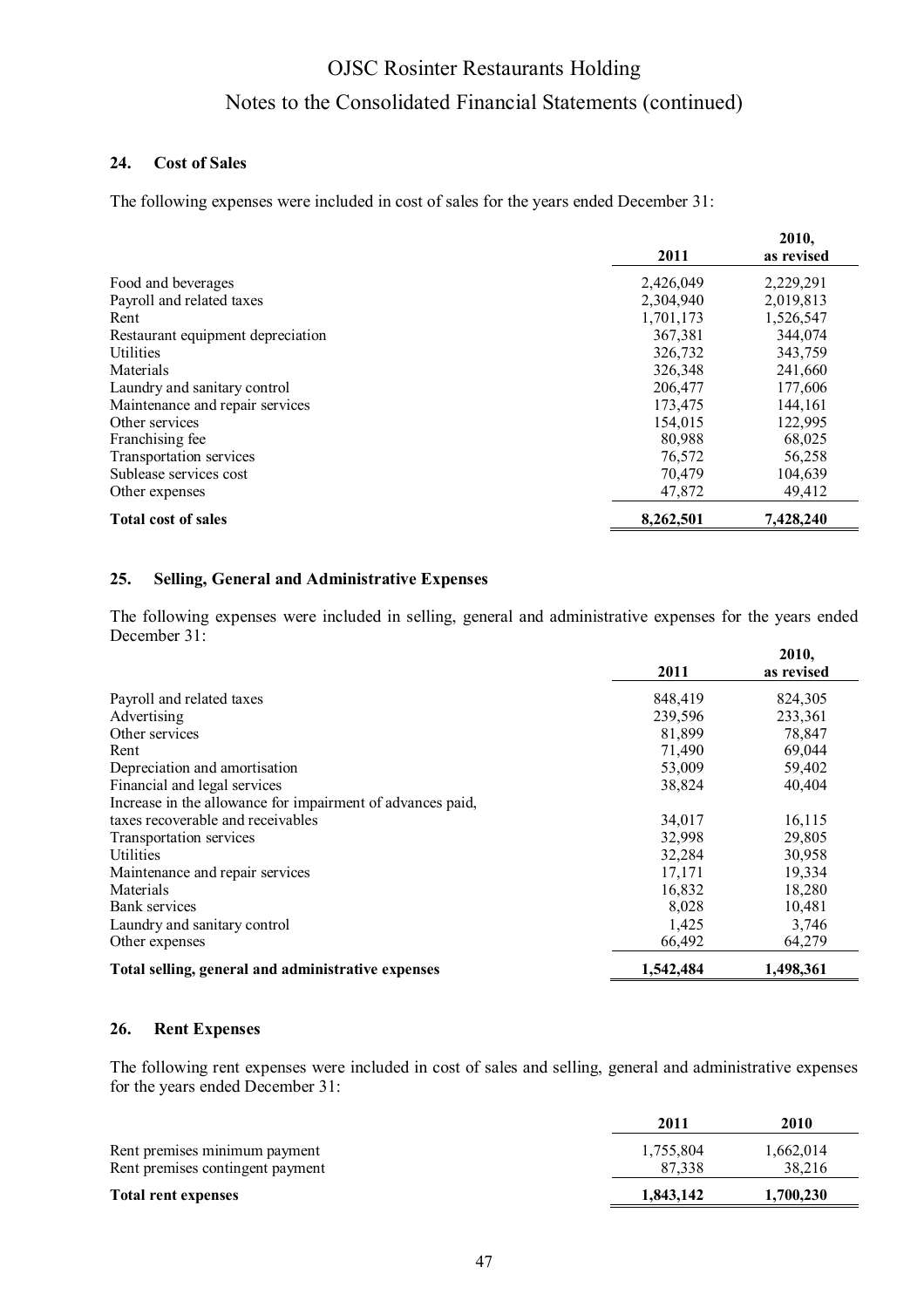## 24. Cost of Sales

The following expenses were included in cost of sales for the years ended December 31:

| | 2011 | 2010, as revised |
|---|---|---|
| Food and beverages | 2,426,049 | 2,229,291 |
| Payroll and related taxes | 2,304,940 | 2,019,813 |
| Rent | 1,701,173 | 1,526,547 |
| Restaurant equipment depreciation | 367,381 | 344,074 |
| Utilities | 326,732 | 343,759 |
| Materials | 326,348 | 241,660 |
| Laundry and sanitary control | 206,477 | 177,606 |
| Maintenance and repair services | 173,475 | 144,161 |
| Other services | 154,015 | 122,995 |
| Franchising fee | 80,988 | 68,025 |
| Transportation services | 76,572 | 56,258 |
| Sublease services cost | 70,479 | 104,639 |
| Other expenses | 47,872 | 49,412 |
| **Total cost of sales** | **8,262,501** | **7,428,240** |

## 25. Selling, General and Administrative Expenses

The following expenses were included in selling, general and administrative expenses for the years ended December 31:

| | 2011 | 2010, as revised |
|---|---|---|
| Payroll and related taxes | 848,419 | 824,305 |
| Advertising | 239,596 | 233,361 |
| Other services | 81,899 | 78,847 |
| Rent | 71,490 | 69,044 |
| Depreciation and amortisation | 53,009 | 59,402 |
| Financial and legal services | 38,824 | 40,404 |
| Increase in the allowance for impairment of advances paid, taxes recoverable and receivables | 34,017 | 16,115 |
| Transportation services | 32,998 | 29,805 |
| Utilities | 32,284 | 30,958 |
| Maintenance and repair services | 17,171 | 19,334 |
| Materials | 16,832 | 18,280 |
| Bank services | 8,028 | 10,481 |
| Laundry and sanitary control | 1,425 | 3,746 |
| Other expenses | 66,492 | 64,279 |
| **Total selling, general and administrative expenses** | **1,542,484** | **1,498,361** |

## 26. Rent Expenses

The following rent expenses were included in cost of sales and selling, general and administrative expenses for the years ended December 31:

| | 2011 | 2010 |
|---|---|---|
| Rent premises minimum payment | 1,755,804 | 1,662,014 |
| Rent premises contingent payment | 87,338 | 38,216 |
| **Total rent expenses** | **1,843,142** | **1,700,230** |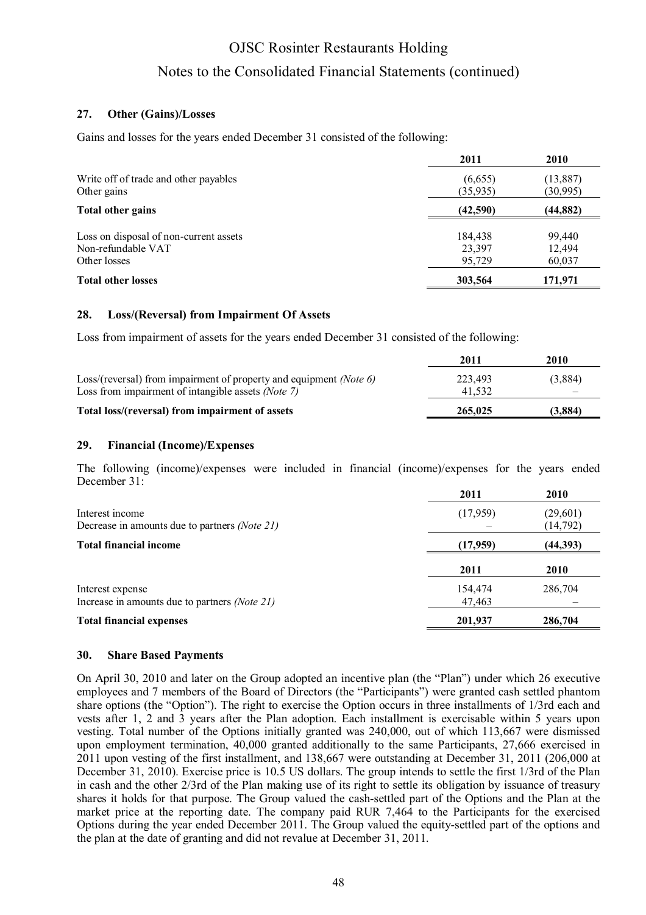## 27. Other (Gains)/Losses

Gains and losses for the years ended December 31 consisted of the following:

| | 2011 | 2010 |
|---|---|---|
| Write off of trade and other payables | (6,655) | (13,887) |
| Other gains | (35,935) | (30,995) |
| **Total other gains** | **(42,590)** | **(44,882)** |
| Loss on disposal of non-current assets | 184,438 | 99,440 |
| Non-refundable VAT | 23,397 | 12,494 |
| Other losses | 95,729 | 60,037 |
| **Total other losses** | **303,564** | **171,971** |

## 28. Loss/(Reversal) from Impairment Of Assets

Loss from impairment of assets for the years ended December 31 consisted of the following:

| | 2011 | 2010 |
|---|---|---|
| Loss/(reversal) from impairment of property and equipment *(Note 6)* | 223,493 | (3,884) |
| Loss from impairment of intangible assets *(Note 7)* | 41,532 | – |
| **Total loss/(reversal) from impairment of assets** | **265,025** | **(3,884)** |

## 29. Financial (Income)/Expenses

The following (income)/expenses were included in financial (income)/expenses for the years ended December 31:

| | 2011 | 2010 |
|---|---|---|
| Interest income | (17,959) | (29,601) |
| Decrease in amounts due to partners *(Note 21)* | – | (14,792) |
| **Total financial income** | **(17,959)** | **(44,393)** |
| | **2011** | **2010** |
| Interest expense | 154,474 | 286,704 |
| Increase in amounts due to partners *(Note 21)* | 47,463 | – |
| **Total financial expenses** | **201,937** | **286,704** |

## 30. Share Based Payments

On April 30, 2010 and later on the Group adopted an incentive plan (the "Plan") under which 26 executive employees and 7 members of the Board of Directors (the "Participants") were granted cash settled phantom share options (the "Option"). The right to exercise the Option occurs in three installments of 1/3rd each and vests after 1, 2 and 3 years after the Plan adoption. Each installment is exercisable within 5 years upon vesting. Total number of the Options initially granted was 240,000, out of which 113,667 were dismissed upon employment termination, 40,000 granted additionally to the same Participants, 27,666 exercised in 2011 upon vesting of the first installment, and 138,667 were outstanding at December 31, 2011 (206,000 at December 31, 2010). Exercise price is 10.5 US dollars. The group intends to settle the first 1/3rd of the Plan in cash and the other 2/3rd of the Plan making use of its right to settle its obligation by issuance of treasury shares it holds for that purpose. The Group valued the cash-settled part of the Options and the Plan at the market price at the reporting date. The company paid RUR 7,464 to the Participants for the exercised Options during the year ended December 2011. The Group valued the equity-settled part of the options and the plan at the date of granting and did not revalue at December 31, 2011.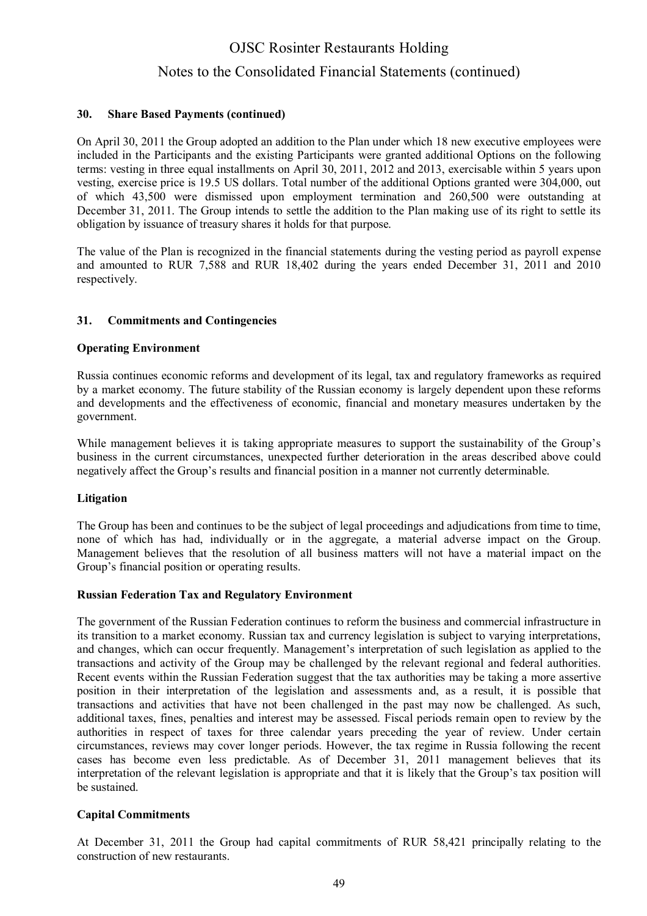### 30. Share Based Payments (continued)

On April 30, 2011 the Group adopted an addition to the Plan under which 18 new executive employees were included in the Participants and the existing Participants were granted additional Options on the following terms: vesting in three equal installments on April 30, 2011, 2012 and 2013, exercisable within 5 years upon vesting, exercise price is 19.5 US dollars. Total number of the additional Options granted were 304,000, out of which 43,500 were dismissed upon employment termination and 260,500 were outstanding at December 31, 2011. The Group intends to settle the addition to the Plan making use of its right to settle its obligation by issuance of treasury shares it holds for that purpose.

The value of the Plan is recognized in the financial statements during the vesting period as payroll expense and amounted to RUR 7,588 and RUR 18,402 during the years ended December 31, 2011 and 2010 respectively.

### 31. Commitments and Contingencies

#### Operating Environment

Russia continues economic reforms and development of its legal, tax and regulatory frameworks as required by a market economy. The future stability of the Russian economy is largely dependent upon these reforms and developments and the effectiveness of economic, financial and monetary measures undertaken by the government.

While management believes it is taking appropriate measures to support the sustainability of the Group's business in the current circumstances, unexpected further deterioration in the areas described above could negatively affect the Group's results and financial position in a manner not currently determinable.

#### Litigation

The Group has been and continues to be the subject of legal proceedings and adjudications from time to time, none of which has had, individually or in the aggregate, a material adverse impact on the Group. Management believes that the resolution of all business matters will not have a material impact on the Group's financial position or operating results.

#### Russian Federation Tax and Regulatory Environment

The government of the Russian Federation continues to reform the business and commercial infrastructure in its transition to a market economy. Russian tax and currency legislation is subject to varying interpretations, and changes, which can occur frequently. Management's interpretation of such legislation as applied to the transactions and activity of the Group may be challenged by the relevant regional and federal authorities. Recent events within the Russian Federation suggest that the tax authorities may be taking a more assertive position in their interpretation of the legislation and assessments and, as a result, it is possible that transactions and activities that have not been challenged in the past may now be challenged. As such, additional taxes, fines, penalties and interest may be assessed. Fiscal periods remain open to review by the authorities in respect of taxes for three calendar years preceding the year of review. Under certain circumstances, reviews may cover longer periods. However, the tax regime in Russia following the recent cases has become even less predictable. As of December 31, 2011 management believes that its interpretation of the relevant legislation is appropriate and that it is likely that the Group's tax position will be sustained.

#### Capital Commitments

At December 31, 2011 the Group had capital commitments of RUR 58,421 principally relating to the construction of new restaurants.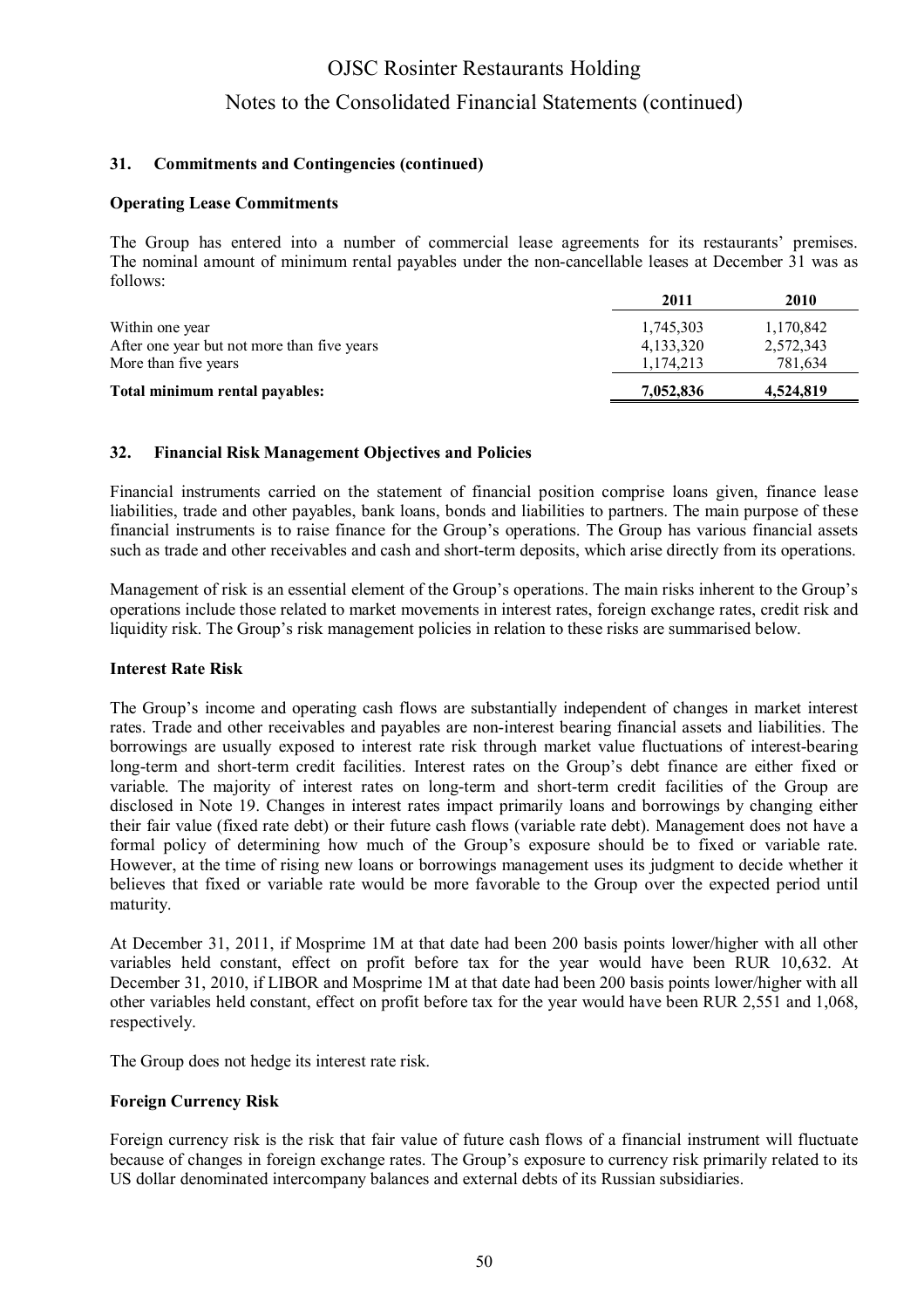## 31. Commitments and Contingencies (continued)

### Operating Lease Commitments

The Group has entered into a number of commercial lease agreements for its restaurants' premises. The nominal amount of minimum rental payables under the non-cancellable leases at December 31 was as follows:

| | 2011 | 2010 |
|---|---|---|
| Within one year | 1,745,303 | 1,170,842 |
| After one year but not more than five years | 4,133,320 | 2,572,343 |
| More than five years | 1,174,213 | 781,634 |
| **Total minimum rental payables:** | **7,052,836** | **4,524,819** |

## 32. Financial Risk Management Objectives and Policies

Financial instruments carried on the statement of financial position comprise loans given, finance lease liabilities, trade and other payables, bank loans, bonds and liabilities to partners. The main purpose of these financial instruments is to raise finance for the Group's operations. The Group has various financial assets such as trade and other receivables and cash and short-term deposits, which arise directly from its operations.

Management of risk is an essential element of the Group's operations. The main risks inherent to the Group's operations include those related to market movements in interest rates, foreign exchange rates, credit risk and liquidity risk. The Group's risk management policies in relation to these risks are summarised below.

### Interest Rate Risk

The Group's income and operating cash flows are substantially independent of changes in market interest rates. Trade and other receivables and payables are non-interest bearing financial assets and liabilities. The borrowings are usually exposed to interest rate risk through market value fluctuations of interest-bearing long-term and short-term credit facilities. Interest rates on the Group's debt finance are either fixed or variable. The majority of interest rates on long-term and short-term credit facilities of the Group are disclosed in Note 19. Changes in interest rates impact primarily loans and borrowings by changing either their fair value (fixed rate debt) or their future cash flows (variable rate debt). Management does not have a formal policy of determining how much of the Group's exposure should be to fixed or variable rate. However, at the time of rising new loans or borrowings management uses its judgment to decide whether it believes that fixed or variable rate would be more favorable to the Group over the expected period until maturity.

At December 31, 2011, if Mosprime 1M at that date had been 200 basis points lower/higher with all other variables held constant, effect on profit before tax for the year would have been RUR 10,632. At December 31, 2010, if LIBOR and Mosprime 1M at that date had been 200 basis points lower/higher with all other variables held constant, effect on profit before tax for the year would have been RUR 2,551 and 1,068, respectively.

The Group does not hedge its interest rate risk.

### Foreign Currency Risk

Foreign currency risk is the risk that fair value of future cash flows of a financial instrument will fluctuate because of changes in foreign exchange rates. The Group's exposure to currency risk primarily related to its US dollar denominated intercompany balances and external debts of its Russian subsidiaries.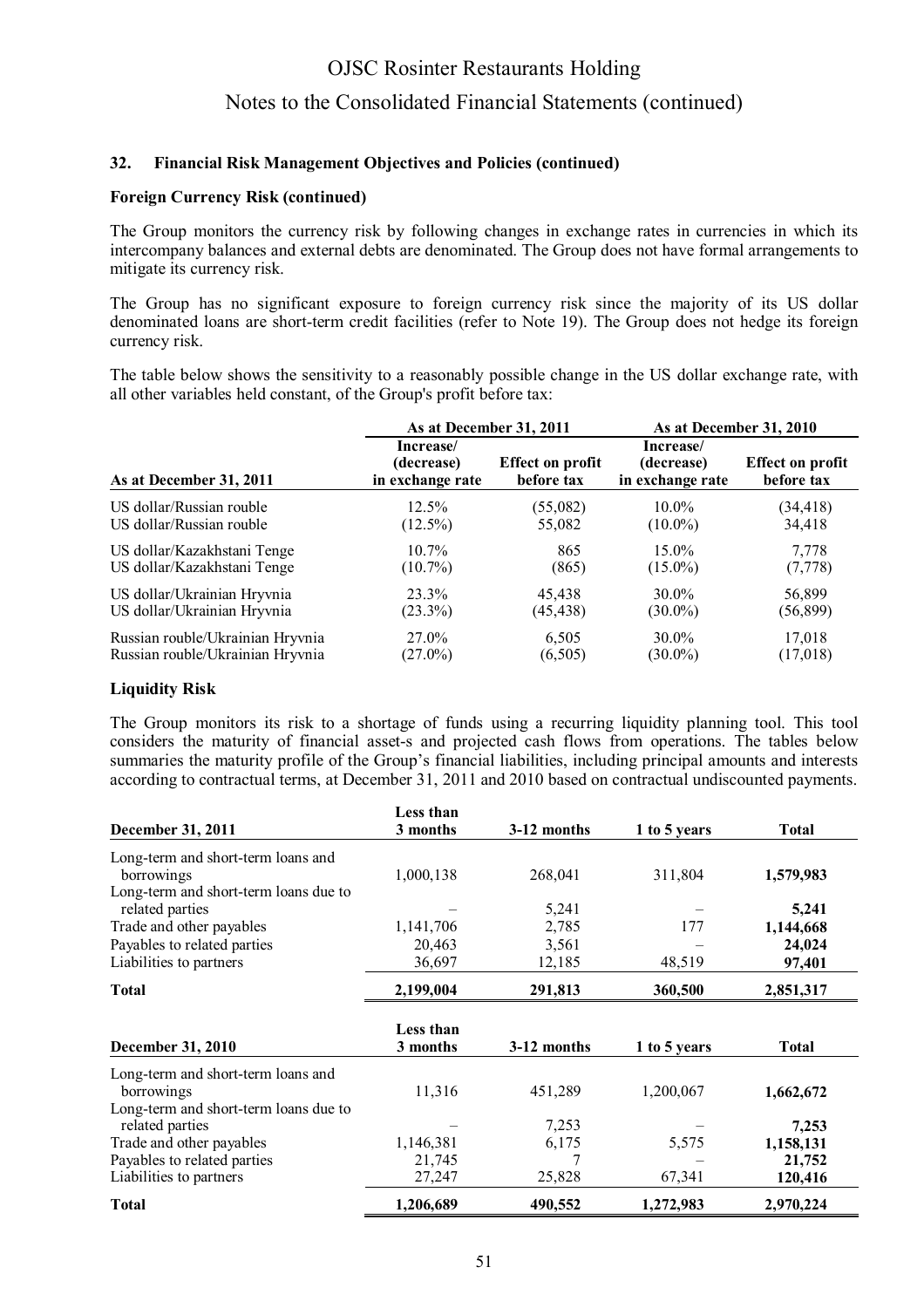### 32. Financial Risk Management Objectives and Policies (continued)

**Foreign Currency Risk (continued)**

The Group monitors the currency risk by following changes in exchange rates in currencies in which its intercompany balances and external debts are denominated. The Group does not have formal arrangements to mitigate its currency risk.

The Group has no significant exposure to foreign currency risk since the majority of its US dollar denominated loans are short-term credit facilities (refer to Note 19). The Group does not hedge its foreign currency risk.

The table below shows the sensitivity to a reasonably possible change in the US dollar exchange rate, with all other variables held constant, of the Group's profit before tax:

| | As at December 31, 2011 | | As at December 31, 2010 | |
|---|---|---|---|---|
| As at December 31, 2011 | Increase/ (decrease) in exchange rate | Effect on profit before tax | Increase/ (decrease) in exchange rate | Effect on profit before tax |
| US dollar/Russian rouble | 12.5% | (55,082) | 10.0% | (34,418) |
| US dollar/Russian rouble | (12.5%) | 55,082 | (10.0%) | 34,418 |
| US dollar/Kazakhstani Tenge | 10.7% | 865 | 15.0% | 7,778 |
| US dollar/Kazakhstani Tenge | (10.7%) | (865) | (15.0%) | (7,778) |
| US dollar/Ukrainian Hryvnia | 23.3% | 45,438 | 30.0% | 56,899 |
| US dollar/Ukrainian Hryvnia | (23.3%) | (45,438) | (30.0%) | (56,899) |
| Russian rouble/Ukrainian Hryvnia | 27.0% | 6,505 | 30.0% | 17,018 |
| Russian rouble/Ukrainian Hryvnia | (27.0%) | (6,505) | (30.0%) | (17,018) |

**Liquidity Risk**

The Group monitors its risk to a shortage of funds using a recurring liquidity planning tool. This tool considers the maturity of financial asset-s and projected cash flows from operations. The tables below summaries the maturity profile of the Group's financial liabilities, including principal amounts and interests according to contractual terms, at December 31, 2011 and 2010 based on contractual undiscounted payments.

| December 31, 2011 | Less than 3 months | 3-12 months | 1 to 5 years | Total |
|---|---|---|---|---|
| Long-term and short-term loans and borrowings | 1,000,138 | 268,041 | 311,804 | **1,579,983** |
| Long-term and short-term loans due to related parties | – | 5,241 | – | **5,241** |
| Trade and other payables | 1,141,706 | 2,785 | 177 | **1,144,668** |
| Payables to related parties | 20,463 | 3,561 | – | **24,024** |
| Liabilities to partners | 36,697 | 12,185 | 48,519 | **97,401** |
| **Total** | **2,199,004** | **291,813** | **360,500** | **2,851,317** |

| December 31, 2010 | Less than 3 months | 3-12 months | 1 to 5 years | Total |
|---|---|---|---|---|
| Long-term and short-term loans and borrowings | 11,316 | 451,289 | 1,200,067 | **1,662,672** |
| Long-term and short-term loans due to related parties | – | 7,253 | – | **7,253** |
| Trade and other payables | 1,146,381 | 6,175 | 5,575 | **1,158,131** |
| Payables to related parties | 21,745 | 7 | – | **21,752** |
| Liabilities to partners | 27,247 | 25,828 | 67,341 | **120,416** |
| **Total** | **1,206,689** | **490,552** | **1,272,983** | **2,970,224** |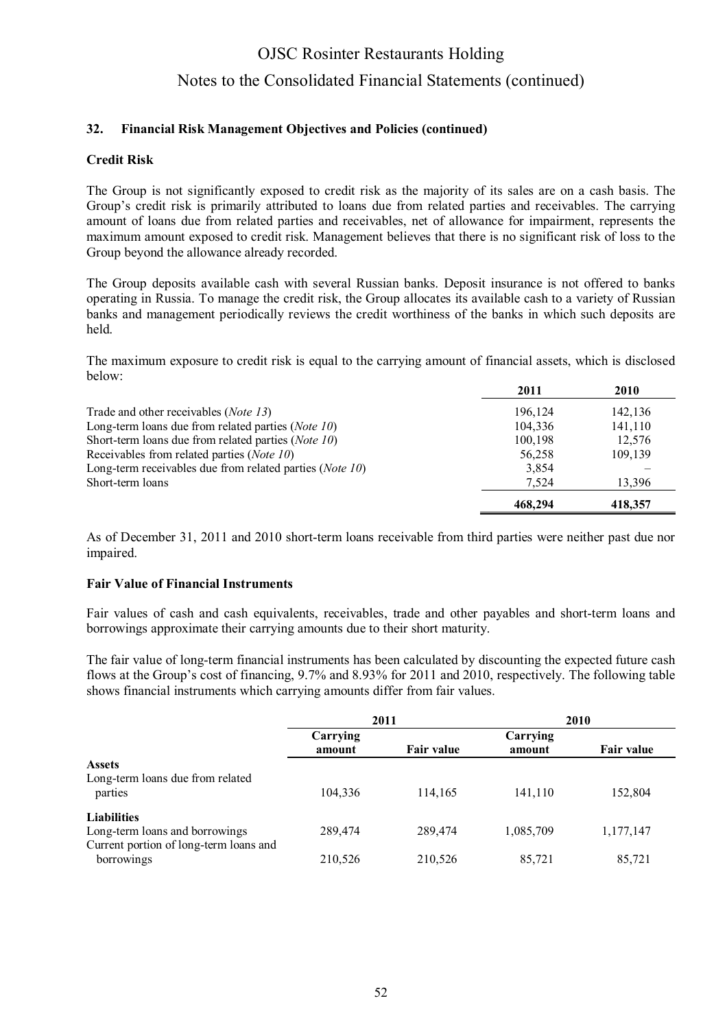## 32. Financial Risk Management Objectives and Policies (continued)

### Credit Risk

The Group is not significantly exposed to credit risk as the majority of its sales are on a cash basis. The Group's credit risk is primarily attributed to loans due from related parties and receivables. The carrying amount of loans due from related parties and receivables, net of allowance for impairment, represents the maximum amount exposed to credit risk. Management believes that there is no significant risk of loss to the Group beyond the allowance already recorded.

The Group deposits available cash with several Russian banks. Deposit insurance is not offered to banks operating in Russia. To manage the credit risk, the Group allocates its available cash to a variety of Russian banks and management periodically reviews the credit worthiness of the banks in which such deposits are held.

The maximum exposure to credit risk is equal to the carrying amount of financial assets, which is disclosed below:

| | 2011 | 2010 |
|---|---|---|
| Trade and other receivables (*Note 13*) | 196,124 | 142,136 |
| Long-term loans due from related parties (*Note 10*) | 104,336 | 141,110 |
| Short-term loans due from related parties (*Note 10*) | 100,198 | 12,576 |
| Receivables from related parties (*Note 10*) | 56,258 | 109,139 |
| Long-term receivables due from related parties (*Note 10*) | 3,854 | – |
| Short-term loans | 7,524 | 13,396 |
| | **468,294** | **418,357** |

As of December 31, 2011 and 2010 short-term loans receivable from third parties were neither past due nor impaired.

### Fair Value of Financial Instruments

Fair values of cash and cash equivalents, receivables, trade and other payables and short-term loans and borrowings approximate their carrying amounts due to their short maturity.

The fair value of long-term financial instruments has been calculated by discounting the expected future cash flows at the Group's cost of financing, 9.7% and 8.93% for 2011 and 2010, respectively. The following table shows financial instruments which carrying amounts differ from fair values.

| | 2011 | | 2010 | |
|---|---|---|---|---|
| | Carrying amount | Fair value | Carrying amount | Fair value |
| **Assets** | | | | |
| Long-term loans due from related parties | 104,336 | 114,165 | 141,110 | 152,804 |
| **Liabilities** | | | | |
| Long-term loans and borrowings | 289,474 | 289,474 | 1,085,709 | 1,177,147 |
| Current portion of long-term loans and borrowings | 210,526 | 210,526 | 85,721 | 85,721 |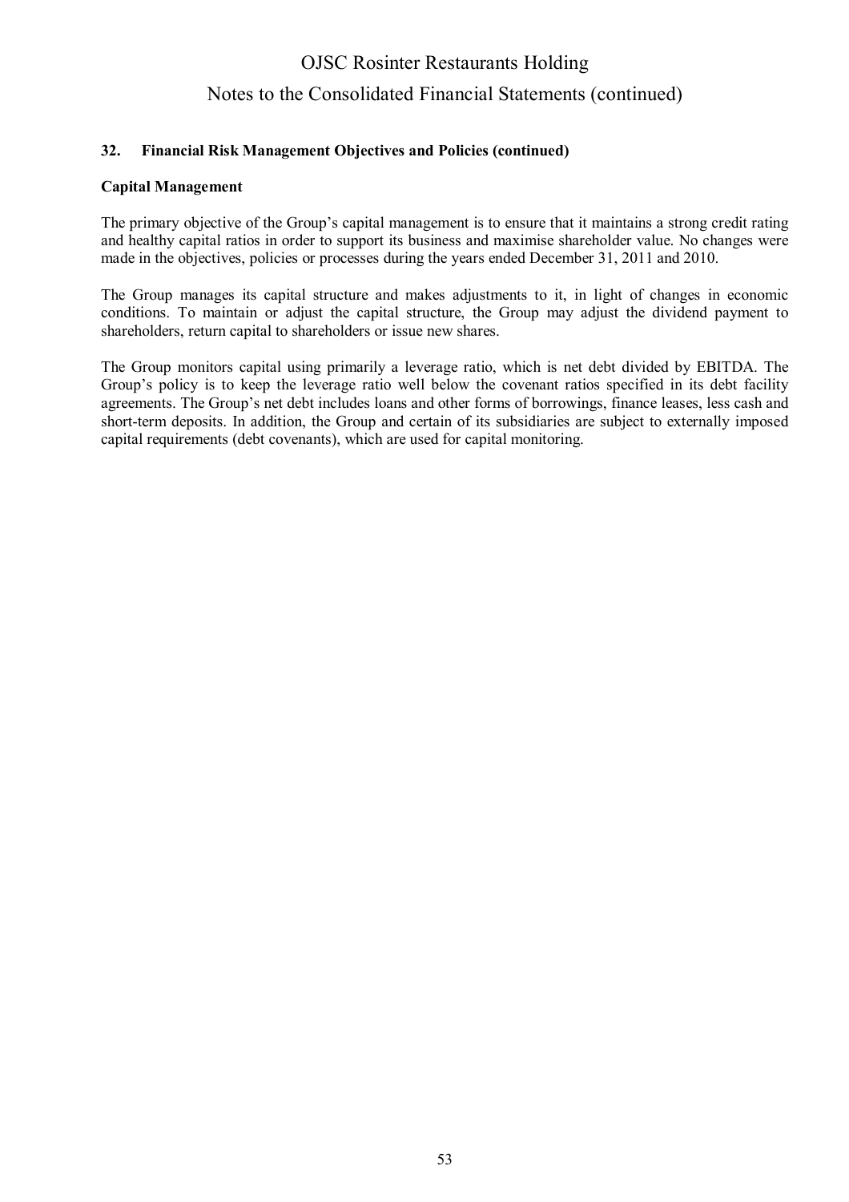## 32. Financial Risk Management Objectives and Policies (continued)

### Capital Management

The primary objective of the Group's capital management is to ensure that it maintains a strong credit rating and healthy capital ratios in order to support its business and maximise shareholder value. No changes were made in the objectives, policies or processes during the years ended December 31, 2011 and 2010.

The Group manages its capital structure and makes adjustments to it, in light of changes in economic conditions. To maintain or adjust the capital structure, the Group may adjust the dividend payment to shareholders, return capital to shareholders or issue new shares.

The Group monitors capital using primarily a leverage ratio, which is net debt divided by EBITDA. The Group's policy is to keep the leverage ratio well below the covenant ratios specified in its debt facility agreements. The Group's net debt includes loans and other forms of borrowings, finance leases, less cash and short-term deposits. In addition, the Group and certain of its subsidiaries are subject to externally imposed capital requirements (debt covenants), which are used for capital monitoring.